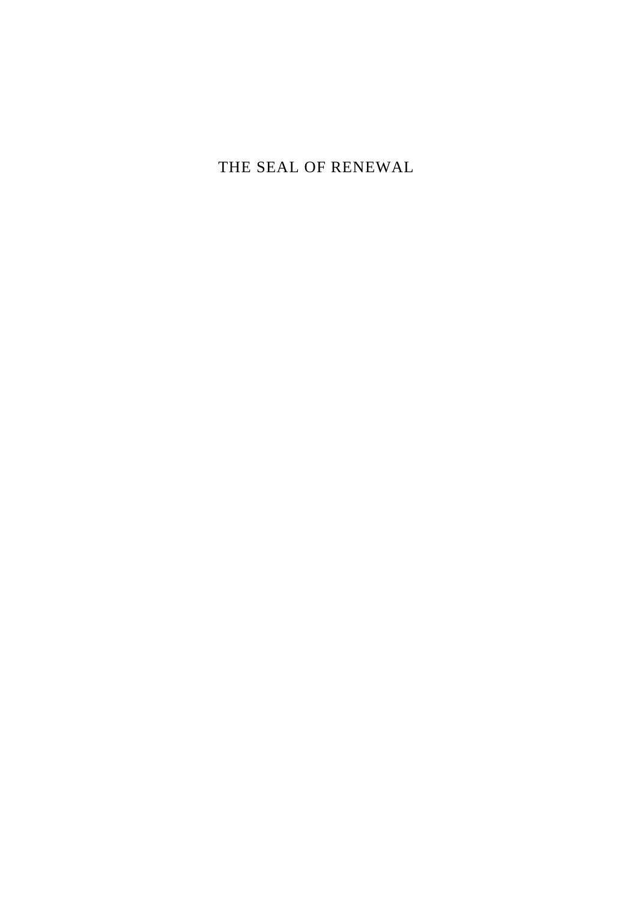# THE SEAL OF RENEWAL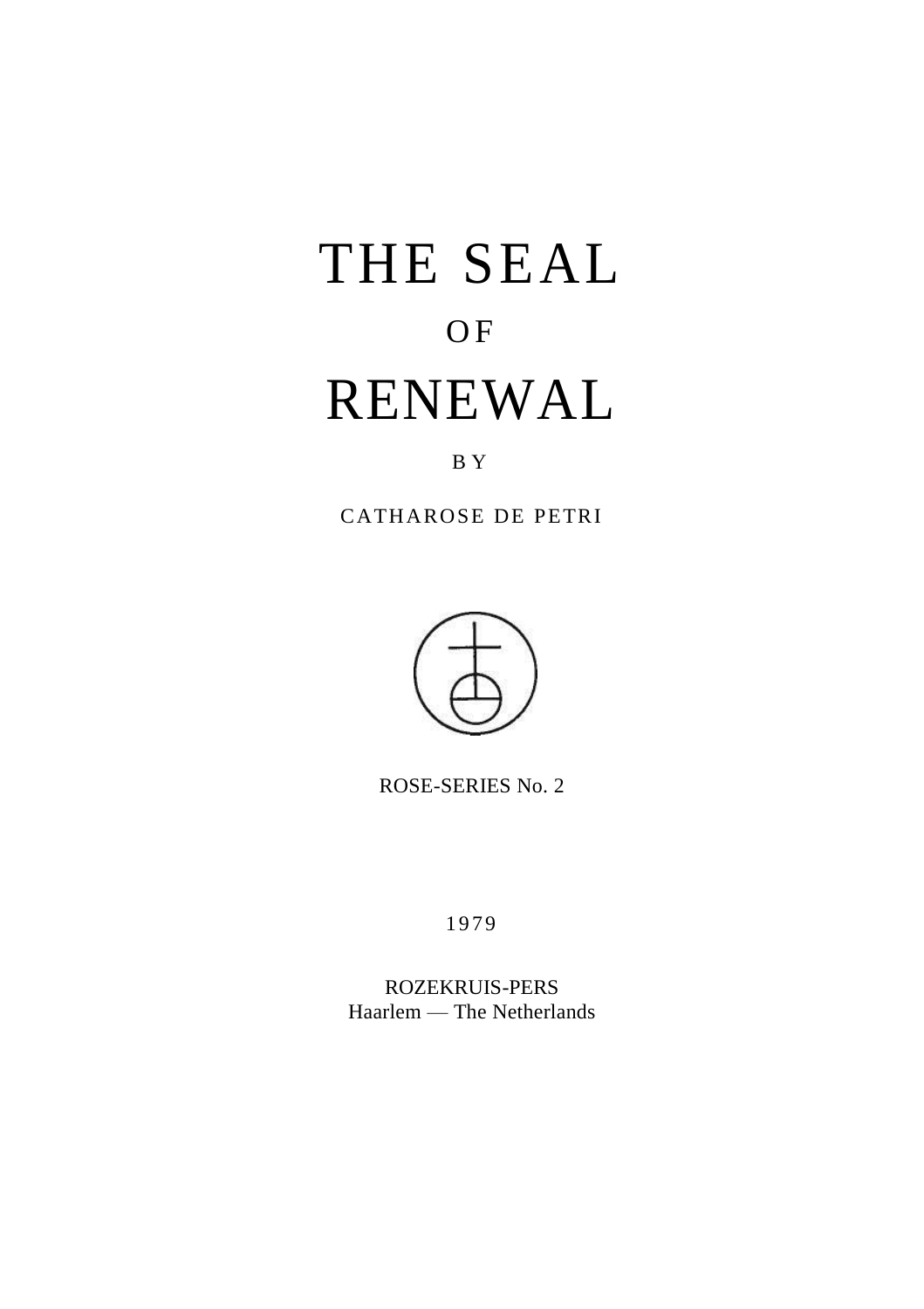# THE SEAL

OF

# RENEWAL

BY

CATHAROSE DE PETRI

ROSE-SERIES No. 2

1979

ROZEKRUIS-PERS
Haarlem — The Netherlands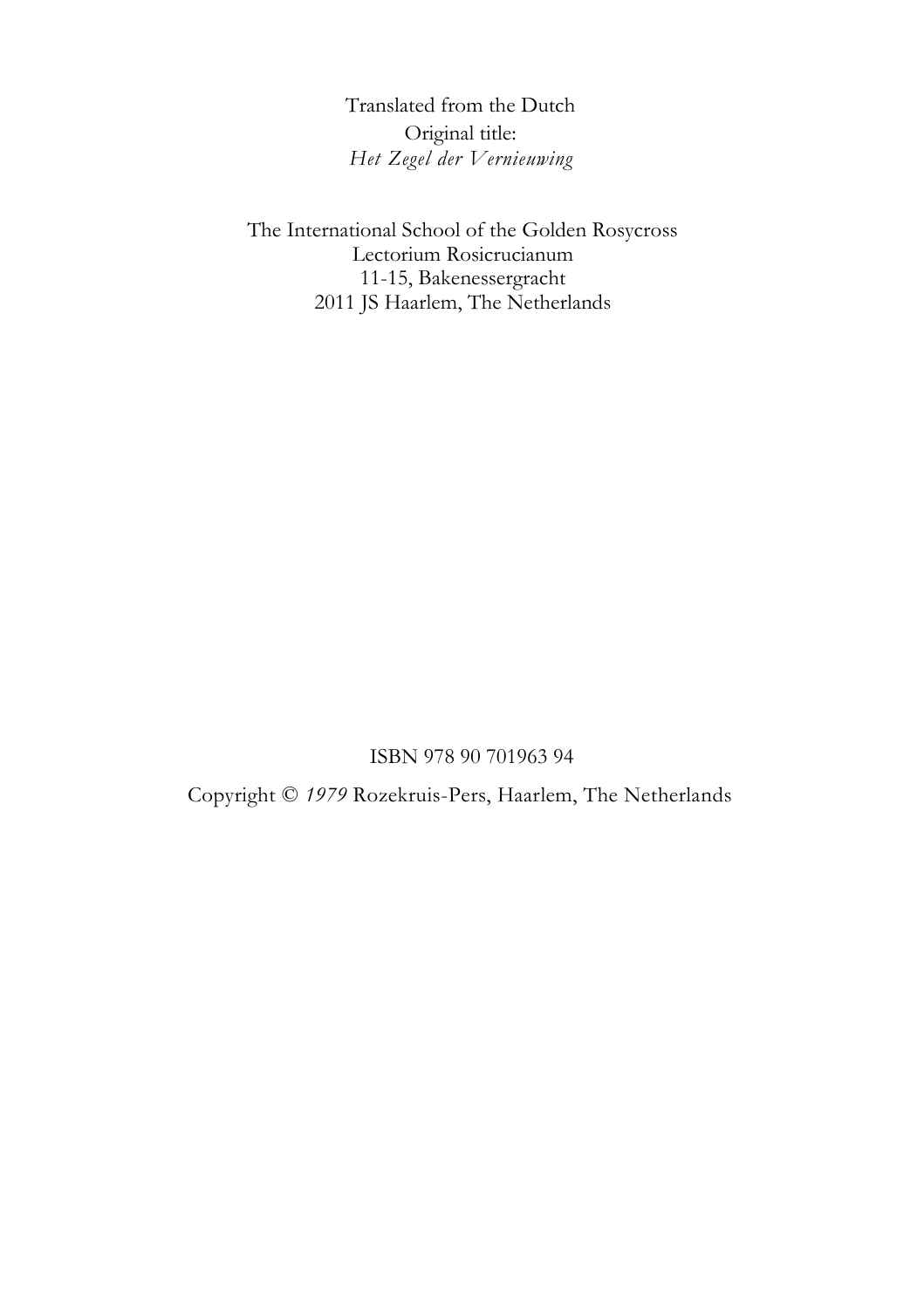Translated from the Dutch
Original title:
*Het Zegel der Vernieuwing*

The International School of the Golden Rosycross
Lectorium Rosicrucianum
11-15, Bakenessergracht
2011 JS Haarlem, The Netherlands

ISBN 978 90 701963 94

Copyright © *1979* Rozekruis-Pers, Haarlem, The Netherlands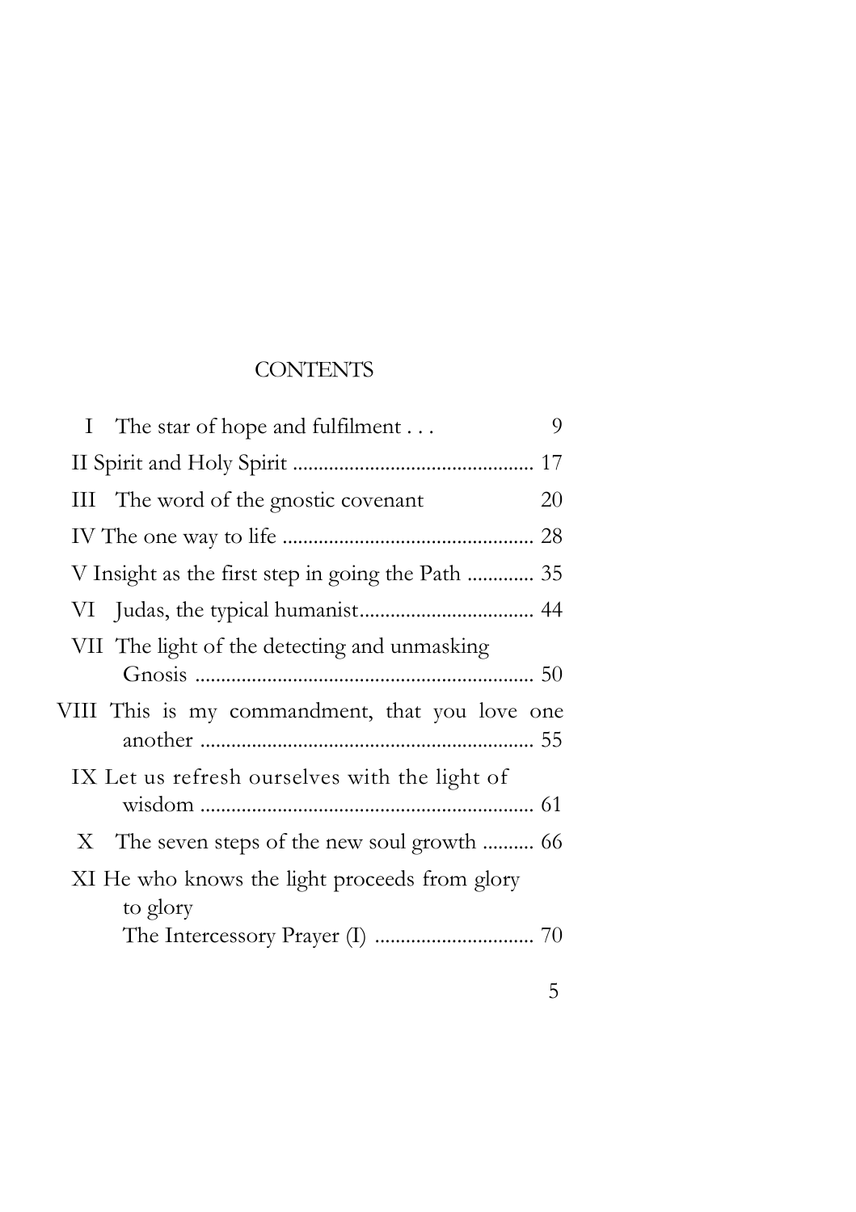# CONTENTS

| | | |
|---|---|---|
| I | The star of hope and fulfilment . . . | 9 |
| II | Spirit and Holy Spirit | 17 |
| III | The word of the gnostic covenant | 20 |
| IV | The one way to life | 28 |
| V | Insight as the first step in going the Path | 35 |
| VI | Judas, the typical humanist | 44 |
| VII | The light of the detecting and unmasking Gnosis | 50 |
| VIII | This is my commandment, that you love one another | 55 |
| IX | Let us refresh ourselves with the light of wisdom | 61 |
| X | The seven steps of the new soul growth | 66 |
| XI | He who knows the light proceeds from glory to glory<br>The Intercessory Prayer (I) | 70 |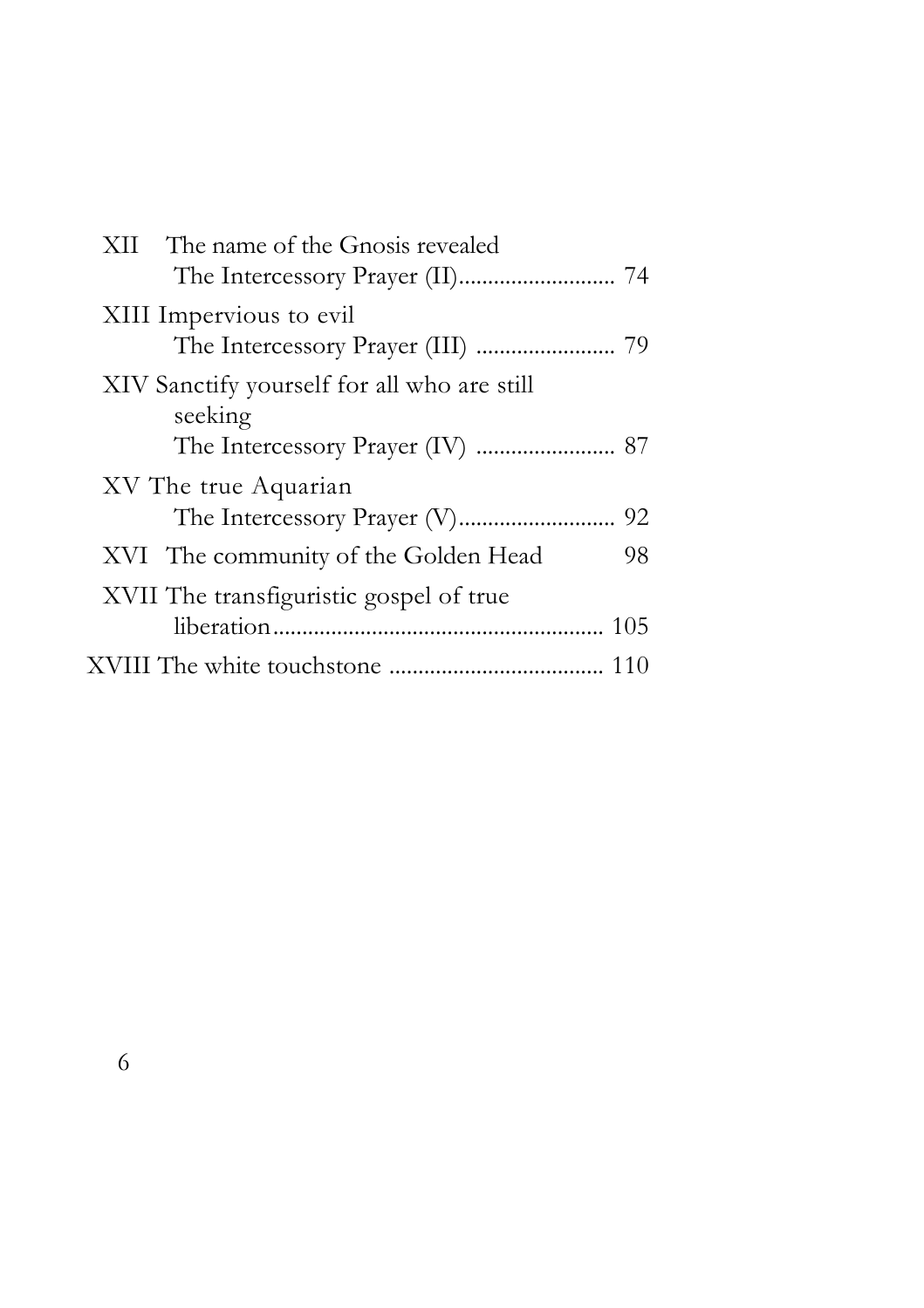XII The name of the Gnosis revealed
The Intercessory Prayer (II).......................... 74

XIII Impervious to evil
The Intercessory Prayer (III) ........................ 79

XIV Sanctify yourself for all who are still seeking
The Intercessory Prayer (IV) ........................ 87

XV The true Aquarian
The Intercessory Prayer (V).......................... 92

XVI The community of the Golden Head 98

XVII The transfiguristic gospel of true liberation........................................................ 105

XVIII The white touchstone .................................... 110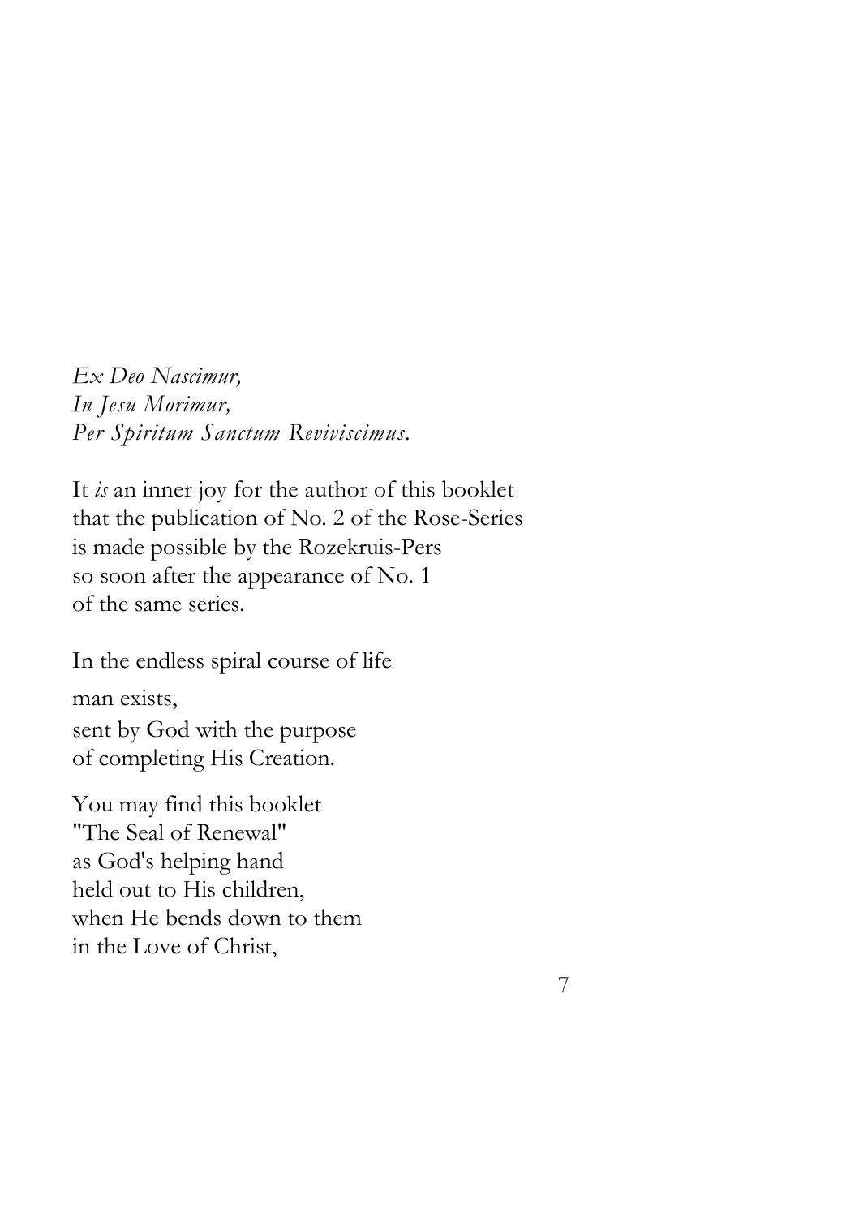*Ex Deo Nascimur,*
*In Jesu Morimur,*
*Per Spiritum Sanctum Reviviscimus.*

It *is* an inner joy for the author of this booklet
that the publication of No. 2 of the Rose-Series
is made possible by the Rozekruis-Pers
so soon after the appearance of No. 1
of the same series.

In the endless spiral course of life
man exists,
sent by God with the purpose
of completing His Creation.

You may find this booklet
"The Seal of Renewal"
as God's helping hand
held out to His children,
when He bends down to them
in the Love of Christ,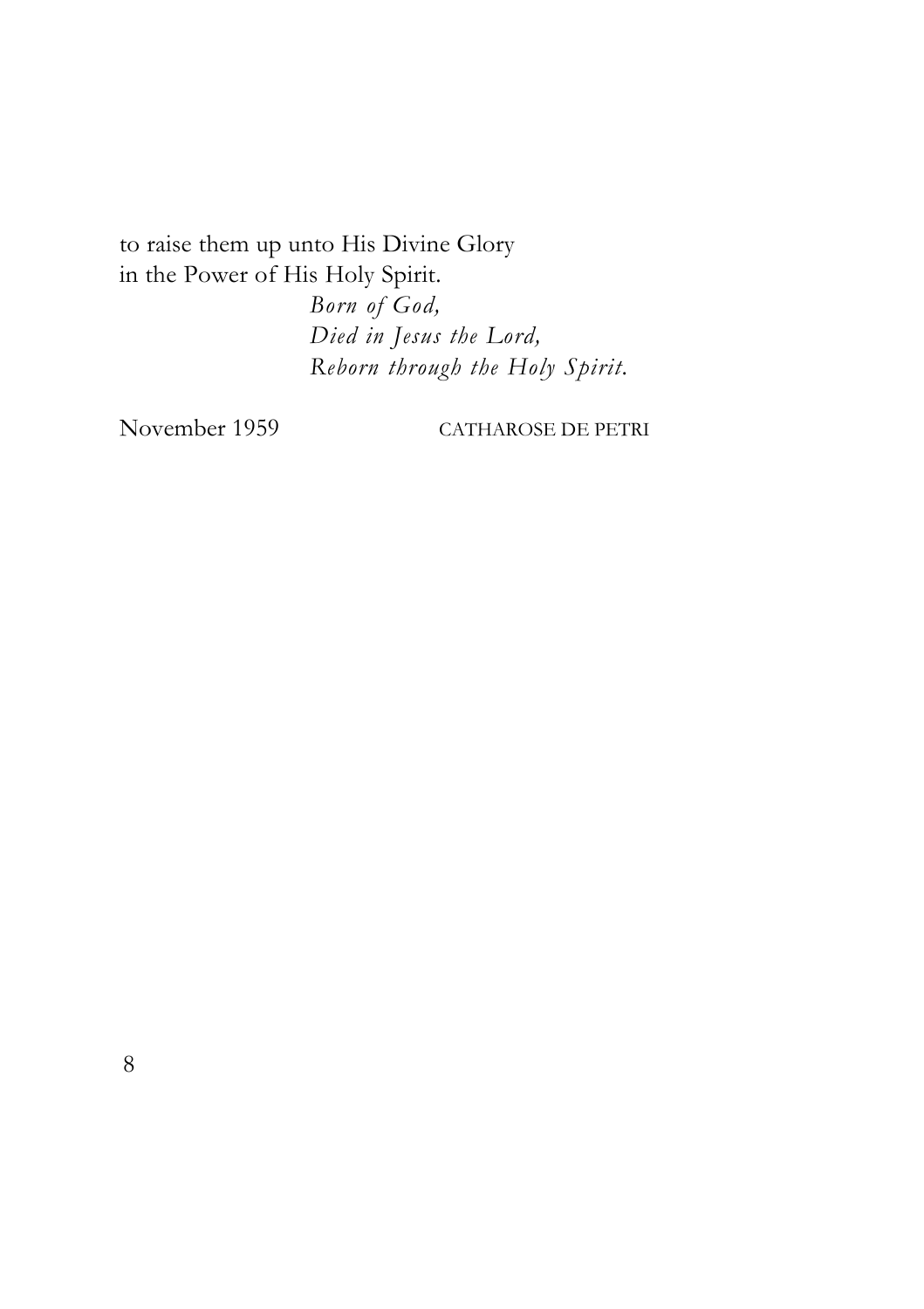to raise them up unto His Divine Glory
in the Power of His Holy Spirit.

*Born of God,*
*Died in Jesus the Lord,*
*Reborn through the Holy Spirit.*

November 1959 CATHAROSE DE PETRI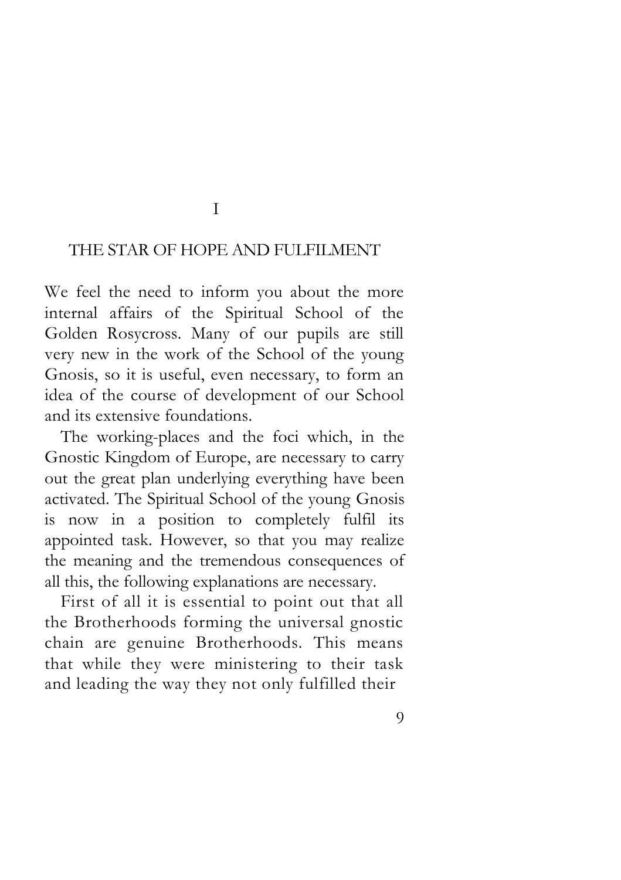# I

# THE STAR OF HOPE AND FULFILMENT

We feel the need to inform you about the more internal affairs of the Spiritual School of the Golden Rosycross. Many of our pupils are still very new in the work of the School of the young Gnosis, so it is useful, even necessary, to form an idea of the course of development of our School and its extensive foundations.

The working-places and the foci which, in the Gnostic Kingdom of Europe, are necessary to carry out the great plan underlying everything have been activated. The Spiritual School of the young Gnosis is now in a position to completely fulfil its appointed task. However, so that you may realize the meaning and the tremendous consequences of all this, the following explanations are necessary.

First of all it is essential to point out that all the Brotherhoods forming the universal gnostic chain are genuine Brotherhoods. This means that while they were ministering to their task and leading the way they not only fulfilled their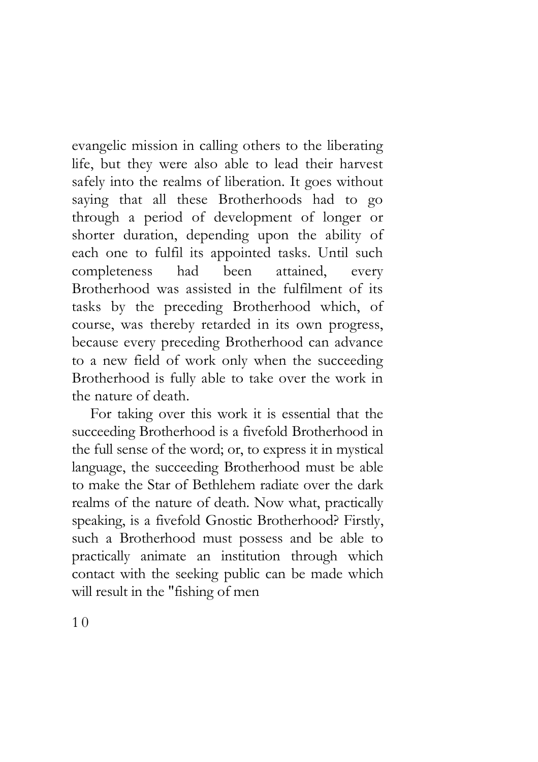evangelic mission in calling others to the liberating life, but they were also able to lead their harvest safely into the realms of liberation. It goes without saying that all these Brotherhoods had to go through a period of development of longer or shorter duration, depending upon the ability of each one to fulfil its appointed tasks. Until such completeness had been attained, every Brotherhood was assisted in the fulfilment of its tasks by the preceding Brotherhood which, of course, was thereby retarded in its own progress, because every preceding Brotherhood can advance to a new field of work only when the succeeding Brotherhood is fully able to take over the work in the nature of death.

For taking over this work it is essential that the succeeding Brotherhood is a fivefold Brotherhood in the full sense of the word; or, to express it in mystical language, the succeeding Brotherhood must be able to make the Star of Bethlehem radiate over the dark realms of the nature of death. Now what, practically speaking, is a fivefold Gnostic Brotherhood? Firstly, such a Brotherhood must possess and be able to practically animate an institution through which contact with the seeking public can be made which will result in the "fishing of men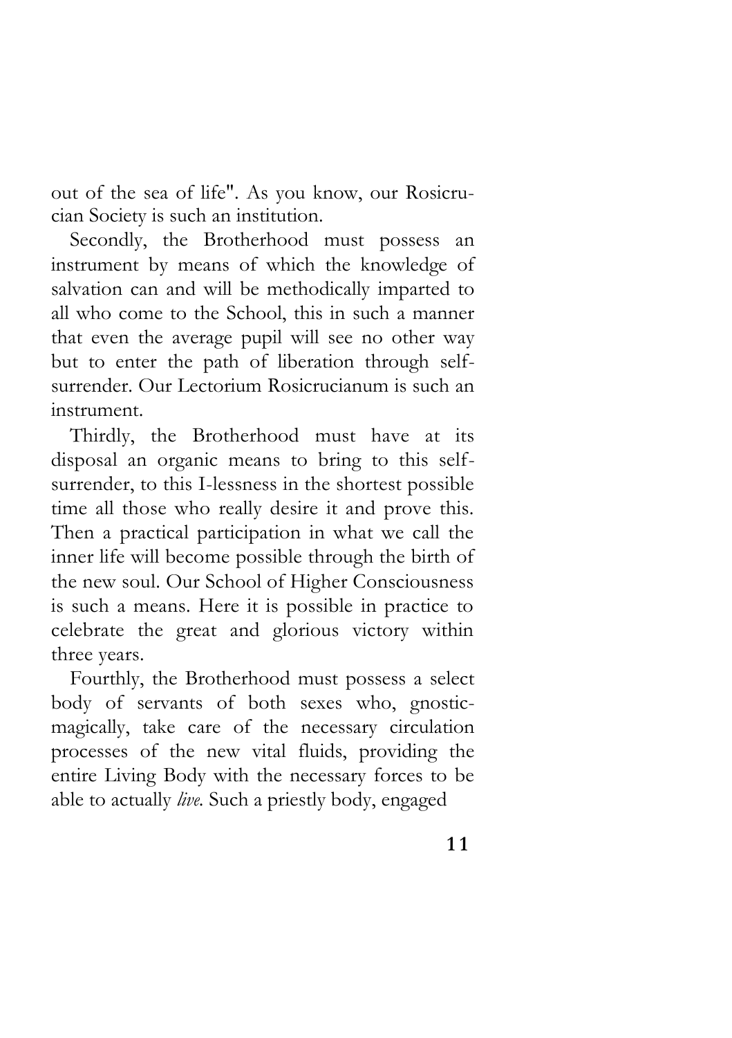out of the sea of life". As you know, our Rosicrucian Society is such an institution.

Secondly, the Brotherhood must possess an instrument by means of which the knowledge of salvation can and will be methodically imparted to all who come to the School, this in such a manner that even the average pupil will see no other way but to enter the path of liberation through self-surrender. Our Lectorium Rosicrucianum is such an instrument.

Thirdly, the Brotherhood must have at its disposal an organic means to bring to this self-surrender, to this I-lessness in the shortest possible time all those who really desire it and prove this. Then a practical participation in what we call the inner life will become possible through the birth of the new soul. Our School of Higher Consciousness is such a means. Here it is possible in practice to celebrate the great and glorious victory within three years.

Fourthly, the Brotherhood must possess a select body of servants of both sexes who, gnostic-magically, take care of the necessary circulation processes of the new vital fluids, providing the entire Living Body with the necessary forces to be able to actually *live*. Such a priestly body, engaged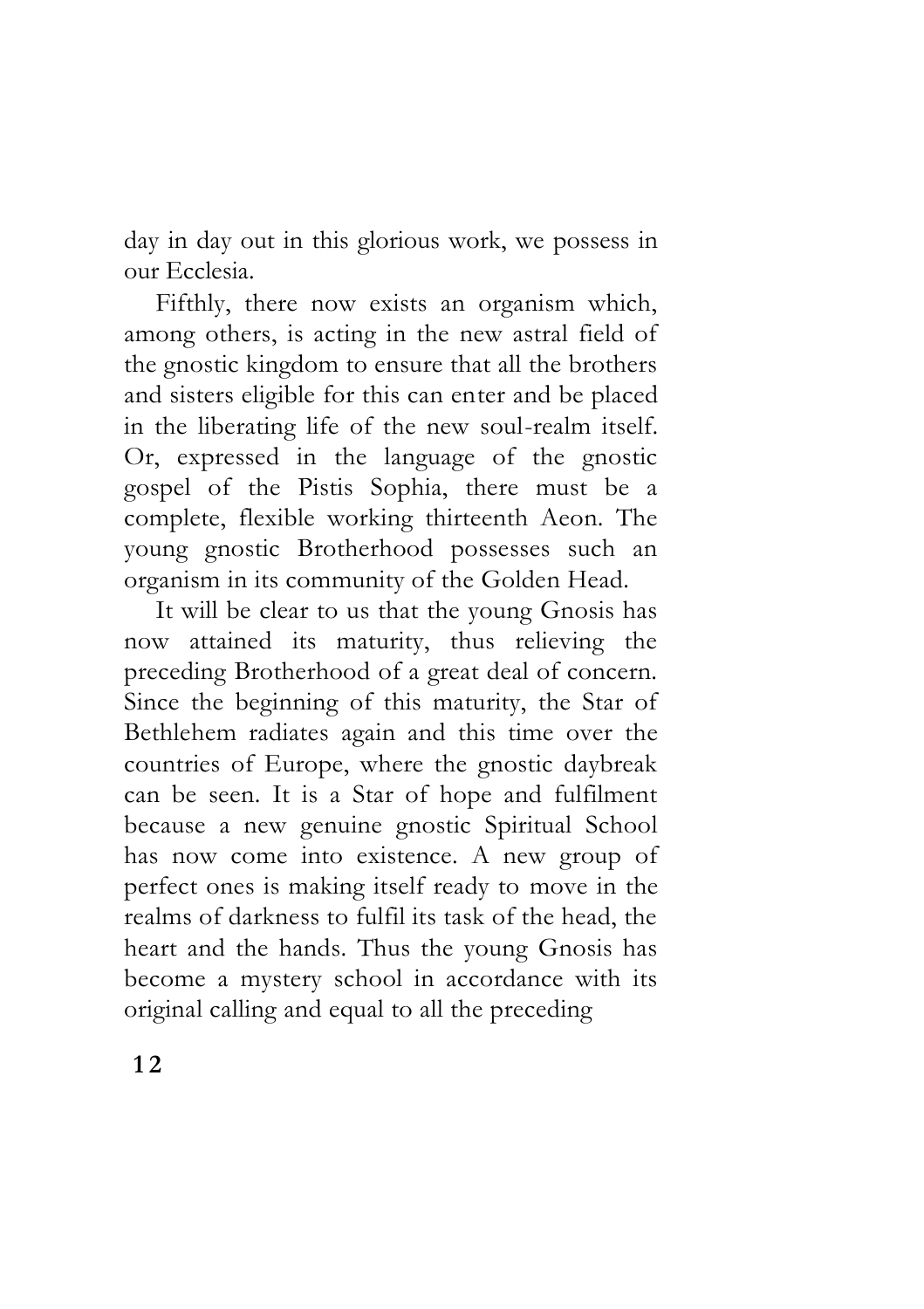day in day out in this glorious work, we possess in our Ecclesia.

Fifthly, there now exists an organism which, among others, is acting in the new astral field of the gnostic kingdom to ensure that all the brothers and sisters eligible for this can enter and be placed in the liberating life of the new soul-realm itself. Or, expressed in the language of the gnostic gospel of the Pistis Sophia, there must be a complete, flexible working thirteenth Aeon. The young gnostic Brotherhood possesses such an organism in its community of the Golden Head.

It will be clear to us that the young Gnosis has now attained its maturity, thus relieving the preceding Brotherhood of a great deal of concern. Since the beginning of this maturity, the Star of Bethlehem radiates again and this time over the countries of Europe, where the gnostic daybreak can be seen. It is a Star of hope and fulfilment because a new genuine gnostic Spiritual School has now come into existence. A new group of perfect ones is making itself ready to move in the realms of darkness to fulfil its task of the head, the heart and the hands. Thus the young Gnosis has become a mystery school in accordance with its original calling and equal to all the preceding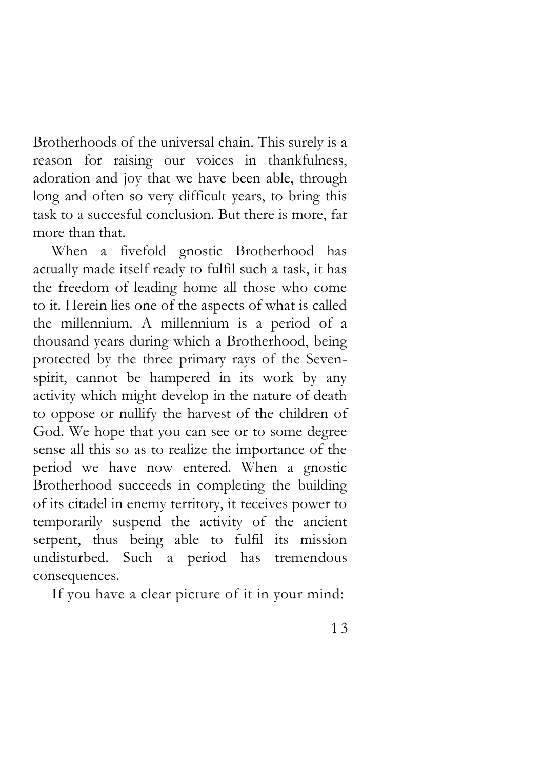Brotherhoods of the universal chain. This surely is a reason for raising our voices in thankfulness, adoration and joy that we have been able, through long and often so very difficult years, to bring this task to a succesful conclusion. But there is more, far more than that.

When a fivefold gnostic Brotherhood has actually made itself ready to fulfil such a task, it has the freedom of leading home all those who come to it. Herein lies one of the aspects of what is called the millennium. A millennium is a period of a thousand years during which a Brotherhood, being protected by the three primary rays of the Seven-spirit, cannot be hampered in its work by any activity which might develop in the nature of death to oppose or nullify the harvest of the children of God. We hope that you can see or to some degree sense all this so as to realize the importance of the period we have now entered. When a gnostic Brotherhood succeeds in completing the building of its citadel in enemy territory, it receives power to temporarily suspend the activity of the ancient serpent, thus being able to fulfil its mission undisturbed. Such a period has tremendous consequences.

If you have a clear picture of it in your mind: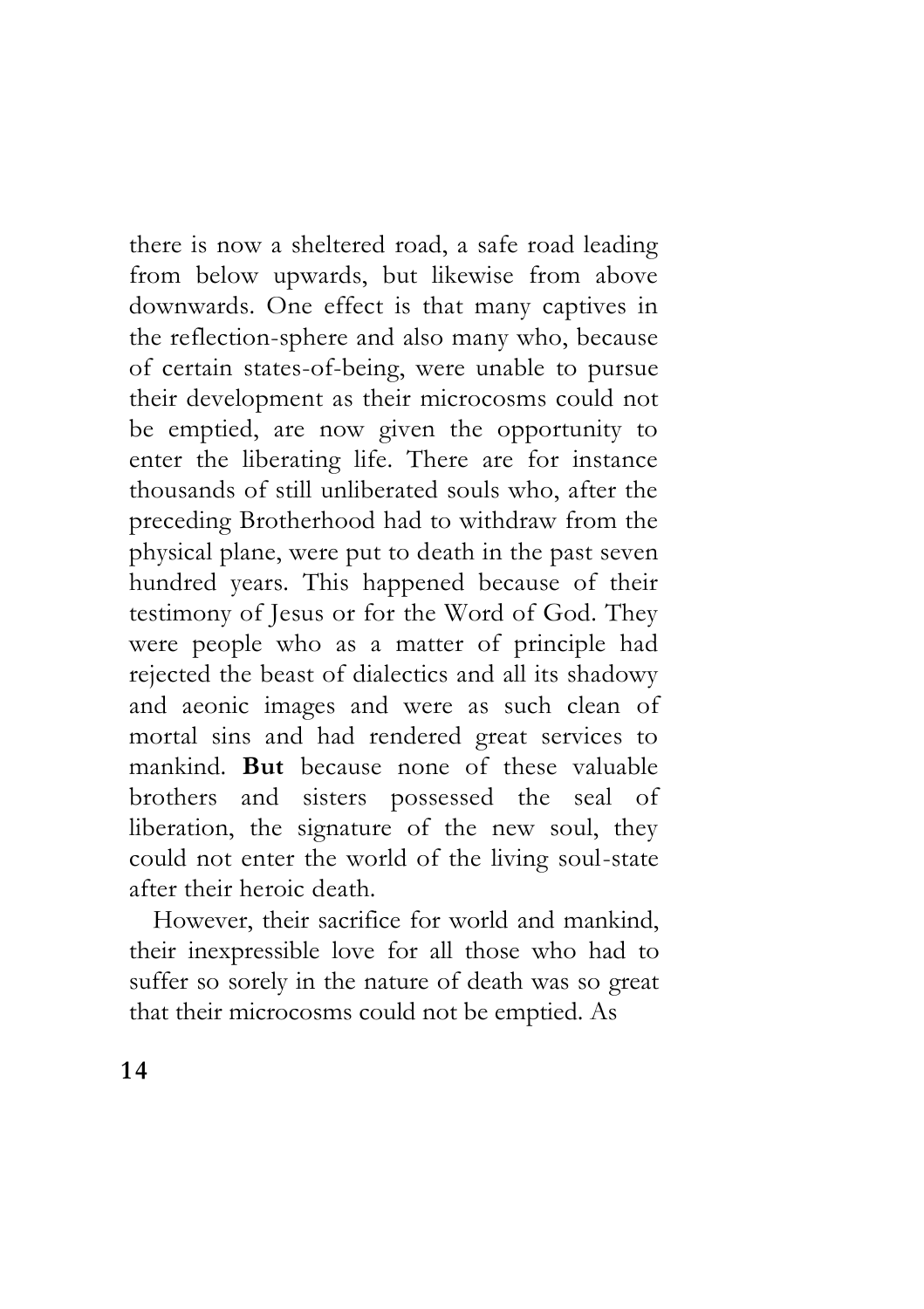there is now a sheltered road, a safe road leading from below upwards, but likewise from above downwards. One effect is that many captives in the reflection-sphere and also many who, because of certain states-of-being, were unable to pursue their development as their microcosms could not be emptied, are now given the opportunity to enter the liberating life. There are for instance thousands of still unliberated souls who, after the preceding Brotherhood had to withdraw from the physical plane, were put to death in the past seven hundred years. This happened because of their testimony of Jesus or for the Word of God. They were people who as a matter of principle had rejected the beast of dialectics and all its shadowy and aeonic images and were as such clean of mortal sins and had rendered great services to mankind. **But** because none of these valuable brothers and sisters possessed the seal of liberation, the signature of the new soul, they could not enter the world of the living soul-state after their heroic death.

However, their sacrifice for world and mankind, their inexpressible love for all those who had to suffer so sorely in the nature of death was so great that their microcosms could not be emptied. As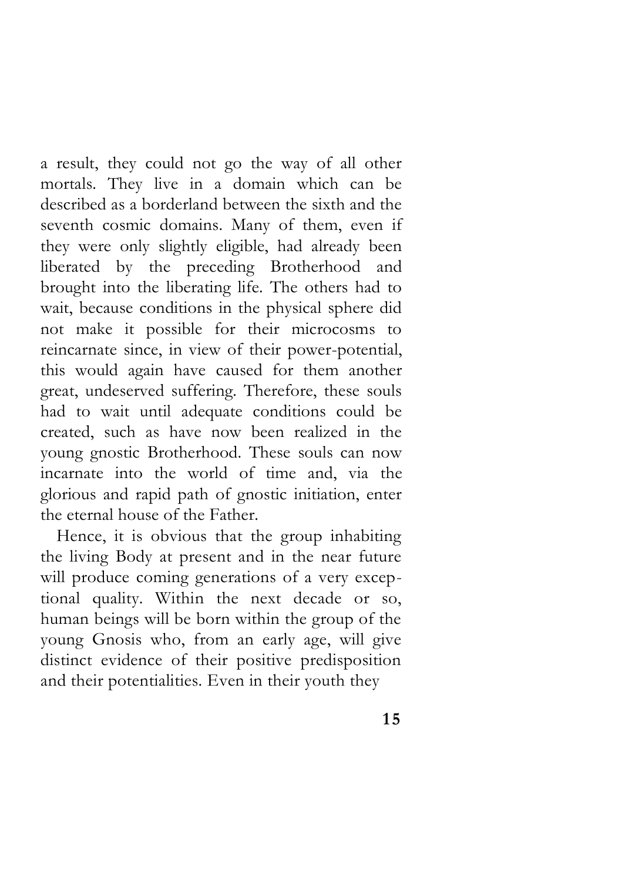a result, they could not go the way of all other mortals. They live in a domain which can be described as a borderland between the sixth and the seventh cosmic domains. Many of them, even if they were only slightly eligible, had already been liberated by the preceding Brotherhood and brought into the liberating life. The others had to wait, because conditions in the physical sphere did not make it possible for their microcosms to reincarnate since, in view of their power-potential, this would again have caused for them another great, undeserved suffering. Therefore, these souls had to wait until adequate conditions could be created, such as have now been realized in the young gnostic Brotherhood. These souls can now incarnate into the world of time and, via the glorious and rapid path of gnostic initiation, enter the eternal house of the Father.

Hence, it is obvious that the group inhabiting the living Body at present and in the near future will produce coming generations of a very exceptional quality. Within the next decade or so, human beings will be born within the group of the young Gnosis who, from an early age, will give distinct evidence of their positive predisposition and their potentialities. Even in their youth they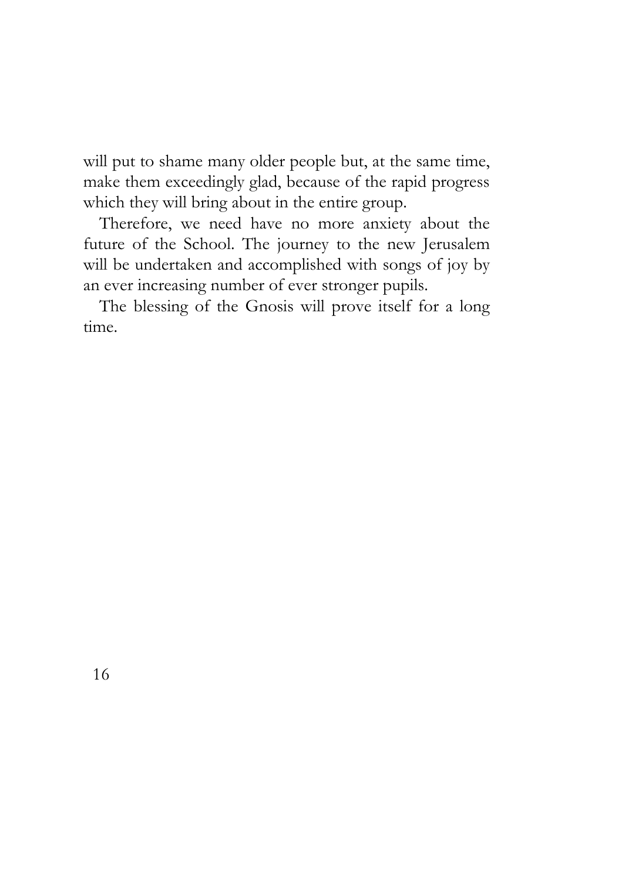will put to shame many older people but, at the same time, make them exceedingly glad, because of the rapid progress which they will bring about in the entire group.

Therefore, we need have no more anxiety about the future of the School. The journey to the new Jerusalem will be undertaken and accomplished with songs of joy by an ever increasing number of ever stronger pupils.

The blessing of the Gnosis will prove itself for a long time.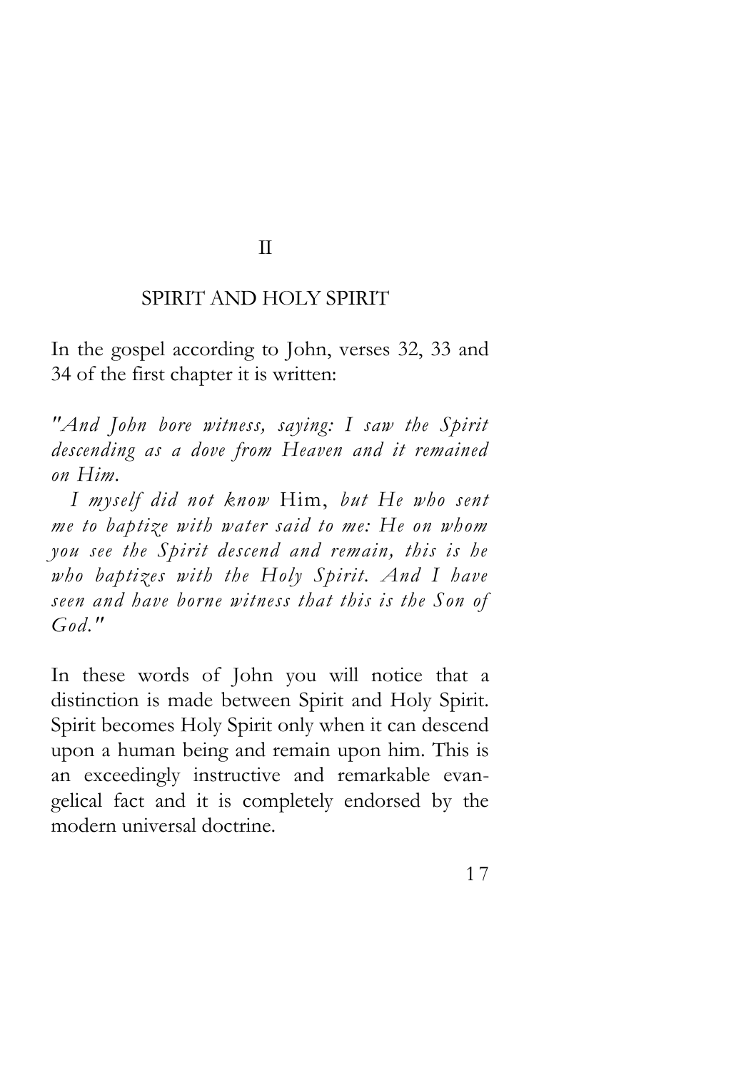## II

## SPIRIT AND HOLY SPIRIT

In the gospel according to John, verses 32, 33 and 34 of the first chapter it is written:

*"And John bore witness, saying: I saw the Spirit descending as a dove from Heaven and it remained on Him.*

*I myself did not know* Him, *but He who sent me to baptize with water said to me: He on whom you see the Spirit descend and remain, this is he who baptizes with the Holy Spirit. And I have seen and have borne witness that this is the Son of God."*

In these words of John you will notice that a distinction is made between Spirit and Holy Spirit. Spirit becomes Holy Spirit only when it can descend upon a human being and remain upon him. This is an exceedingly instructive and remarkable evangelical fact and it is completely endorsed by the modern universal doctrine.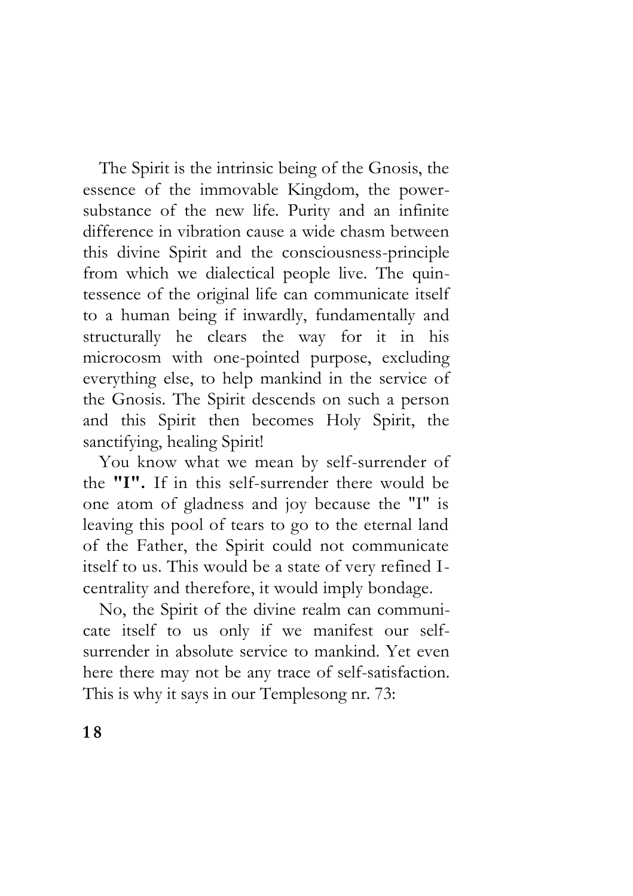The Spirit is the intrinsic being of the Gnosis, the essence of the immovable Kingdom, the power-substance of the new life. Purity and an infinite difference in vibration cause a wide chasm between this divine Spirit and the consciousness-principle from which we dialectical people live. The quintessence of the original life can communicate itself to a human being if inwardly, fundamentally and structurally he clears the way for it in his microcosm with one-pointed purpose, excluding everything else, to help mankind in the service of the Gnosis. The Spirit descends on such a person and this Spirit then becomes Holy Spirit, the sanctifying, healing Spirit!

You know what we mean by self-surrender of the **"I".** If in this self-surrender there would be one atom of gladness and joy because the "I" is leaving this pool of tears to go to the eternal land of the Father, the Spirit could not communicate itself to us. This would be a state of very refined I-centrality and therefore, it would imply bondage.

No, the Spirit of the divine realm can communicate itself to us only if we manifest our self-surrender in absolute service to mankind. Yet even here there may not be any trace of self-satisfaction. This is why it says in our Templesong nr. 73: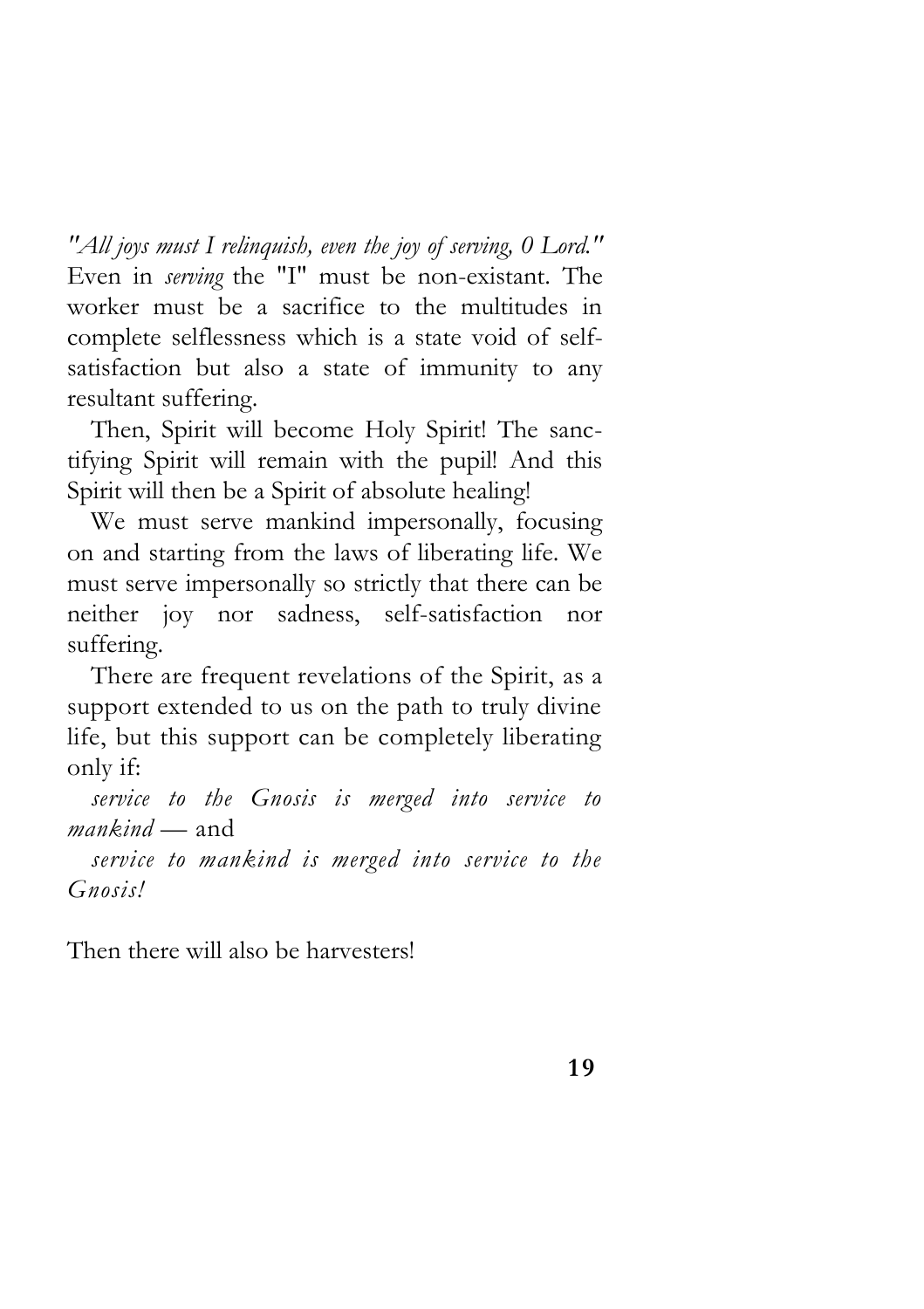*"All joys must I relinquish, even the joy of serving, 0 Lord."* Even in *serving* the "I" must be non-existant. The worker must be a sacrifice to the multitudes in complete selflessness which is a state void of self-satisfaction but also a state of immunity to any resultant suffering.

Then, Spirit will become Holy Spirit! The sanctifying Spirit will remain with the pupil! And this Spirit will then be a Spirit of absolute healing!

We must serve mankind impersonally, focusing on and starting from the laws of liberating life. We must serve impersonally so strictly that there can be neither joy nor sadness, self-satisfaction nor suffering.

There are frequent revelations of the Spirit, as a support extended to us on the path to truly divine life, but this support can be completely liberating only if:

*service to the Gnosis is merged into service to mankind* — and

*service to mankind is merged into service to the Gnosis!*

Then there will also be harvesters!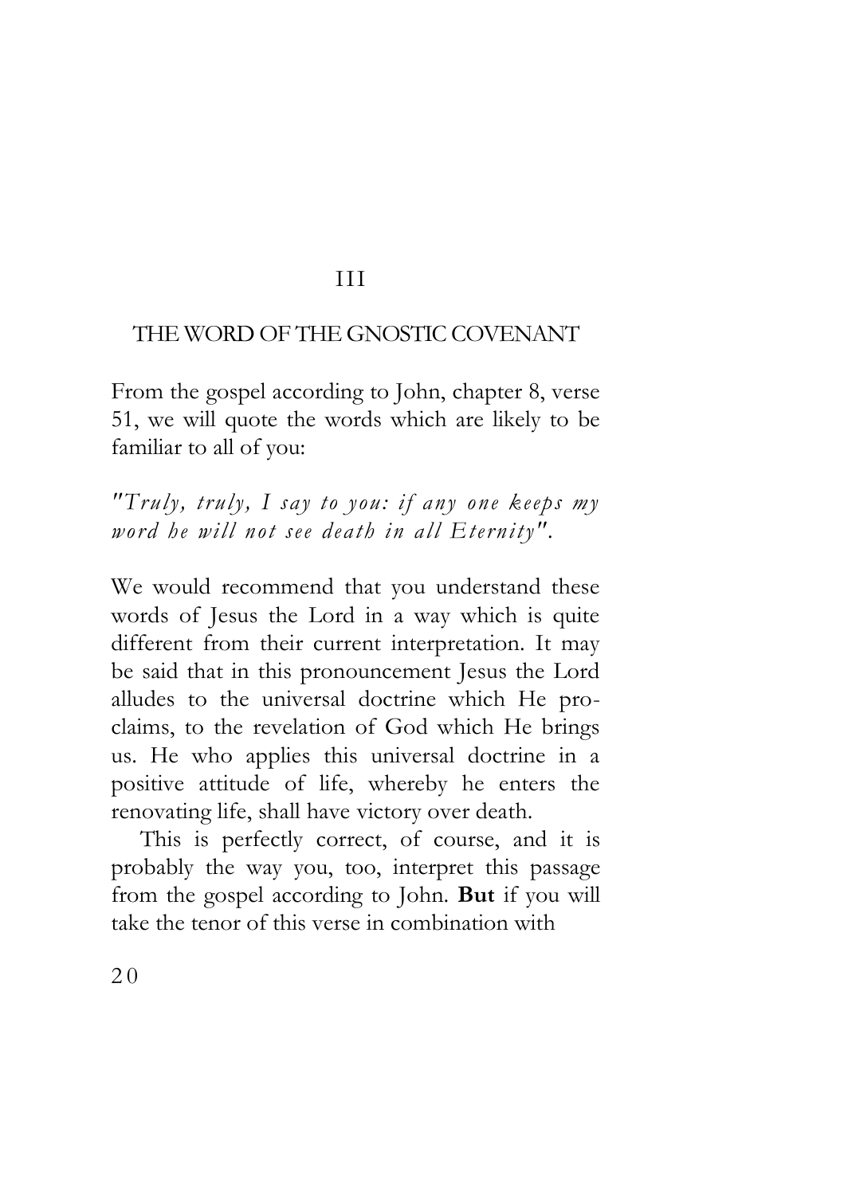## III

## THE WORD OF THE GNOSTIC COVENANT

From the gospel according to John, chapter 8, verse 51, we will quote the words which are likely to be familiar to all of you:

*"Truly, truly, I say to you: if any one keeps my word he will not see death in all Eternity".*

We would recommend that you understand these words of Jesus the Lord in a way which is quite different from their current interpretation. It may be said that in this pronouncement Jesus the Lord alludes to the universal doctrine which He proclaims, to the revelation of God which He brings us. He who applies this universal doctrine in a positive attitude of life, whereby he enters the renovating life, shall have victory over death.

This is perfectly correct, of course, and it is probably the way you, too, interpret this passage from the gospel according to John. **But** if you will take the tenor of this verse in combination with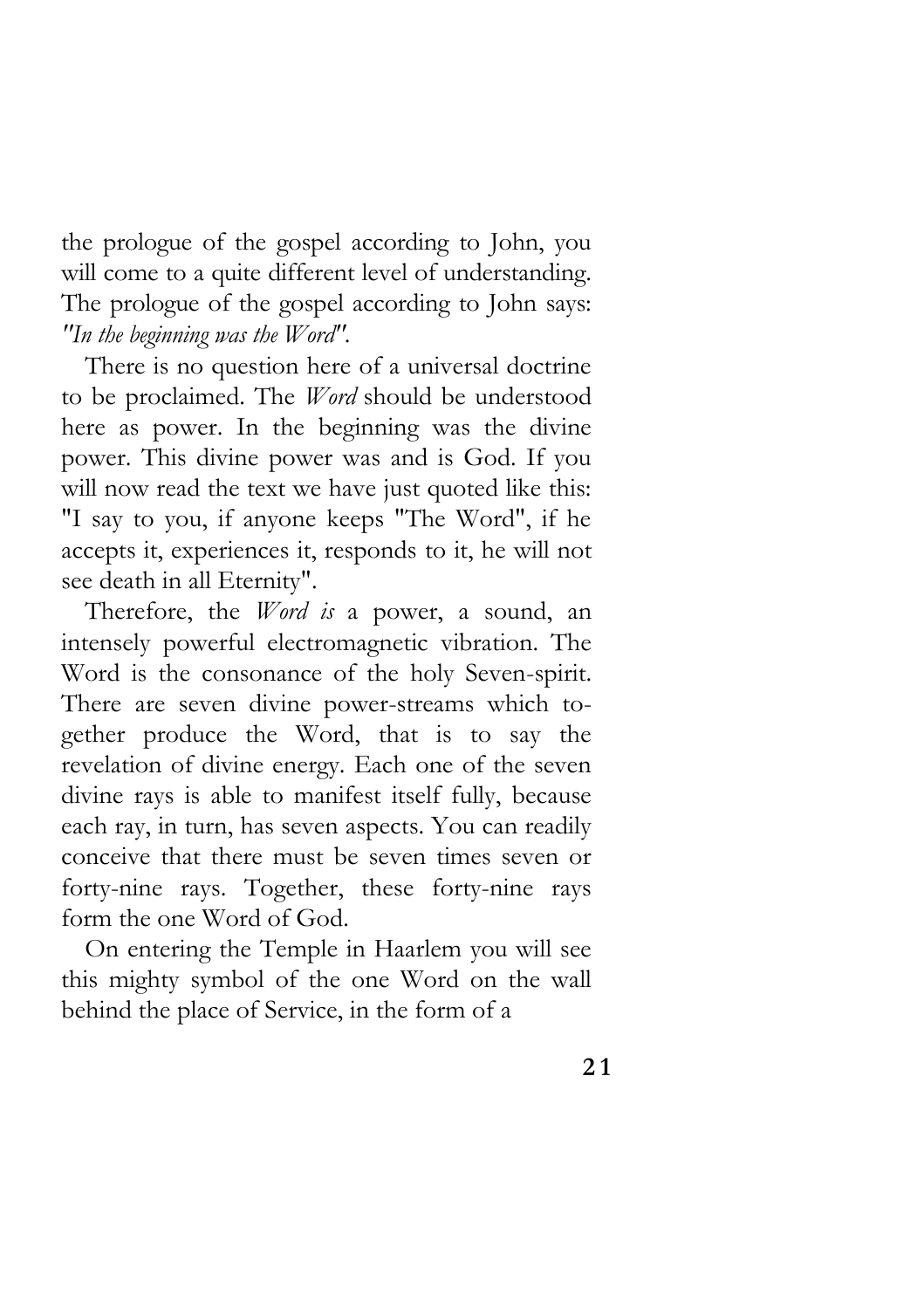the prologue of the gospel according to John, you will come to a quite different level of understanding. The prologue of the gospel according to John says: *"In the beginning was the Word"*.

There is no question here of a universal doctrine to be proclaimed. The *Word* should be understood here as power. In the beginning was the divine power. This divine power was and is God. If you will now read the text we have just quoted like this: "I say to you, if anyone keeps "The Word", if he accepts it, experiences it, responds to it, he will not see death in all Eternity".

Therefore, the *Word is* a power, a sound, an intensely powerful electromagnetic vibration. The Word is the consonance of the holy Seven-spirit. There are seven divine power-streams which together produce the Word, that is to say the revelation of divine energy. Each one of the seven divine rays is able to manifest itself fully, because each ray, in turn, has seven aspects. You can readily conceive that there must be seven times seven or forty-nine rays. Together, these forty-nine rays form the one Word of God.

On entering the Temple in Haarlem you will see this mighty symbol of the one Word on the wall behind the place of Service, in the form of a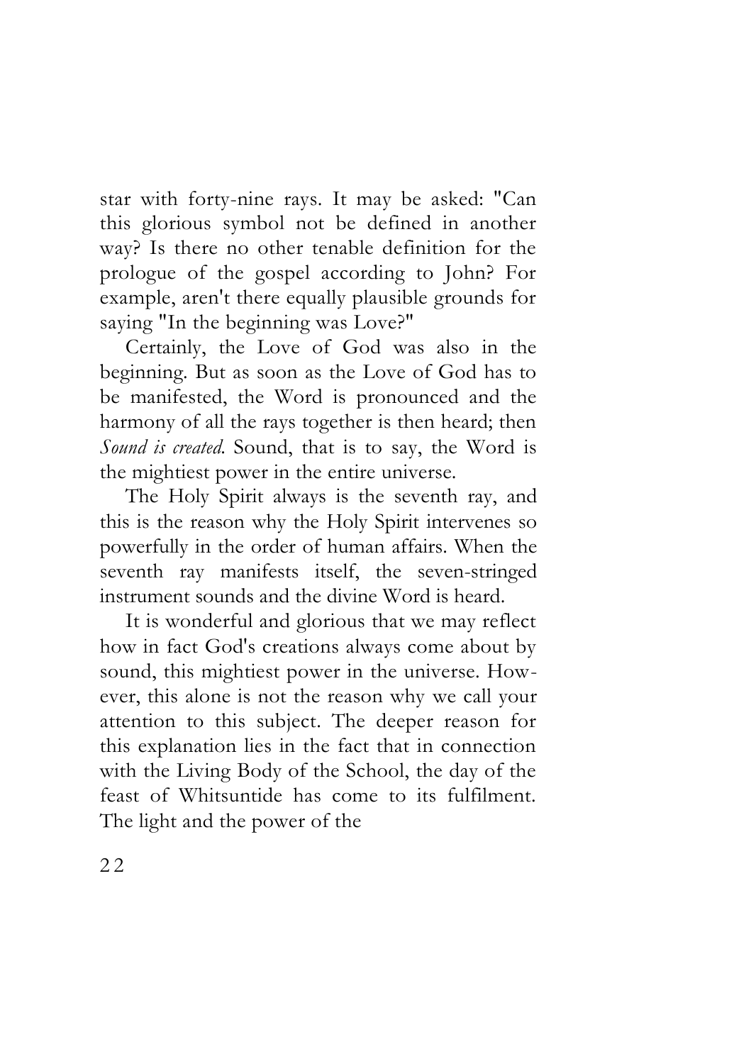star with forty-nine rays. It may be asked: "Can this glorious symbol not be defined in another way? Is there no other tenable definition for the prologue of the gospel according to John? For example, aren't there equally plausible grounds for saying "In the beginning was Love?"

Certainly, the Love of God was also in the beginning. But as soon as the Love of God has to be manifested, the Word is pronounced and the harmony of all the rays together is then heard; then *Sound is created*. Sound, that is to say, the Word is the mightiest power in the entire universe.

The Holy Spirit always is the seventh ray, and this is the reason why the Holy Spirit intervenes so powerfully in the order of human affairs. When the seventh ray manifests itself, the seven-stringed instrument sounds and the divine Word is heard.

It is wonderful and glorious that we may reflect how in fact God's creations always come about by sound, this mightiest power in the universe. However, this alone is not the reason why we call your attention to this subject. The deeper reason for this explanation lies in the fact that in connection with the Living Body of the School, the day of the feast of Whitsuntide has come to its fulfilment. The light and the power of the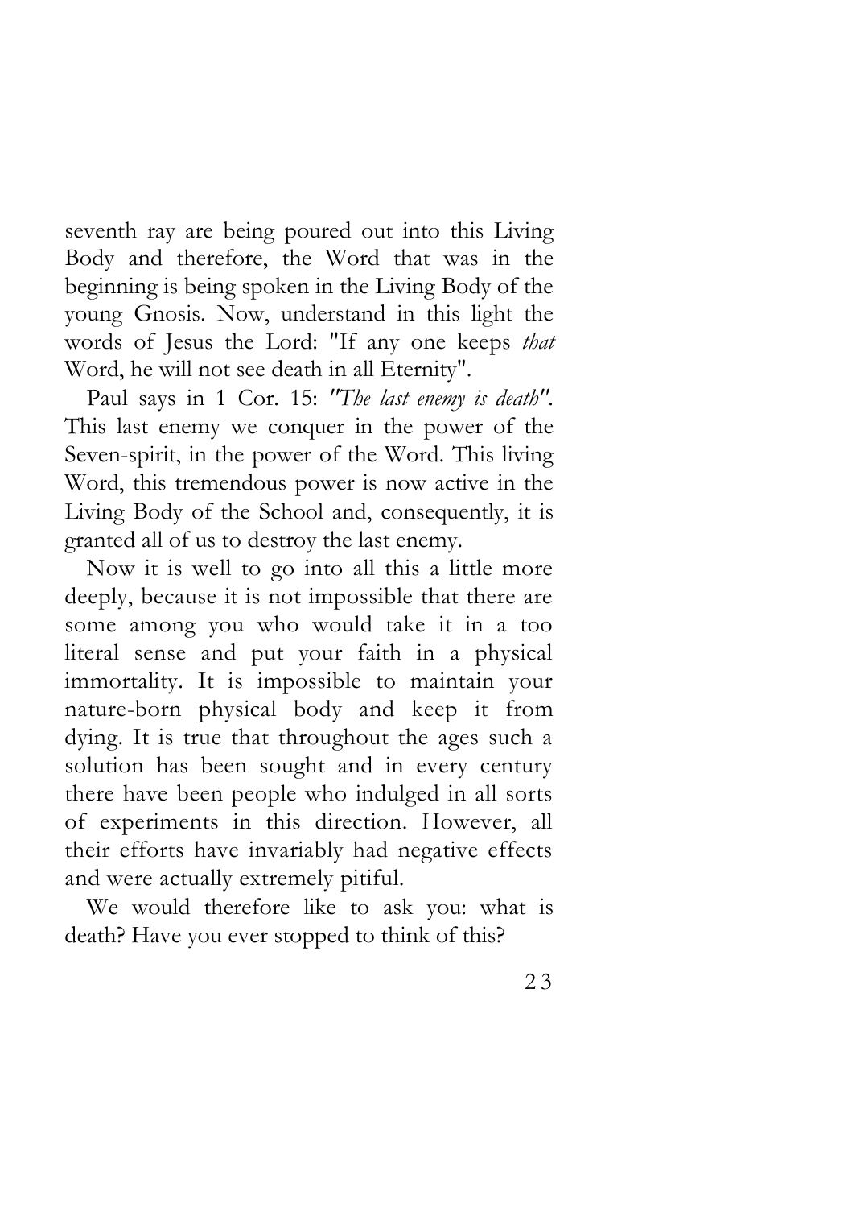seventh ray are being poured out into this Living Body and therefore, the Word that was in the beginning is being spoken in the Living Body of the young Gnosis. Now, understand in this light the words of Jesus the Lord: "If any one keeps *that* Word, he will not see death in all Eternity".

Paul says in 1 Cor. 15: *"The last enemy is death"*. This last enemy we conquer in the power of the Seven-spirit, in the power of the Word. This living Word, this tremendous power is now active in the Living Body of the School and, consequently, it is granted all of us to destroy the last enemy.

Now it is well to go into all this a little more deeply, because it is not impossible that there are some among you who would take it in a too literal sense and put your faith in a physical immortality. It is impossible to maintain your nature-born physical body and keep it from dying. It is true that throughout the ages such a solution has been sought and in every century there have been people who indulged in all sorts of experiments in this direction. However, all their efforts have invariably had negative effects and were actually extremely pitiful.

We would therefore like to ask you: what is death? Have you ever stopped to think of this?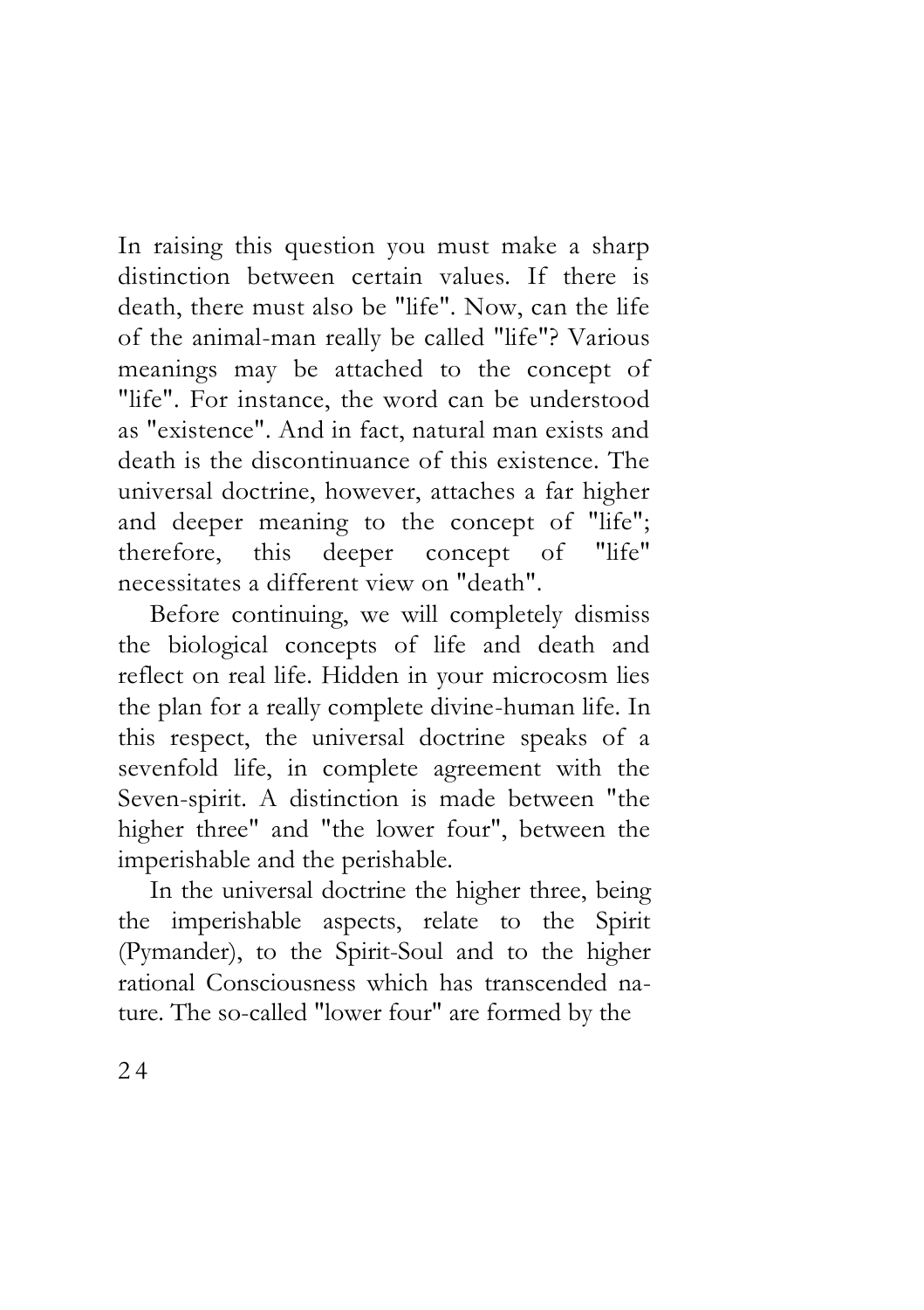In raising this question you must make a sharp distinction between certain values. If there is death, there must also be "life". Now, can the life of the animal-man really be called "life"? Various meanings may be attached to the concept of "life". For instance, the word can be understood as "existence". And in fact, natural man exists and death is the discontinuance of this existence. The universal doctrine, however, attaches a far higher and deeper meaning to the concept of "life"; therefore, this deeper concept of "life" necessitates a different view on "death".

Before continuing, we will completely dismiss the biological concepts of life and death and reflect on real life. Hidden in your microcosm lies the plan for a really complete divine-human life. In this respect, the universal doctrine speaks of a sevenfold life, in complete agreement with the Seven-spirit. A distinction is made between "the higher three" and "the lower four", between the imperishable and the perishable.

In the universal doctrine the higher three, being the imperishable aspects, relate to the Spirit (Pymander), to the Spirit-Soul and to the higher rational Consciousness which has transcended nature. The so-called "lower four" are formed by the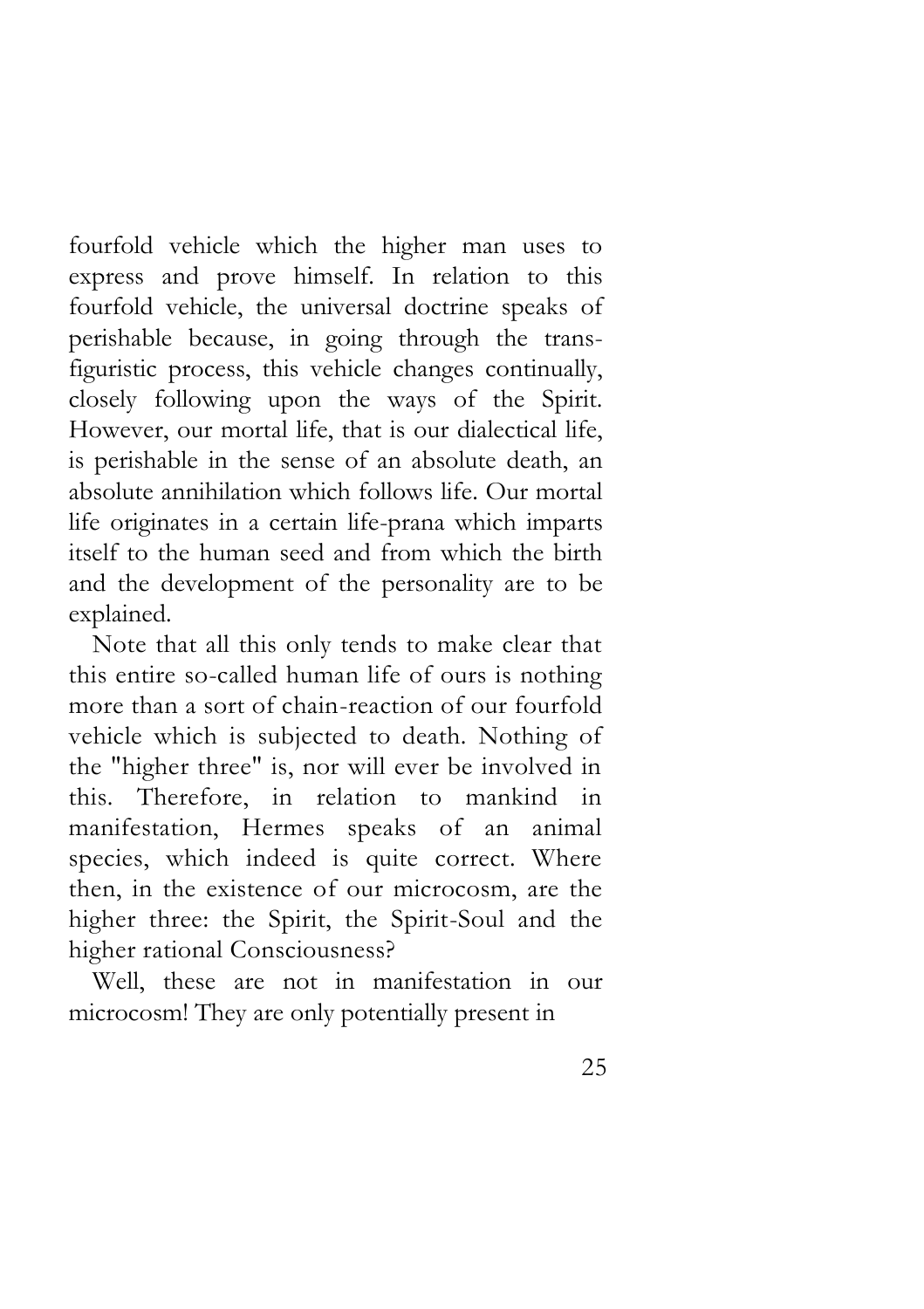fourfold vehicle which the higher man uses to express and prove himself. In relation to this fourfold vehicle, the universal doctrine speaks of perishable because, in going through the trans-figuristic process, this vehicle changes continually, closely following upon the ways of the Spirit. However, our mortal life, that is our dialectical life, is perishable in the sense of an absolute death, an absolute annihilation which follows life. Our mortal life originates in a certain life-prana which imparts itself to the human seed and from which the birth and the development of the personality are to be explained.

Note that all this only tends to make clear that this entire so-called human life of ours is nothing more than a sort of chain-reaction of our fourfold vehicle which is subjected to death. Nothing of the "higher three" is, nor will ever be involved in this. Therefore, in relation to mankind in manifestation, Hermes speaks of an animal species, which indeed is quite correct. Where then, in the existence of our microcosm, are the higher three: the Spirit, the Spirit-Soul and the higher rational Consciousness?

Well, these are not in manifestation in our microcosm! They are only potentially present in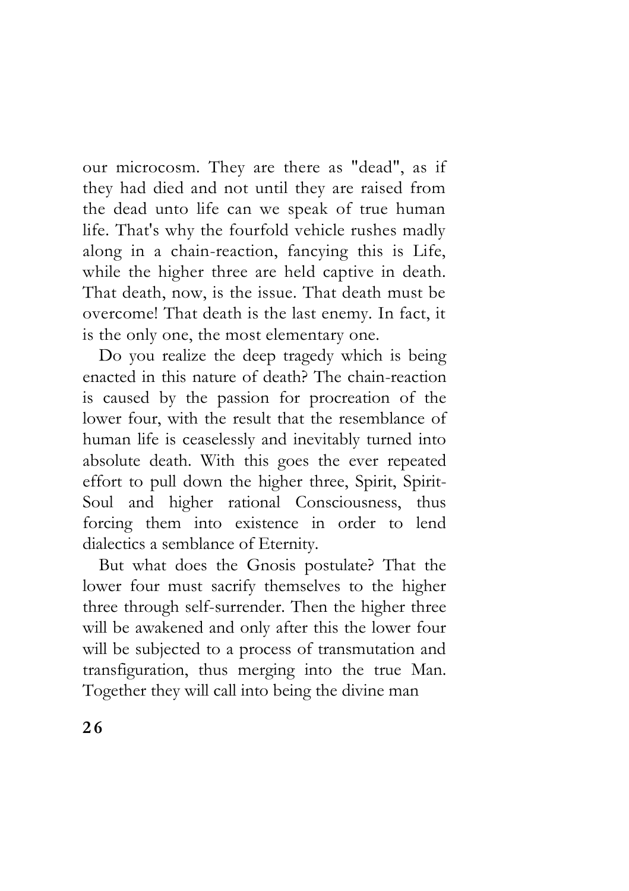our microcosm. They are there as "dead", as if they had died and not until they are raised from the dead unto life can we speak of true human life. That's why the fourfold vehicle rushes madly along in a chain-reaction, fancying this is Life, while the higher three are held captive in death. That death, now, is the issue. That death must be overcome! That death is the last enemy. In fact, it is the only one, the most elementary one.

Do you realize the deep tragedy which is being enacted in this nature of death? The chain-reaction is caused by the passion for procreation of the lower four, with the result that the resemblance of human life is ceaselessly and inevitably turned into absolute death. With this goes the ever repeated effort to pull down the higher three, Spirit, Spirit-Soul and higher rational Consciousness, thus forcing them into existence in order to lend dialectics a semblance of Eternity.

But what does the Gnosis postulate? That the lower four must sacrify themselves to the higher three through self-surrender. Then the higher three will be awakened and only after this the lower four will be subjected to a process of transmutation and transfiguration, thus merging into the true Man. Together they will call into being the divine man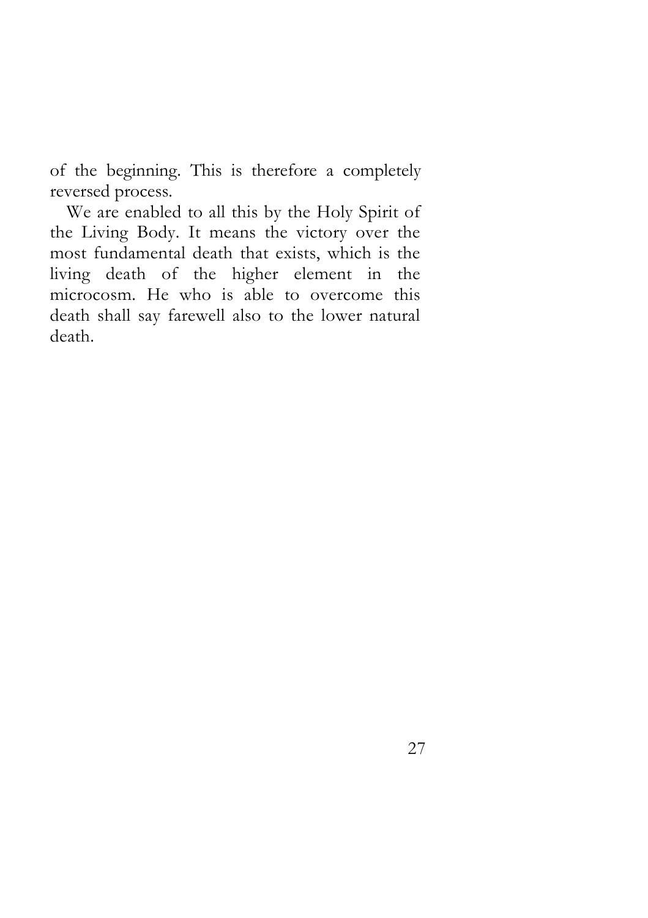of the beginning. This is therefore a completely reversed process.

We are enabled to all this by the Holy Spirit of the Living Body. It means the victory over the most fundamental death that exists, which is the living death of the higher element in the microcosm. He who is able to overcome this death shall say farewell also to the lower natural death.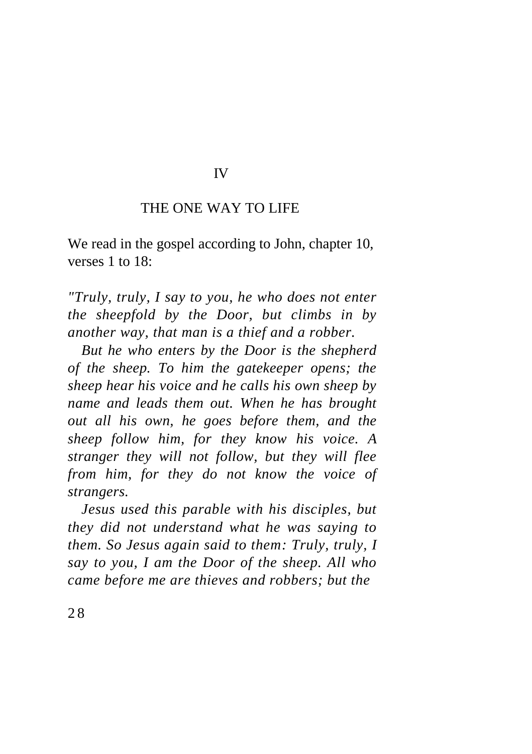# IV

## THE ONE WAY TO LIFE

We read in the gospel according to John, chapter 10, verses 1 to 18:

*"Truly, truly, I say to you, he who does not enter the sheepfold by the Door, but climbs in by another way, that man is a thief and a robber.*

*But he who enters by the Door is the shepherd of the sheep. To him the gatekeeper opens; the sheep hear his voice and he calls his own sheep by name and leads them out. When he has brought out all his own, he goes before them, and the sheep follow him, for they know his voice. A stranger they will not follow, but they will flee from him, for they do not know the voice of strangers.*

*Jesus used this parable with his disciples, but they did not understand what he was saying to them. So Jesus again said to them: Truly, truly, I say to you, I am the Door of the sheep. All who came before me are thieves and robbers; but the*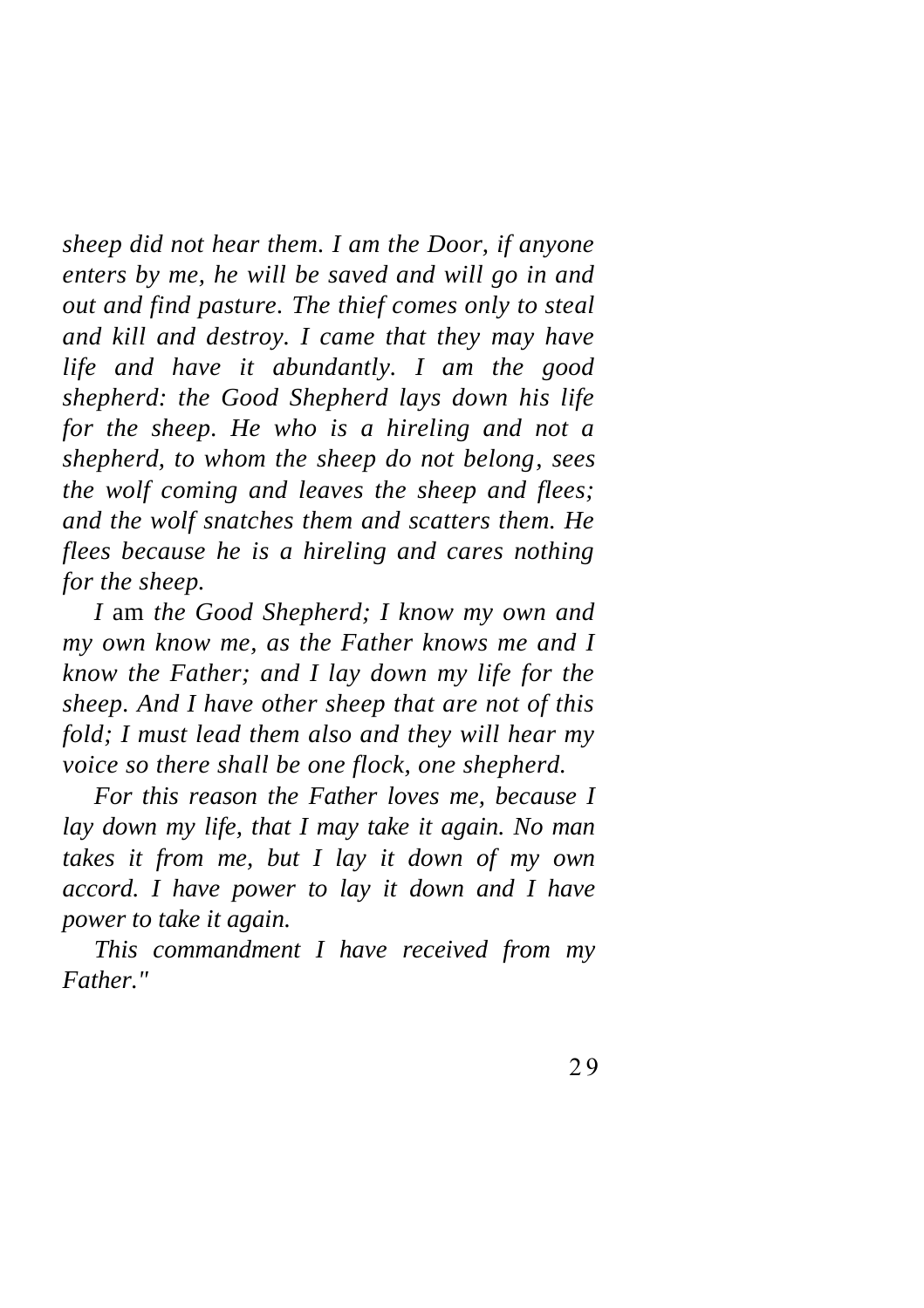*sheep did not hear them. I am the Door, if anyone enters by me, he will be saved and will go in and out and find pasture. The thief comes only to steal and kill and destroy. I came that they may have life and have it abundantly. I am the good shepherd: the Good Shepherd lays down his life for the sheep. He who is a hireling and not a shepherd, to whom the sheep do not belong, sees the wolf coming and leaves the sheep and flees; and the wolf snatches them and scatters them. He flees because he is a hireling and cares nothing for the sheep.*

*I* am *the Good Shepherd; I know my own and my own know me, as the Father knows me and I know the Father; and I lay down my life for the sheep. And I have other sheep that are not of this fold; I must lead them also and they will hear my voice so there shall be one flock, one shepherd.*

*For this reason the Father loves me, because I lay down my life, that I may take it again. No man takes it from me, but I lay it down of my own accord. I have power to lay it down and I have power to take it again.*

*This commandment I have received from my Father."*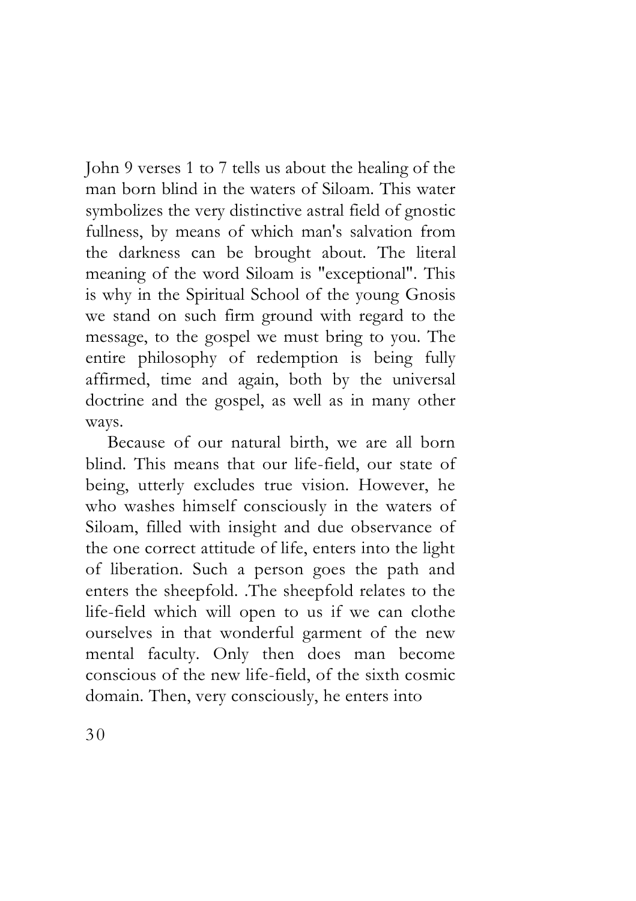John 9 verses 1 to 7 tells us about the healing of the man born blind in the waters of Siloam. This water symbolizes the very distinctive astral field of gnostic fullness, by means of which man's salvation from the darkness can be brought about. The literal meaning of the word Siloam is "exceptional". This is why in the Spiritual School of the young Gnosis we stand on such firm ground with regard to the message, to the gospel we must bring to you. The entire philosophy of redemption is being fully affirmed, time and again, both by the universal doctrine and the gospel, as well as in many other ways.

Because of our natural birth, we are all born blind. This means that our life-field, our state of being, utterly excludes true vision. However, he who washes himself consciously in the waters of Siloam, filled with insight and due observance of the one correct attitude of life, enters into the light of liberation. Such a person goes the path and enters the sheepfold. .The sheepfold relates to the life-field which will open to us if we can clothe ourselves in that wonderful garment of the new mental faculty. Only then does man become conscious of the new life-field, of the sixth cosmic domain. Then, very consciously, he enters into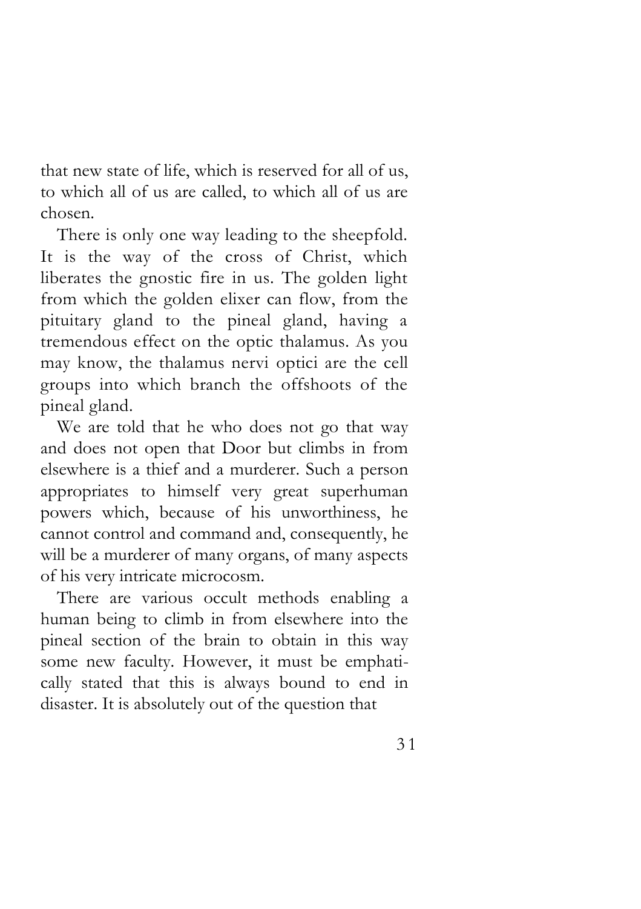that new state of life, which is reserved for all of us, to which all of us are called, to which all of us are chosen.

There is only one way leading to the sheepfold. It is the way of the cross of Christ, which liberates the gnostic fire in us. The golden light from which the golden elixer can flow, from the pituitary gland to the pineal gland, having a tremendous effect on the optic thalamus. As you may know, the thalamus nervi optici are the cell groups into which branch the offshoots of the pineal gland.

We are told that he who does not go that way and does not open that Door but climbs in from elsewhere is a thief and a murderer. Such a person appropriates to himself very great superhuman powers which, because of his unworthiness, he cannot control and command and, consequently, he will be a murderer of many organs, of many aspects of his very intricate microcosm.

There are various occult methods enabling a human being to climb in from elsewhere into the pineal section of the brain to obtain in this way some new faculty. However, it must be emphatically stated that this is always bound to end in disaster. It is absolutely out of the question that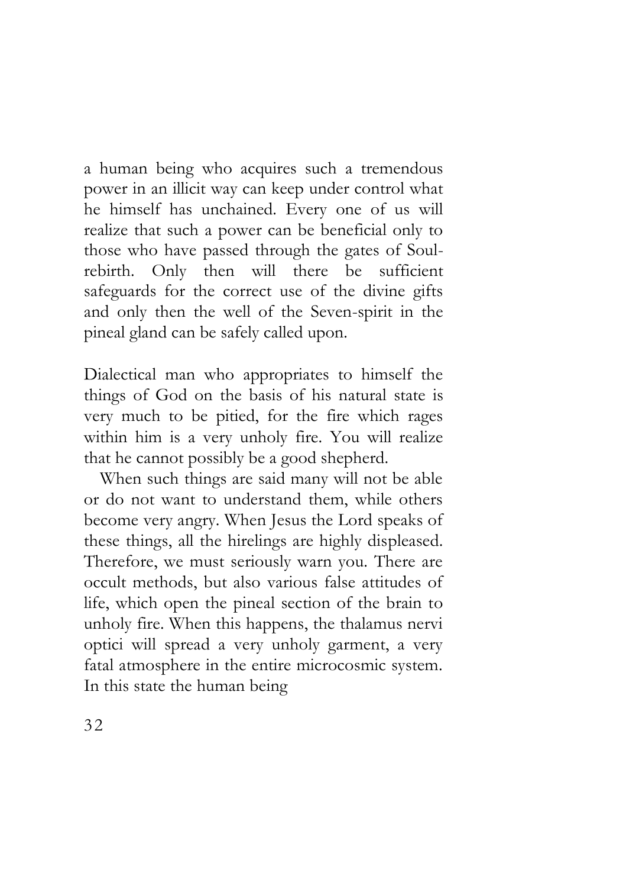a human being who acquires such a tremendous power in an illicit way can keep under control what he himself has unchained. Every one of us will realize that such a power can be beneficial only to those who have passed through the gates of Soul-rebirth. Only then will there be sufficient safeguards for the correct use of the divine gifts and only then the well of the Seven-spirit in the pineal gland can be safely called upon.

Dialectical man who appropriates to himself the things of God on the basis of his natural state is very much to be pitied, for the fire which rages within him is a very unholy fire. You will realize that he cannot possibly be a good shepherd.

When such things are said many will not be able or do not want to understand them, while others become very angry. When Jesus the Lord speaks of these things, all the hirelings are highly displeased. Therefore, we must seriously warn you. There are occult methods, but also various false attitudes of life, which open the pineal section of the brain to unholy fire. When this happens, the thalamus nervi optici will spread a very unholy garment, a very fatal atmosphere in the entire microcosmic system. In this state the human being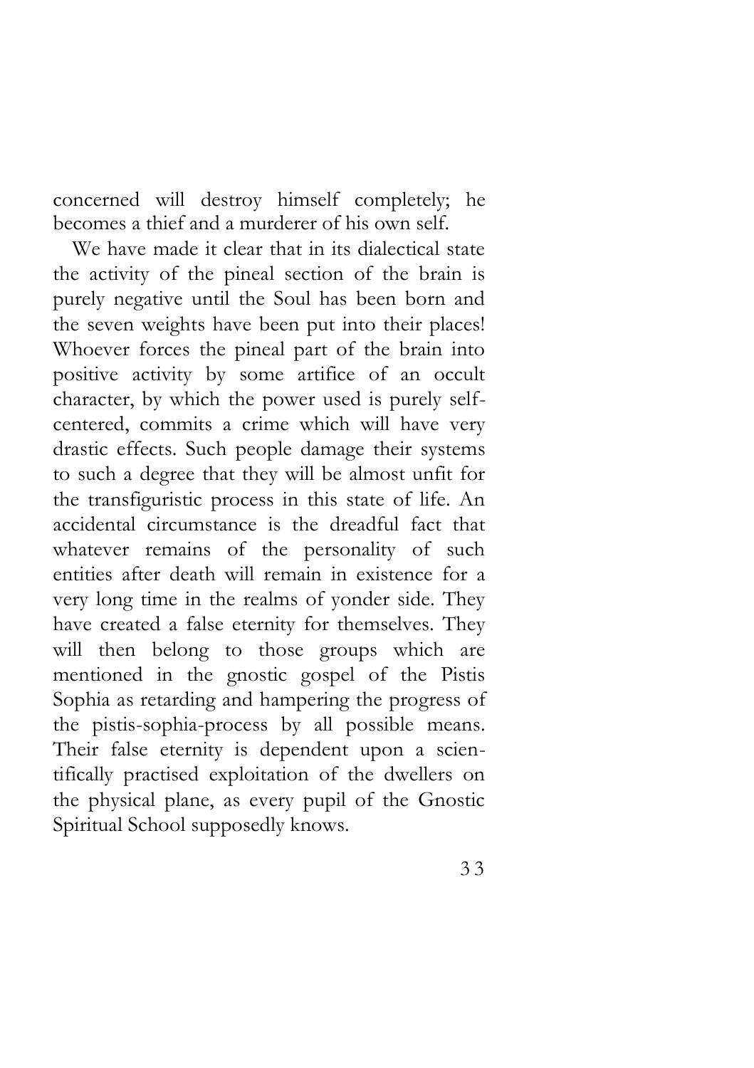concerned will destroy himself completely; he becomes a thief and a murderer of his own self.

We have made it clear that in its dialectical state the activity of the pineal section of the brain is purely negative until the Soul has been born and the seven weights have been put into their places! Whoever forces the pineal part of the brain into positive activity by some artifice of an occult character, by which the power used is purely self-centered, commits a crime which will have very drastic effects. Such people damage their systems to such a degree that they will be almost unfit for the transfiguristic process in this state of life. An accidental circumstance is the dreadful fact that whatever remains of the personality of such entities after death will remain in existence for a very long time in the realms of yonder side. They have created a false eternity for themselves. They will then belong to those groups which are mentioned in the gnostic gospel of the Pistis Sophia as retarding and hampering the progress of the pistis-sophia-process by all possible means. Their false eternity is dependent upon a scientifically practised exploitation of the dwellers on the physical plane, as every pupil of the Gnostic Spiritual School supposedly knows.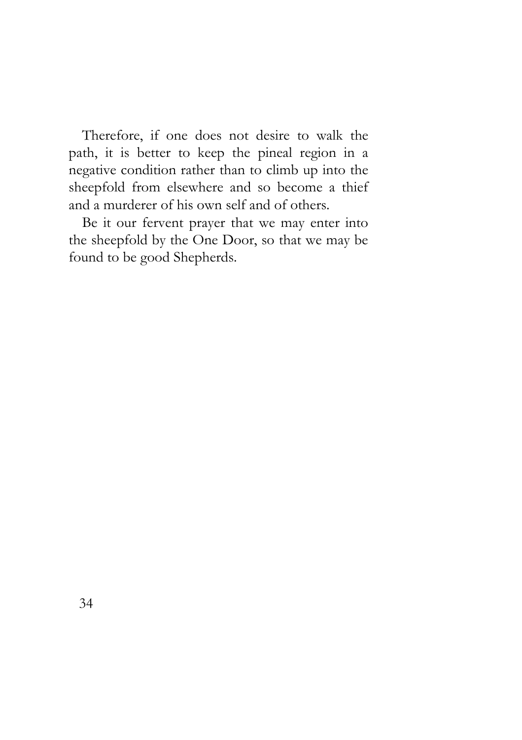Therefore, if one does not desire to walk the path, it is better to keep the pineal region in a negative condition rather than to climb up into the sheepfold from elsewhere and so become a thief and a murderer of his own self and of others.

Be it our fervent prayer that we may enter into the sheepfold by the One Door, so that we may be found to be good Shepherds.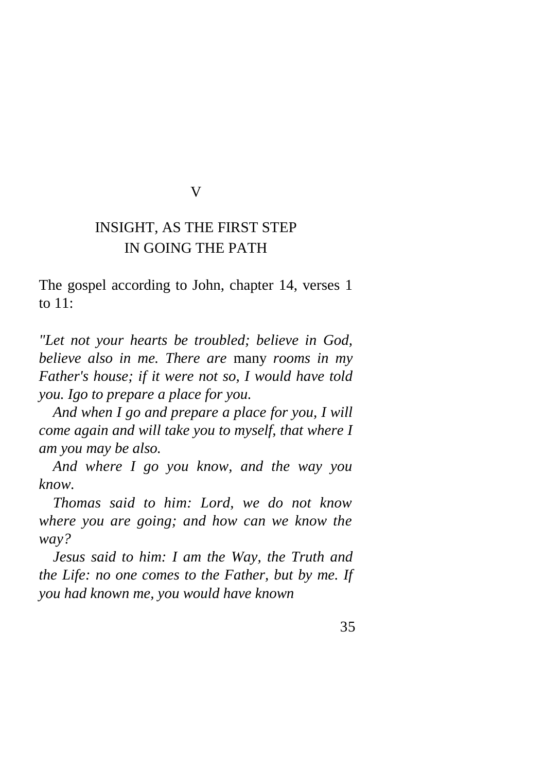# V

## INSIGHT, AS THE FIRST STEP IN GOING THE PATH

The gospel according to John, chapter 14, verses 1 to 11:

*"Let not your hearts be troubled; believe in God, believe also in me. There are* many *rooms in my Father's house; if it were not so, I would have told you. Igo to prepare a place for you.*

*And when I go and prepare a place for you, I will come again and will take you to myself, that where I am you may be also.*

*And where I go you know, and the way you know.*

*Thomas said to him: Lord, we do not know where you are going; and how can we know the way?*

*Jesus said to him: I am the Way, the Truth and the Life: no one comes to the Father, but by me. If you had known me, you would have known*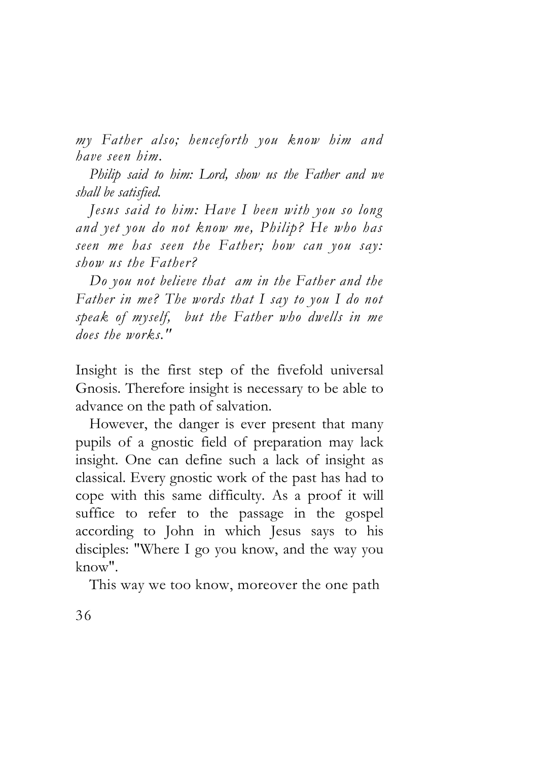*my Father also; henceforth you know him and have seen him.*

*Philip said to him: Lord, show us the Father and we shall be satisfied.*

*Jesus said to him: Have I been with you so long and yet you do not know me, Philip? He who has seen me has seen the Father; how can you say: show us the Father?*

*Do you not believe that am in the Father and the Father in me? The words that I say to you I do not speak of myself, but the Father who dwells in me does the works."*

Insight is the first step of the fivefold universal Gnosis. Therefore insight is necessary to be able to advance on the path of salvation.

However, the danger is ever present that many pupils of a gnostic field of preparation may lack insight. One can define such a lack of insight as classical. Every gnostic work of the past has had to cope with this same difficulty. As a proof it will suffice to refer to the passage in the gospel according to John in which Jesus says to his disciples: "Where I go you know, and the way you know".

This way we too know, moreover the one path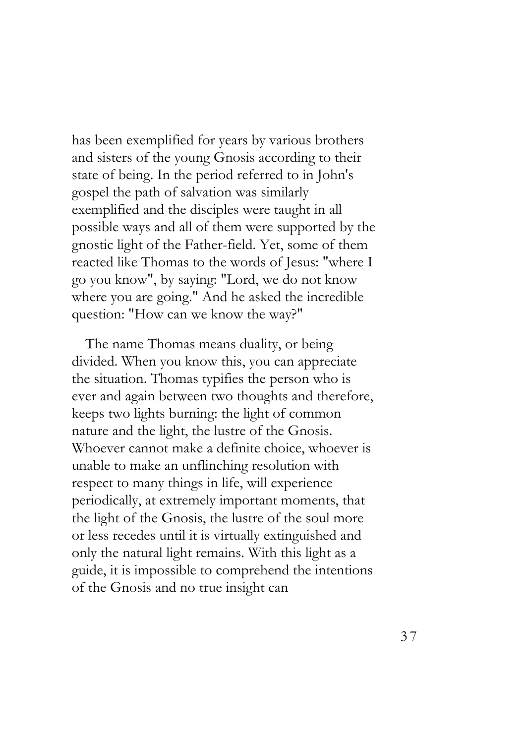has been exemplified for years by various brothers and sisters of the young Gnosis according to their state of being. In the period referred to in John's gospel the path of salvation was similarly exemplified and the disciples were taught in all possible ways and all of them were supported by the gnostic light of the Father-field. Yet, some of them reacted like Thomas to the words of Jesus: "where I go you know", by saying: "Lord, we do not know where you are going." And he asked the incredible question: "How can we know the way?"

The name Thomas means duality, or being divided. When you know this, you can appreciate the situation. Thomas typifies the person who is ever and again between two thoughts and therefore, keeps two lights burning: the light of common nature and the light, the lustre of the Gnosis. Whoever cannot make a definite choice, whoever is unable to make an unflinching resolution with respect to many things in life, will experience periodically, at extremely important moments, that the light of the Gnosis, the lustre of the soul more or less recedes until it is virtually extinguished and only the natural light remains. With this light as a guide, it is impossible to comprehend the intentions of the Gnosis and no true insight can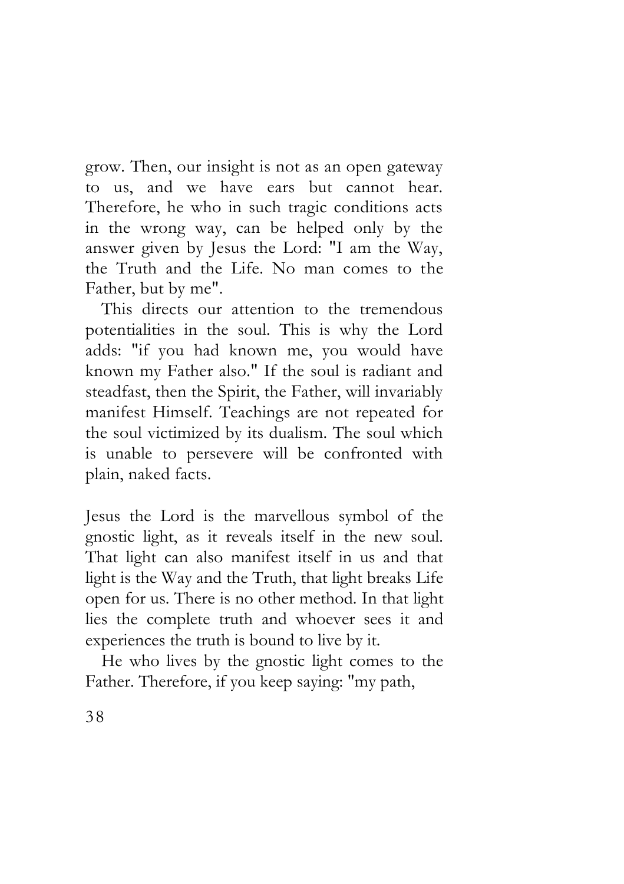grow. Then, our insight is not as an open gateway to us, and we have ears but cannot hear. Therefore, he who in such tragic conditions acts in the wrong way, can be helped only by the answer given by Jesus the Lord: "I am the Way, the Truth and the Life. No man comes to the Father, but by me".

This directs our attention to the tremendous potentialities in the soul. This is why the Lord adds: "if you had known me, you would have known my Father also." If the soul is radiant and steadfast, then the Spirit, the Father, will invariably manifest Himself. Teachings are not repeated for the soul victimized by its dualism. The soul which is unable to persevere will be confronted with plain, naked facts.

Jesus the Lord is the marvellous symbol of the gnostic light, as it reveals itself in the new soul. That light can also manifest itself in us and that light is the Way and the Truth, that light breaks Life open for us. There is no other method. In that light lies the complete truth and whoever sees it and experiences the truth is bound to live by it.

He who lives by the gnostic light comes to the Father. Therefore, if you keep saying: "my path,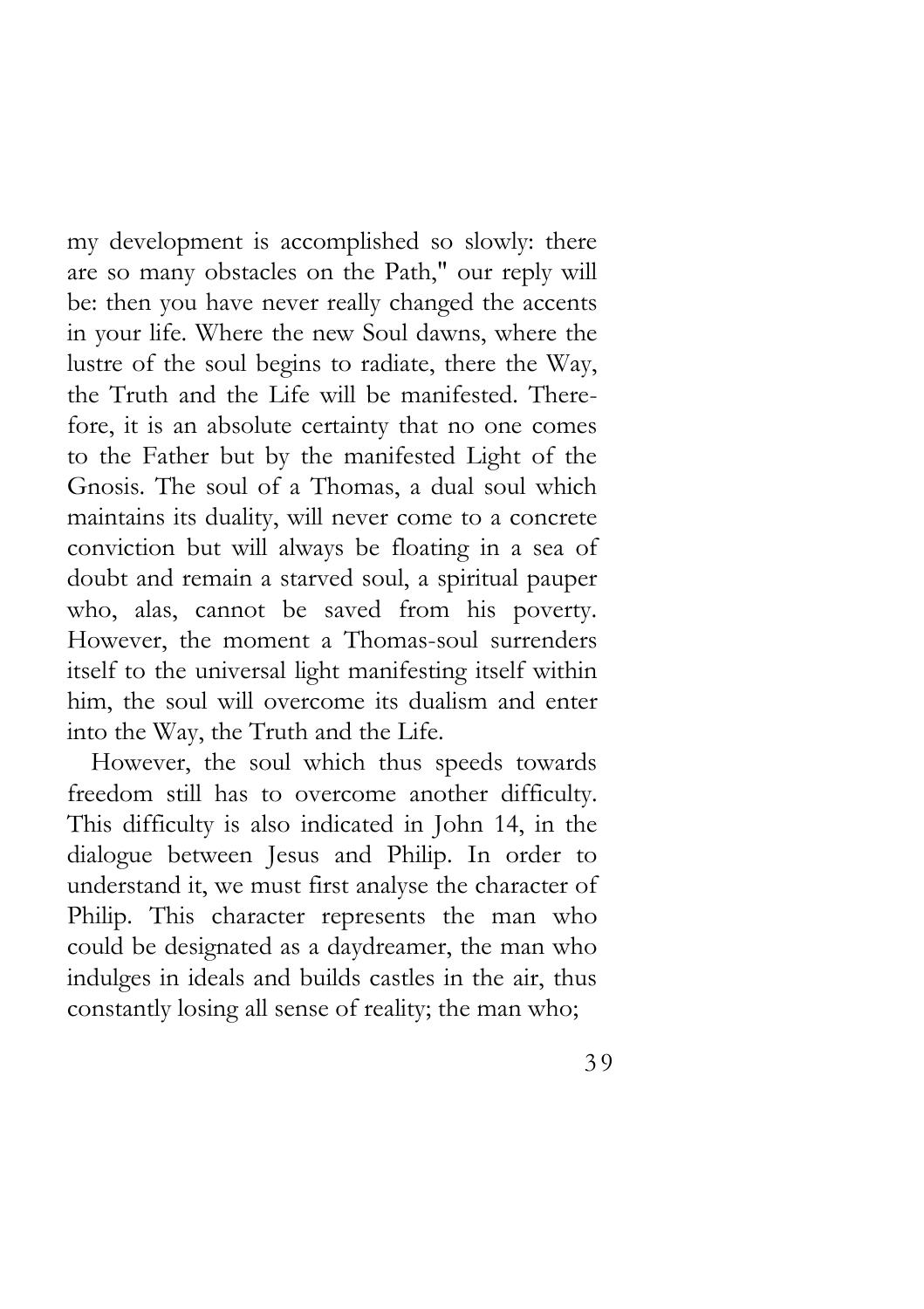my development is accomplished so slowly: there are so many obstacles on the Path," our reply will be: then you have never really changed the accents in your life. Where the new Soul dawns, where the lustre of the soul begins to radiate, there the Way, the Truth and the Life will be manifested. Therefore, it is an absolute certainty that no one comes to the Father but by the manifested Light of the Gnosis. The soul of a Thomas, a dual soul which maintains its duality, will never come to a concrete conviction but will always be floating in a sea of doubt and remain a starved soul, a spiritual pauper who, alas, cannot be saved from his poverty. However, the moment a Thomas-soul surrenders itself to the universal light manifesting itself within him, the soul will overcome its dualism and enter into the Way, the Truth and the Life.

However, the soul which thus speeds towards freedom still has to overcome another difficulty. This difficulty is also indicated in John 14, in the dialogue between Jesus and Philip. In order to understand it, we must first analyse the character of Philip. This character represents the man who could be designated as a daydreamer, the man who indulges in ideals and builds castles in the air, thus constantly losing all sense of reality; the man who;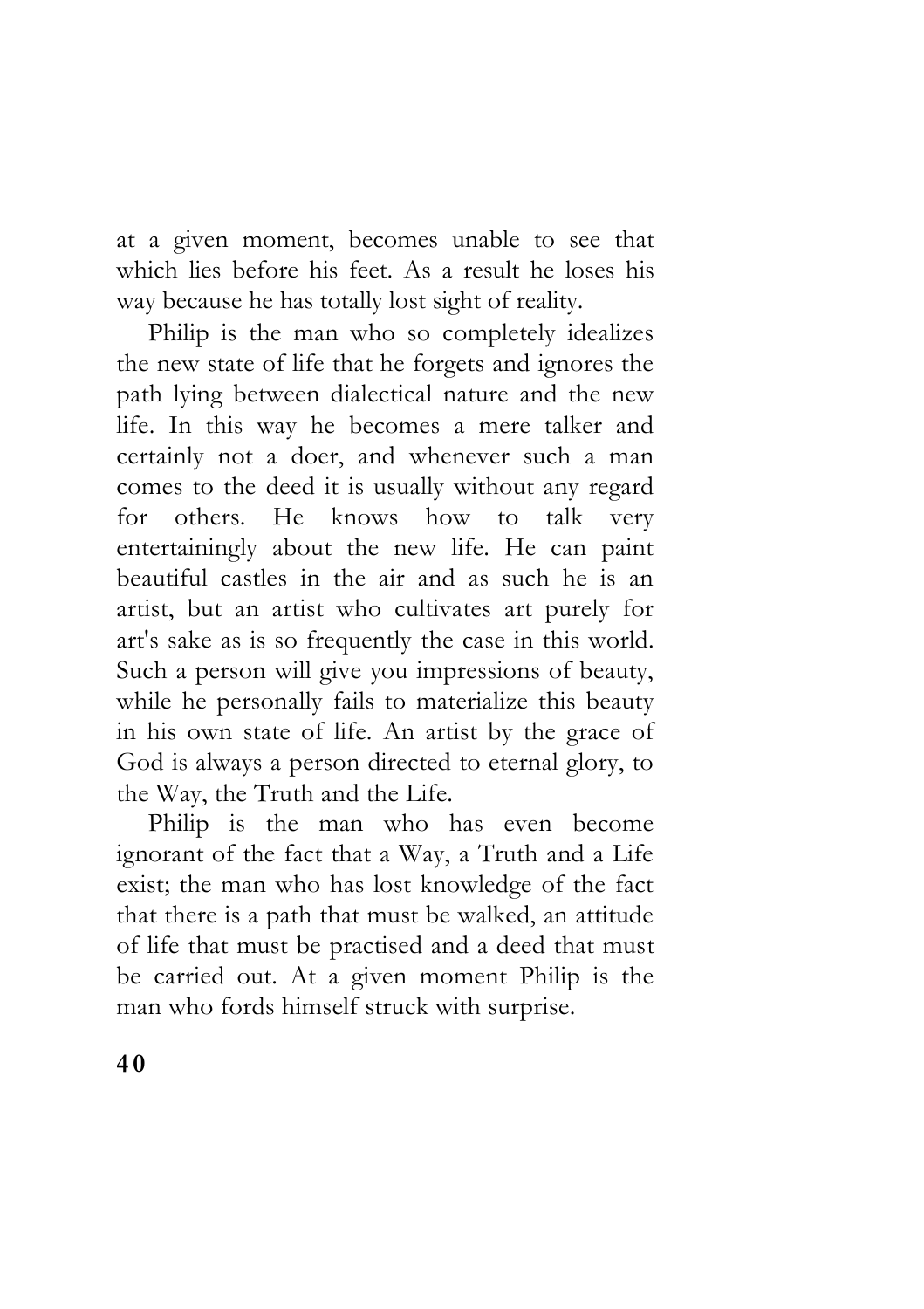at a given moment, becomes unable to see that which lies before his feet. As a result he loses his way because he has totally lost sight of reality.

Philip is the man who so completely idealizes the new state of life that he forgets and ignores the path lying between dialectical nature and the new life. In this way he becomes a mere talker and certainly not a doer, and whenever such a man comes to the deed it is usually without any regard for others. He knows how to talk very entertainingly about the new life. He can paint beautiful castles in the air and as such he is an artist, but an artist who cultivates art purely for art's sake as is so frequently the case in this world. Such a person will give you impressions of beauty, while he personally fails to materialize this beauty in his own state of life. An artist by the grace of God is always a person directed to eternal glory, to the Way, the Truth and the Life.

Philip is the man who has even become ignorant of the fact that a Way, a Truth and a Life exist; the man who has lost knowledge of the fact that there is a path that must be walked, an attitude of life that must be practised and a deed that must be carried out. At a given moment Philip is the man who fords himself struck with surprise.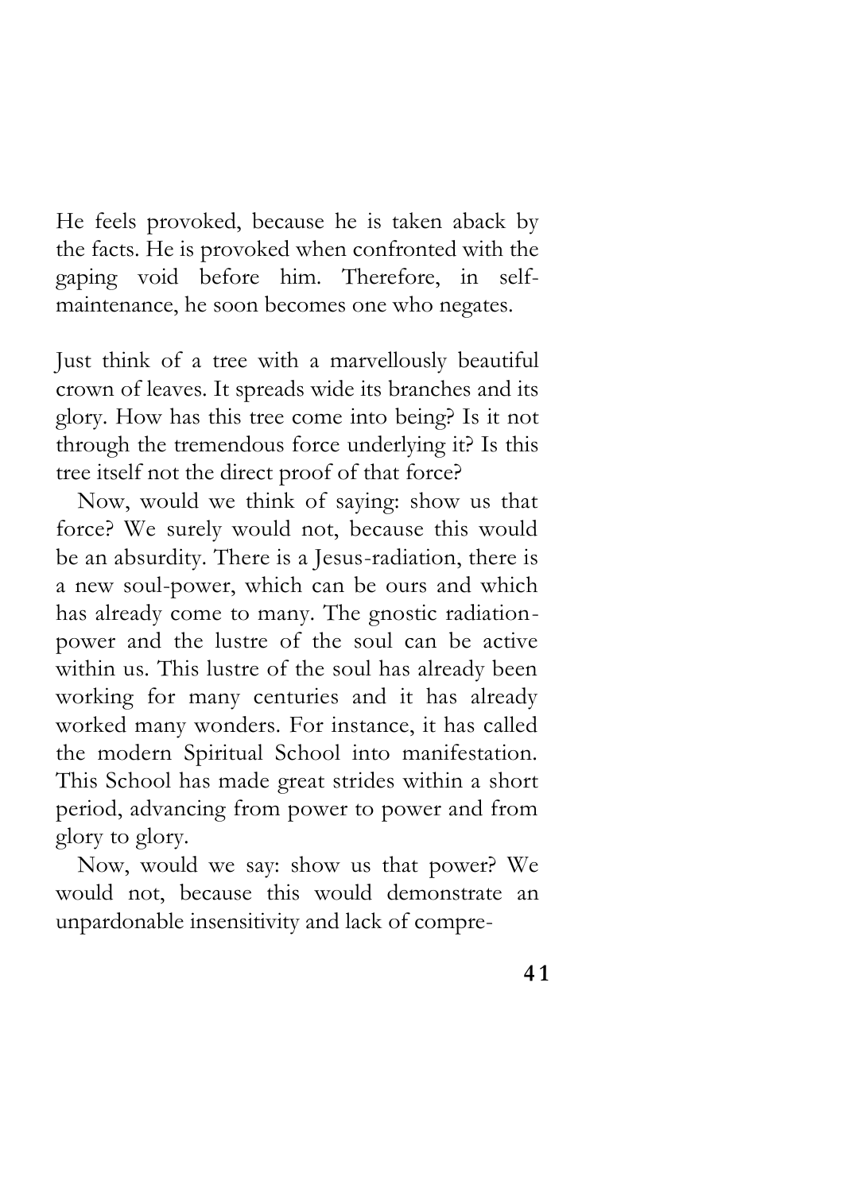He feels provoked, because he is taken aback by the facts. He is provoked when confronted with the gaping void before him. Therefore, in self-maintenance, he soon becomes one who negates.

Just think of a tree with a marvellously beautiful crown of leaves. It spreads wide its branches and its glory. How has this tree come into being? Is it not through the tremendous force underlying it? Is this tree itself not the direct proof of that force?

Now, would we think of saying: show us that force? We surely would not, because this would be an absurdity. There is a Jesus-radiation, there is a new soul-power, which can be ours and which has already come to many. The gnostic radiation-power and the lustre of the soul can be active within us. This lustre of the soul has already been working for many centuries and it has already worked many wonders. For instance, it has called the modern Spiritual School into manifestation. This School has made great strides within a short period, advancing from power to power and from glory to glory.

Now, would we say: show us that power? We would not, because this would demonstrate an unpardonable insensitivity and lack of compre-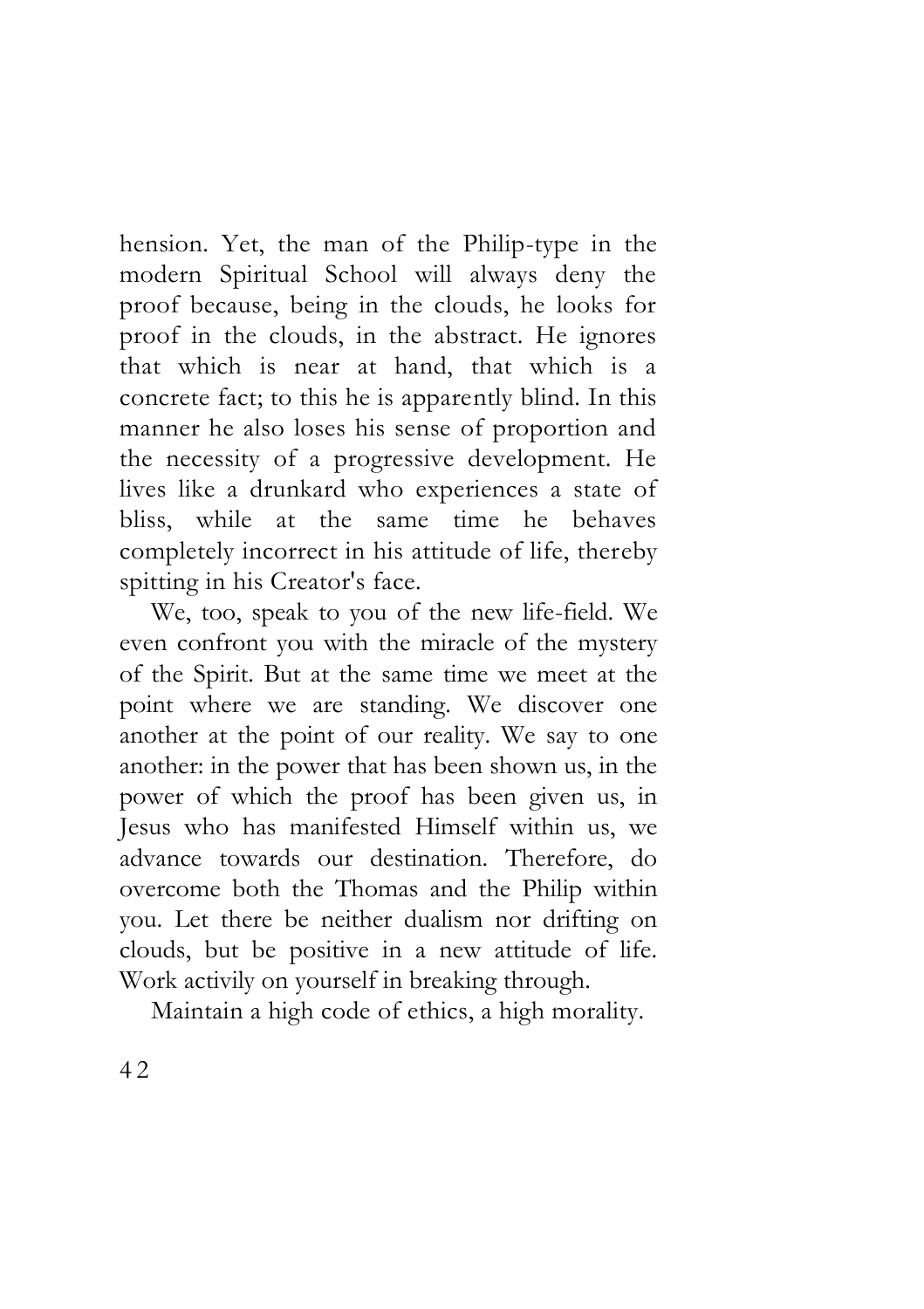hension. Yet, the man of the Philip-type in the modern Spiritual School will always deny the proof because, being in the clouds, he looks for proof in the clouds, in the abstract. He ignores that which is near at hand, that which is a concrete fact; to this he is apparently blind. In this manner he also loses his sense of proportion and the necessity of a progressive development. He lives like a drunkard who experiences a state of bliss, while at the same time he behaves completely incorrect in his attitude of life, thereby spitting in his Creator's face.

We, too, speak to you of the new life-field. We even confront you with the miracle of the mystery of the Spirit. But at the same time we meet at the point where we are standing. We discover one another at the point of our reality. We say to one another: in the power that has been shown us, in the power of which the proof has been given us, in Jesus who has manifested Himself within us, we advance towards our destination. Therefore, do overcome both the Thomas and the Philip within you. Let there be neither dualism nor drifting on clouds, but be positive in a new attitude of life. Work activily on yourself in breaking through.

Maintain a high code of ethics, a high morality.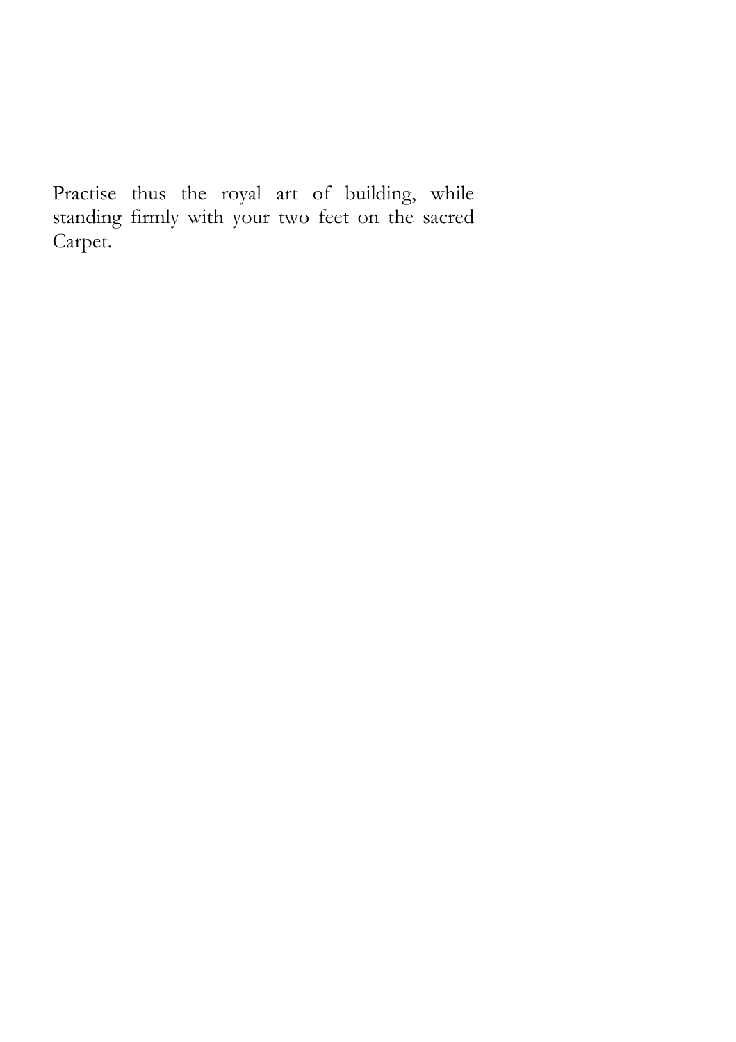Practise thus the royal art of building, while standing firmly with your two feet on the sacred Carpet.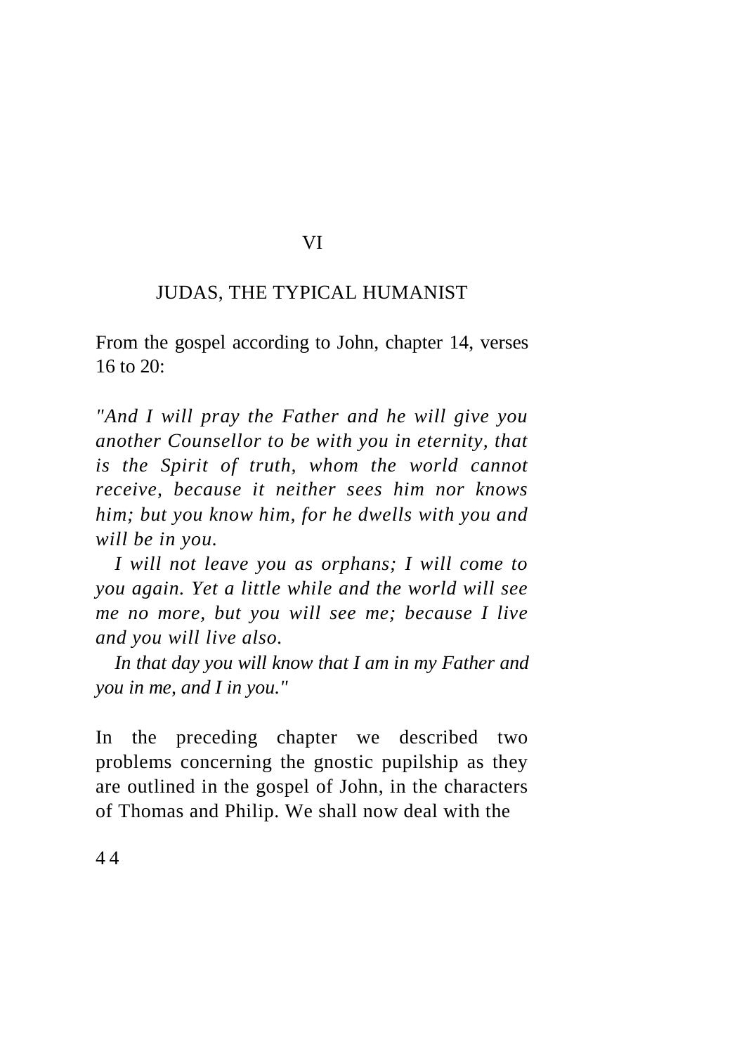# VI

## JUDAS, THE TYPICAL HUMANIST

From the gospel according to John, chapter 14, verses 16 to 20:

*"And I will pray the Father and he will give you another Counsellor to be with you in eternity, that is the Spirit of truth, whom the world cannot receive, because it neither sees him nor knows him; but you know him, for he dwells with you and will be in you.*

*I will not leave you as orphans; I will come to you again. Yet a little while and the world will see me no more, but you will see me; because I live and you will live also.*

*In that day you will know that I am in my Father and you in me, and I in you."*

In the preceding chapter we described two problems concerning the gnostic pupilship as they are outlined in the gospel of John, in the characters of Thomas and Philip. We shall now deal with the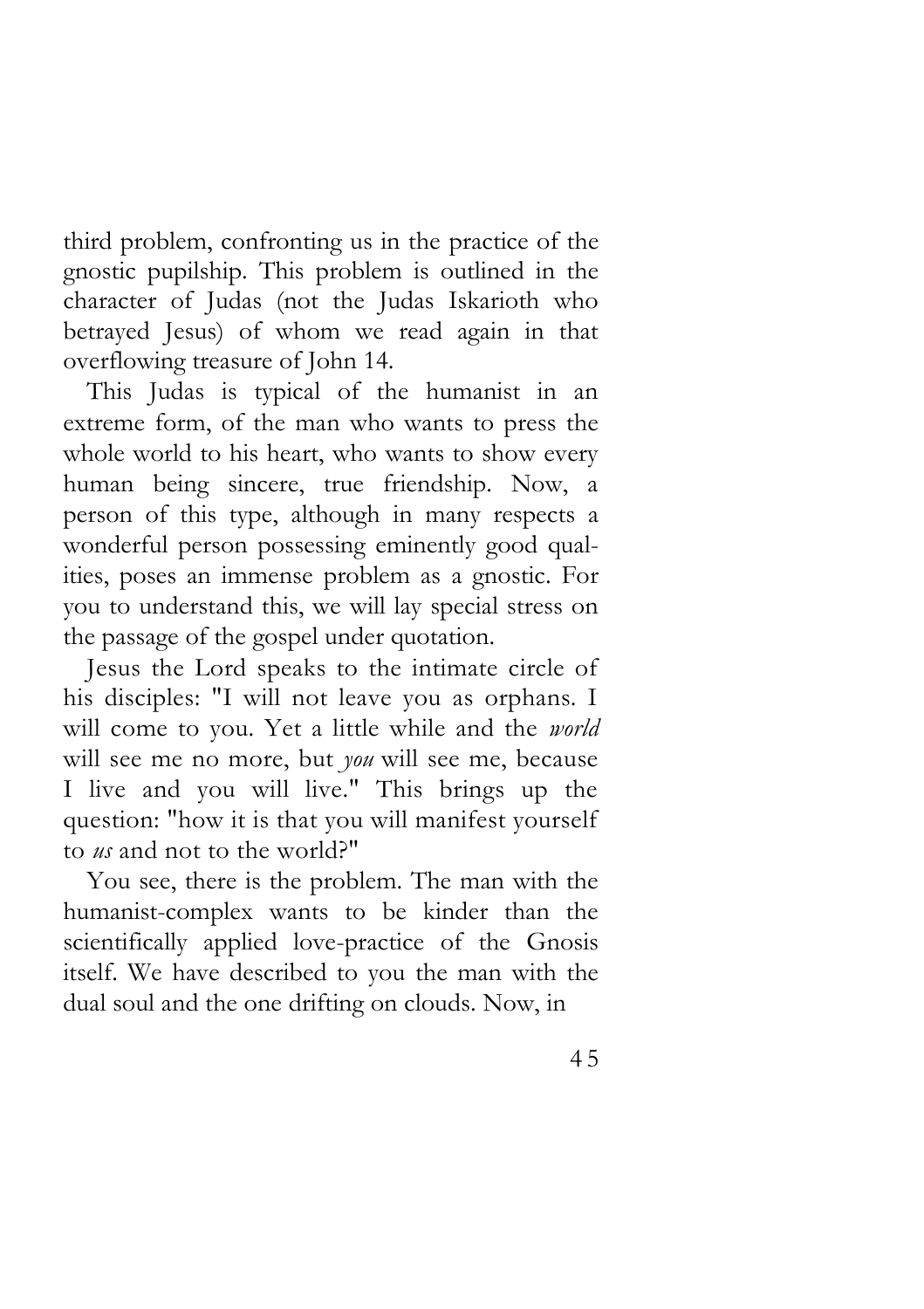third problem, confronting us in the practice of the gnostic pupilship. This problem is outlined in the character of Judas (not the Judas Iskarioth who betrayed Jesus) of whom we read again in that overflowing treasure of John 14.

This Judas is typical of the humanist in an extreme form, of the man who wants to press the whole world to his heart, who wants to show every human being sincere, true friendship. Now, a person of this type, although in many respects a wonderful person possessing eminently good qualities, poses an immense problem as a gnostic. For you to understand this, we will lay special stress on the passage of the gospel under quotation.

Jesus the Lord speaks to the intimate circle of his disciples: "I will not leave you as orphans. I will come to you. Yet a little while and the *world* will see me no more, but *you* will see me, because I live and you will live." This brings up the question: "how it is that you will manifest yourself to *us* and not to the world?"

You see, there is the problem. The man with the humanist-complex wants to be kinder than the scientifically applied love-practice of the Gnosis itself. We have described to you the man with the dual soul and the one drifting on clouds. Now, in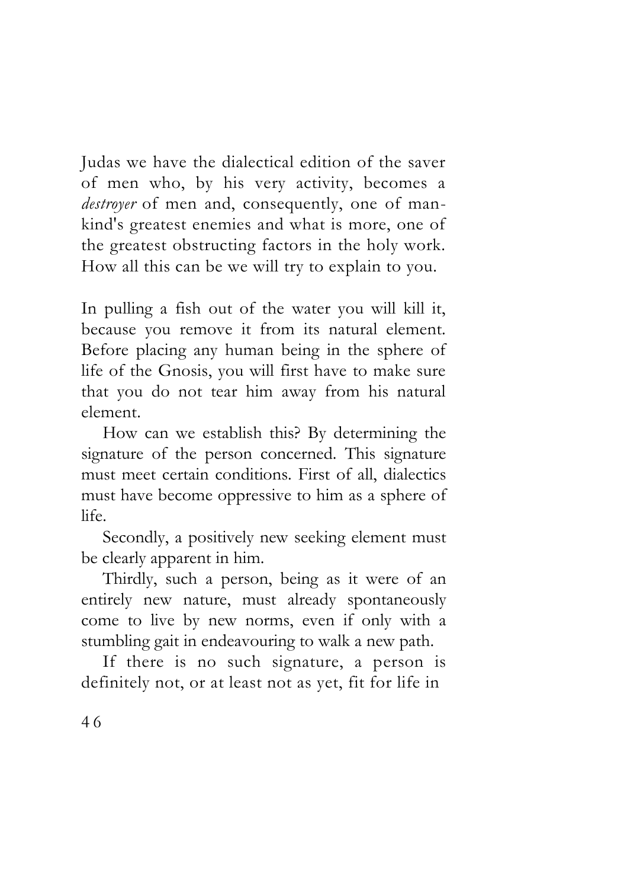Judas we have the dialectical edition of the saver of men who, by his very activity, becomes a *destroyer* of men and, consequently, one of mankind's greatest enemies and what is more, one of the greatest obstructing factors in the holy work. How all this can be we will try to explain to you.

In pulling a fish out of the water you will kill it, because you remove it from its natural element. Before placing any human being in the sphere of life of the Gnosis, you will first have to make sure that you do not tear him away from his natural element.

How can we establish this? By determining the signature of the person concerned. This signature must meet certain conditions. First of all, dialectics must have become oppressive to him as a sphere of life.

Secondly, a positively new seeking element must be clearly apparent in him.

Thirdly, such a person, being as it were of an entirely new nature, must already spontaneously come to live by new norms, even if only with a stumbling gait in endeavouring to walk a new path.

If there is no such signature, a person is definitely not, or at least not as yet, fit for life in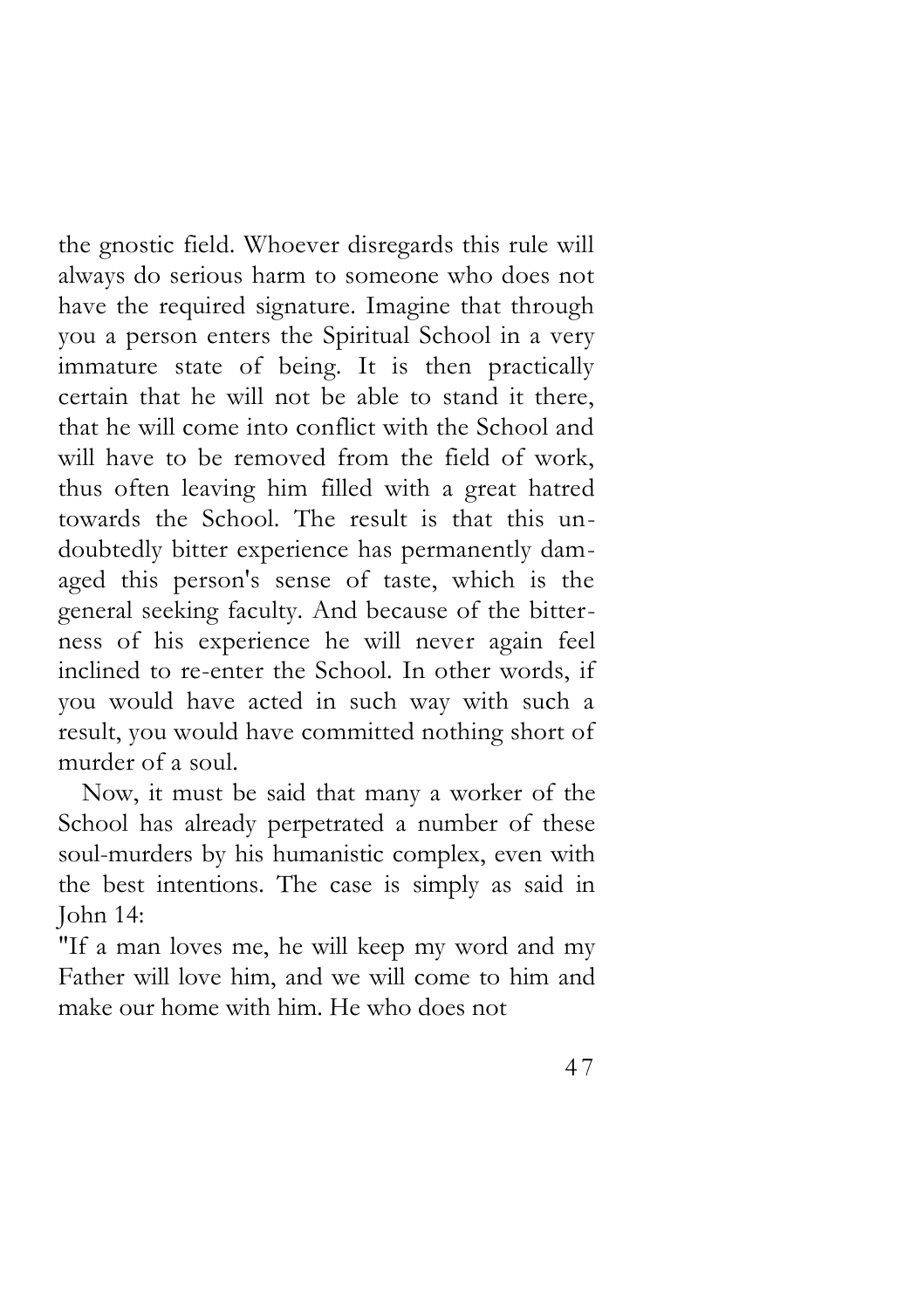the gnostic field. Whoever disregards this rule will always do serious harm to someone who does not have the required signature. Imagine that through you a person enters the Spiritual School in a very immature state of being. It is then practically certain that he will not be able to stand it there, that he will come into conflict with the School and will have to be removed from the field of work, thus often leaving him filled with a great hatred towards the School. The result is that this undoubtedly bitter experience has permanently damaged this person's sense of taste, which is the general seeking faculty. And because of the bitterness of his experience he will never again feel inclined to re-enter the School. In other words, if you would have acted in such way with such a result, you would have committed nothing short of murder of a soul.

Now, it must be said that many a worker of the School has already perpetrated a number of these soul-murders by his humanistic complex, even with the best intentions. The case is simply as said in John 14:

"If a man loves me, he will keep my word and my Father will love him, and we will come to him and make our home with him. He who does not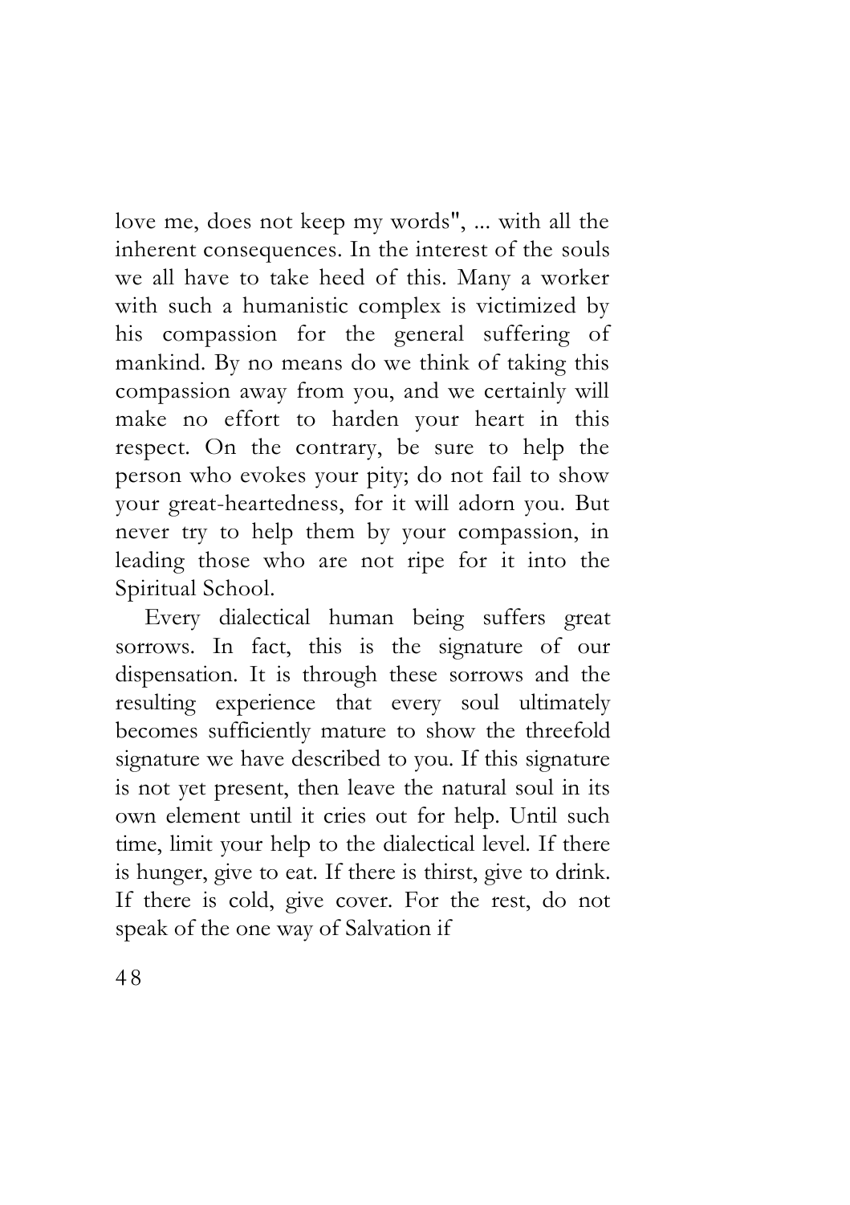love me, does not keep my words", ... with all the inherent consequences. In the interest of the souls we all have to take heed of this. Many a worker with such a humanistic complex is victimized by his compassion for the general suffering of mankind. By no means do we think of taking this compassion away from you, and we certainly will make no effort to harden your heart in this respect. On the contrary, be sure to help the person who evokes your pity; do not fail to show your great-heartedness, for it will adorn you. But never try to help them by your compassion, in leading those who are not ripe for it into the Spiritual School.

Every dialectical human being suffers great sorrows. In fact, this is the signature of our dispensation. It is through these sorrows and the resulting experience that every soul ultimately becomes sufficiently mature to show the threefold signature we have described to you. If this signature is not yet present, then leave the natural soul in its own element until it cries out for help. Until such time, limit your help to the dialectical level. If there is hunger, give to eat. If there is thirst, give to drink. If there is cold, give cover. For the rest, do not speak of the one way of Salvation if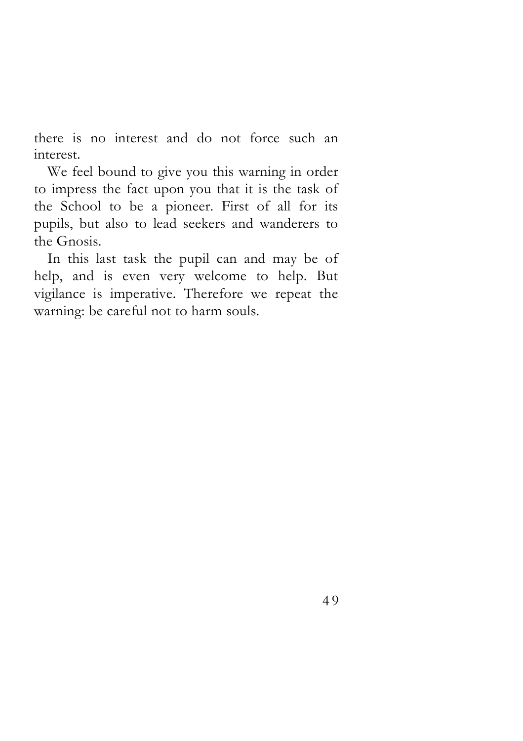there is no interest and do not force such an interest.

We feel bound to give you this warning in order to impress the fact upon you that it is the task of the School to be a pioneer. First of all for its pupils, but also to lead seekers and wanderers to the Gnosis.

In this last task the pupil can and may be of help, and is even very welcome to help. But vigilance is imperative. Therefore we repeat the warning: be careful not to harm souls.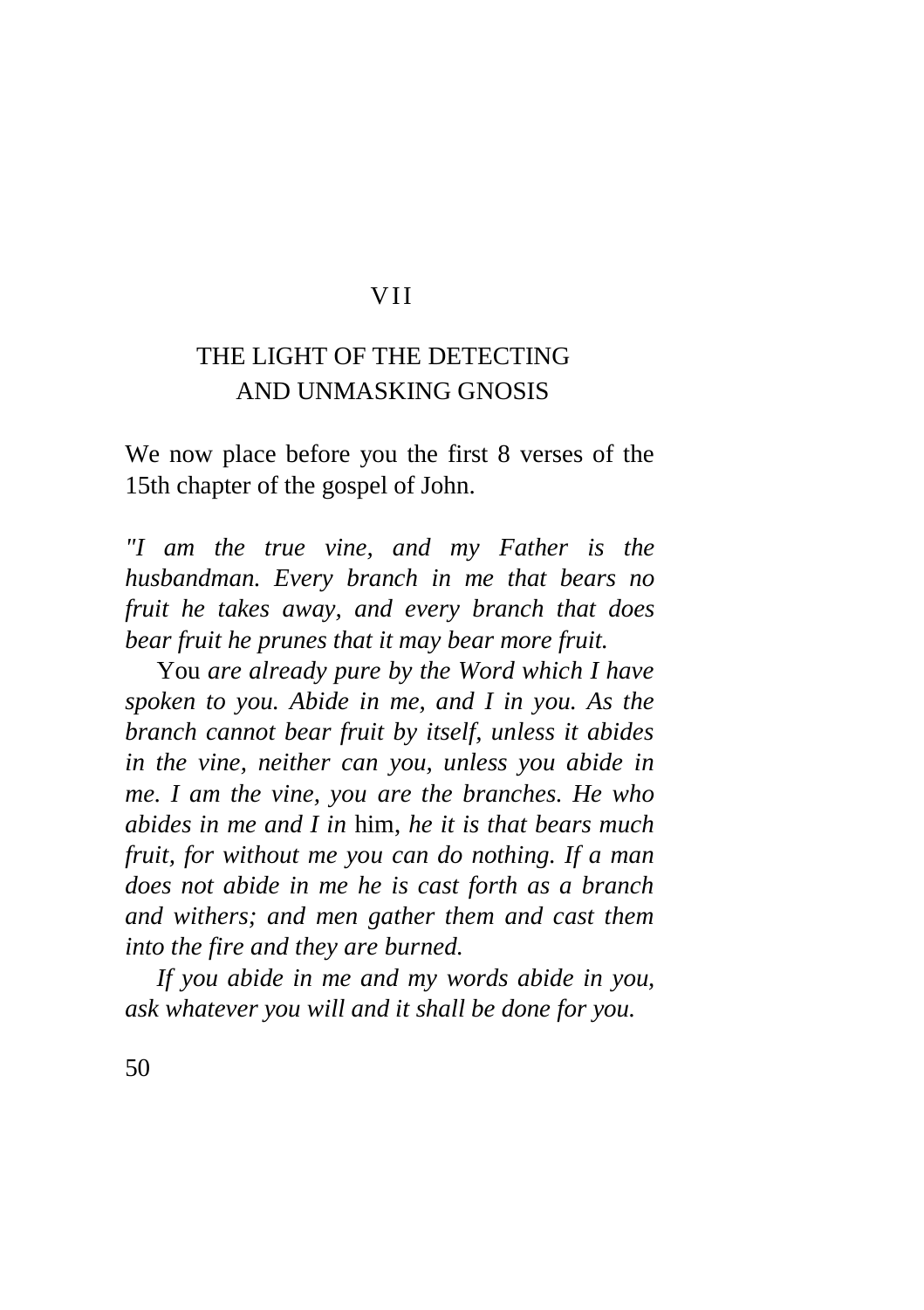## VII

## THE LIGHT OF THE DETECTING AND UNMASKING GNOSIS

We now place before you the first 8 verses of the 15th chapter of the gospel of John.

*"I am the true vine, and my Father is the husbandman. Every branch in me that bears no fruit he takes away, and every branch that does bear fruit he prunes that it may bear more fruit.*

You *are already pure by the Word which I have spoken to you. Abide in me, and I in you. As the branch cannot bear fruit by itself, unless it abides in the vine, neither can you, unless you abide in me. I am the vine, you are the branches. He who abides in me and I in* him*, he it is that bears much fruit, for without me you can do nothing. If a man does not abide in me he is cast forth as a branch and withers; and men gather them and cast them into the fire and they are burned.*

*If you abide in me and my words abide in you, ask whatever you will and it shall be done for you.*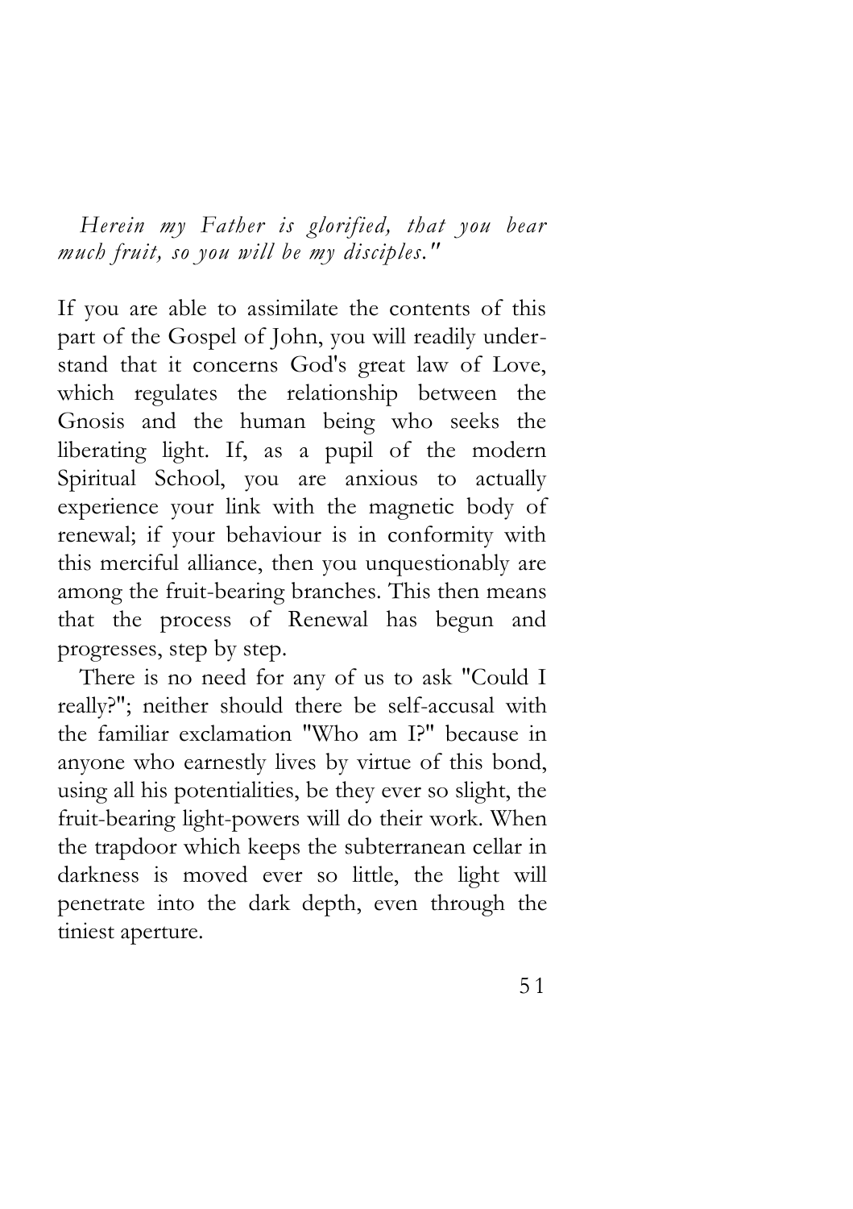*Herein my Father is glorified, that you bear much fruit, so you will be my disciples."*

If you are able to assimilate the contents of this part of the Gospel of John, you will readily understand that it concerns God's great law of Love, which regulates the relationship between the Gnosis and the human being who seeks the liberating light. If, as a pupil of the modern Spiritual School, you are anxious to actually experience your link with the magnetic body of renewal; if your behaviour is in conformity with this merciful alliance, then you unquestionably are among the fruit-bearing branches. This then means that the process of Renewal has begun and progresses, step by step.

There is no need for any of us to ask "Could I really?"; neither should there be self-accusal with the familiar exclamation "Who am I?" because in anyone who earnestly lives by virtue of this bond, using all his potentialities, be they ever so slight, the fruit-bearing light-powers will do their work. When the trapdoor which keeps the subterranean cellar in darkness is moved ever so little, the light will penetrate into the dark depth, even through the tiniest aperture.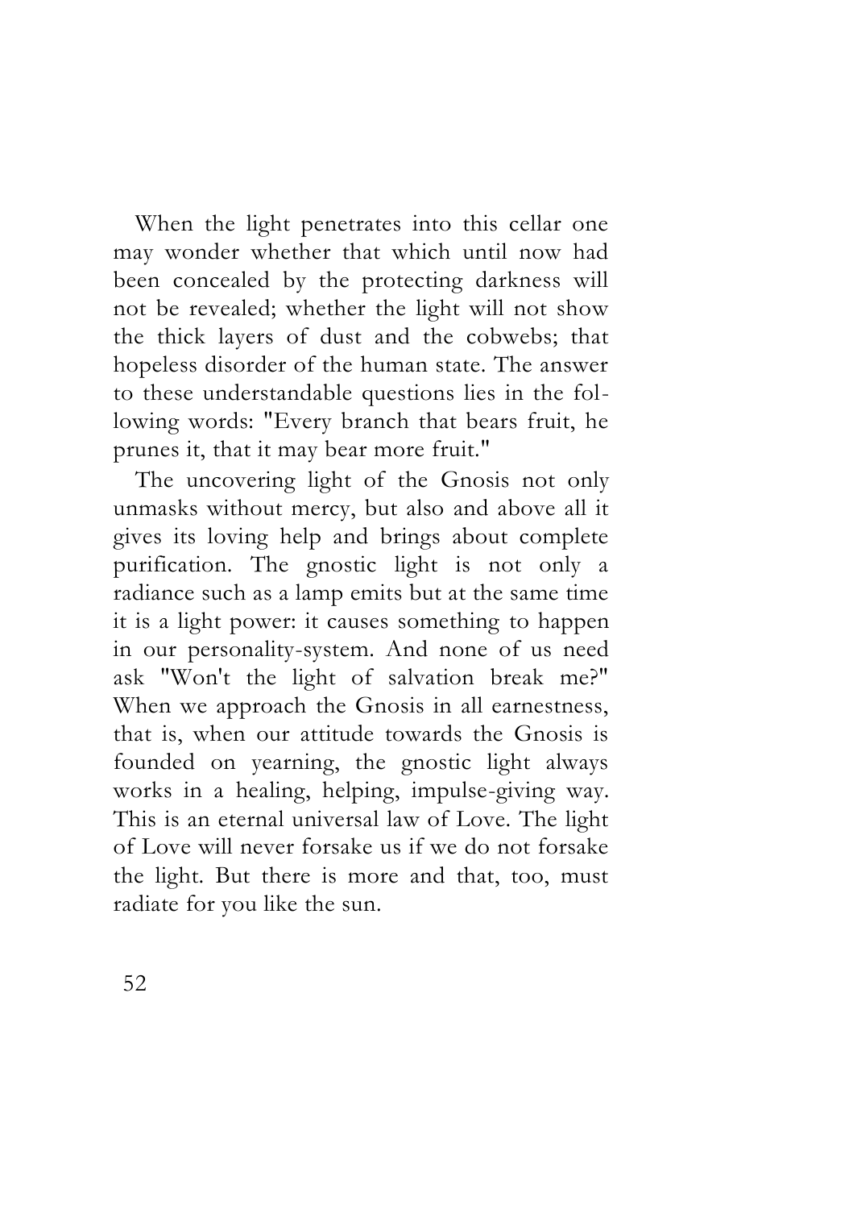When the light penetrates into this cellar one may wonder whether that which until now had been concealed by the protecting darkness will not be revealed; whether the light will not show the thick layers of dust and the cobwebs; that hopeless disorder of the human state. The answer to these understandable questions lies in the following words: "Every branch that bears fruit, he prunes it, that it may bear more fruit."

The uncovering light of the Gnosis not only unmasks without mercy, but also and above all it gives its loving help and brings about complete purification. The gnostic light is not only a radiance such as a lamp emits but at the same time it is a light power: it causes something to happen in our personality-system. And none of us need ask "Won't the light of salvation break me?" When we approach the Gnosis in all earnestness, that is, when our attitude towards the Gnosis is founded on yearning, the gnostic light always works in a healing, helping, impulse-giving way. This is an eternal universal law of Love. The light of Love will never forsake us if we do not forsake the light. But there is more and that, too, must radiate for you like the sun.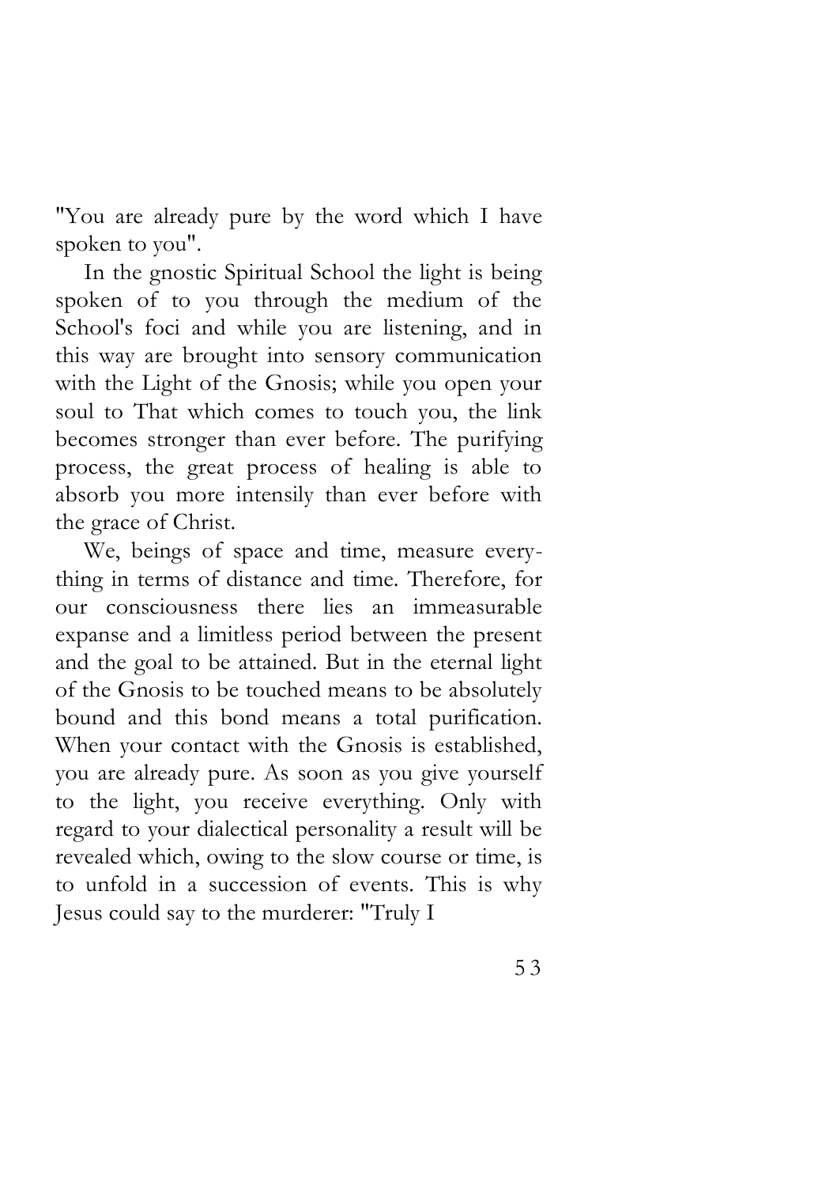"You are already pure by the word which I have spoken to you".

In the gnostic Spiritual School the light is being spoken of to you through the medium of the School's foci and while you are listening, and in this way are brought into sensory communication with the Light of the Gnosis; while you open your soul to That which comes to touch you, the link becomes stronger than ever before. The purifying process, the great process of healing is able to absorb you more intensily than ever before with the grace of Christ.

We, beings of space and time, measure everything in terms of distance and time. Therefore, for our consciousness there lies an immeasurable expanse and a limitless period between the present and the goal to be attained. But in the eternal light of the Gnosis to be touched means to be absolutely bound and this bond means a total purification. When your contact with the Gnosis is established, you are already pure. As soon as you give yourself to the light, you receive everything. Only with regard to your dialectical personality a result will be revealed which, owing to the slow course or time, is to unfold in a succession of events. This is why Jesus could say to the murderer: "Truly I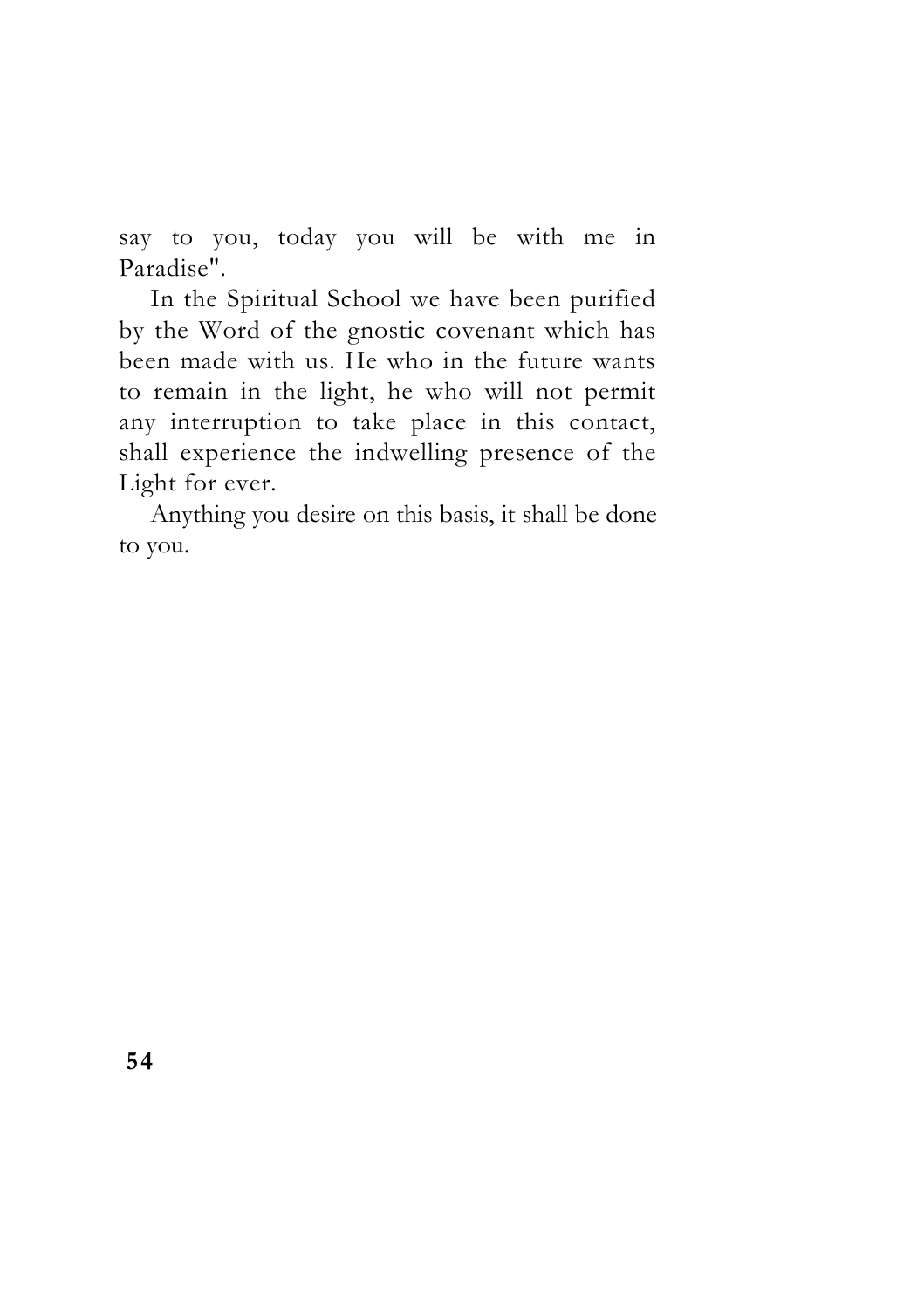say to you, today you will be with me in Paradise".

In the Spiritual School we have been purified by the Word of the gnostic covenant which has been made with us. He who in the future wants to remain in the light, he who will not permit any interruption to take place in this contact, shall experience the indwelling presence of the Light for ever.

Anything you desire on this basis, it shall be done to you.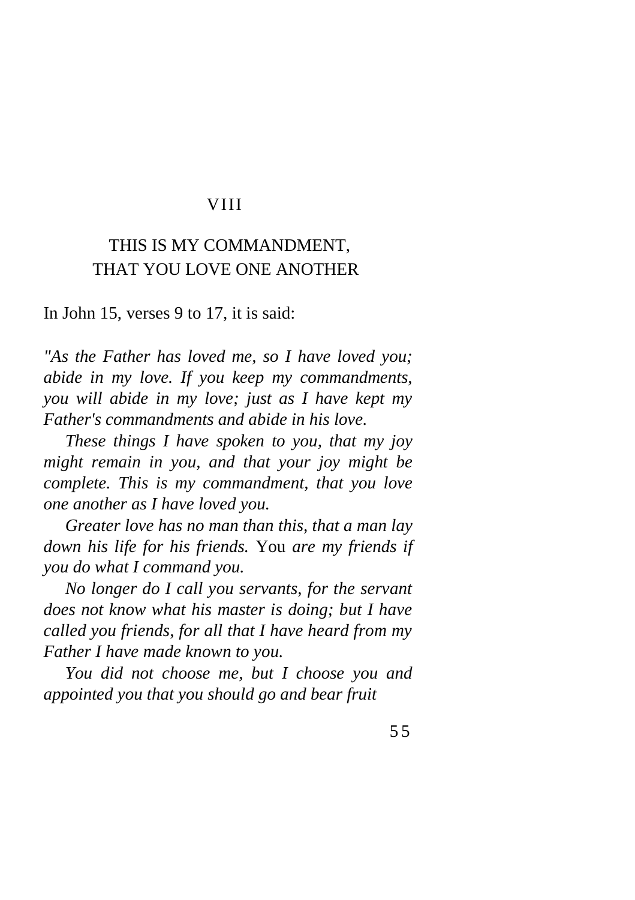VIII

## THIS IS MY COMMANDMENT, THAT YOU LOVE ONE ANOTHER

In John 15, verses 9 to 17, it is said:

*"As the Father has loved me, so I have loved you; abide in my love. If you keep my commandments, you will abide in my love; just as I have kept my Father's commandments and abide in his love.*

*These things I have spoken to you, that my joy might remain in you, and that your joy might be complete. This is my commandment, that you love one another as I have loved you.*

*Greater love has no man than this, that a man lay down his life for his friends.* You *are my friends if you do what I command you.*

*No longer do I call you servants, for the servant does not know what his master is doing; but I have called you friends, for all that I have heard from my Father I have made known to you.*

*You did not choose me, but I choose you and appointed you that you should go and bear fruit*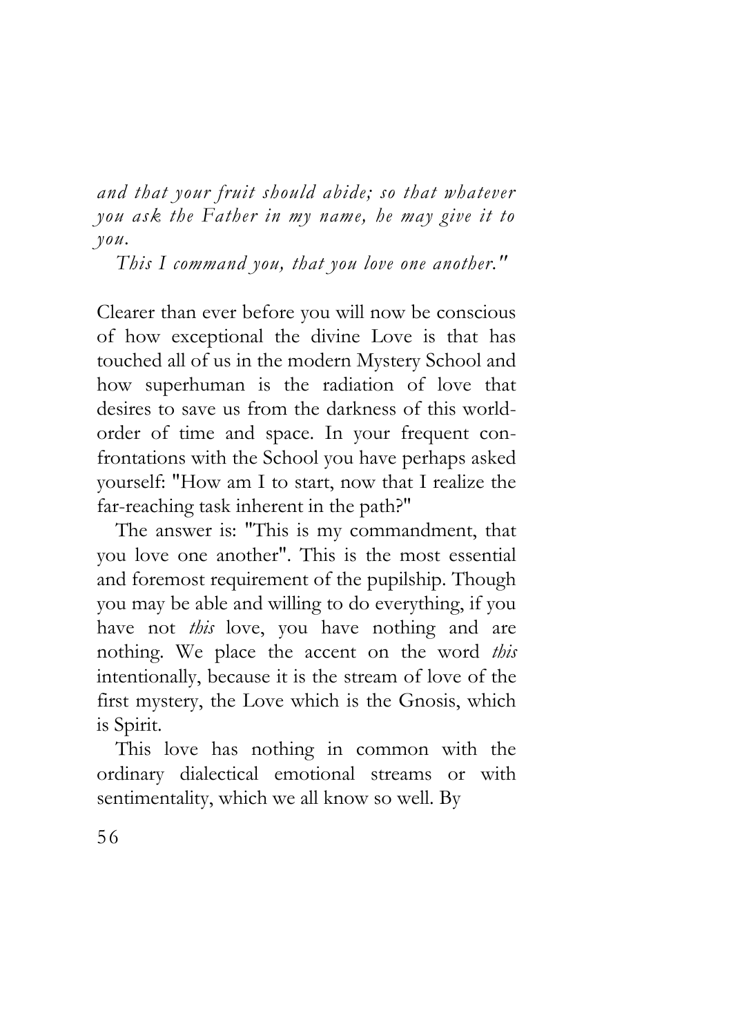*and that your fruit should abide; so that whatever you ask the Father in my name, he may give it to you.*

*This I command you, that you love one another."*

Clearer than ever before you will now be conscious of how exceptional the divine Love is that has touched all of us in the modern Mystery School and how superhuman is the radiation of love that desires to save us from the darkness of this world-order of time and space. In your frequent confrontations with the School you have perhaps asked yourself: "How am I to start, now that I realize the far-reaching task inherent in the path?"

The answer is: "This is my commandment, that you love one another". This is the most essential and foremost requirement of the pupilship. Though you may be able and willing to do everything, if you have not *this* love, you have nothing and are nothing. We place the accent on the word *this* intentionally, because it is the stream of love of the first mystery, the Love which is the Gnosis, which is Spirit.

This love has nothing in common with the ordinary dialectical emotional streams or with sentimentality, which we all know so well. By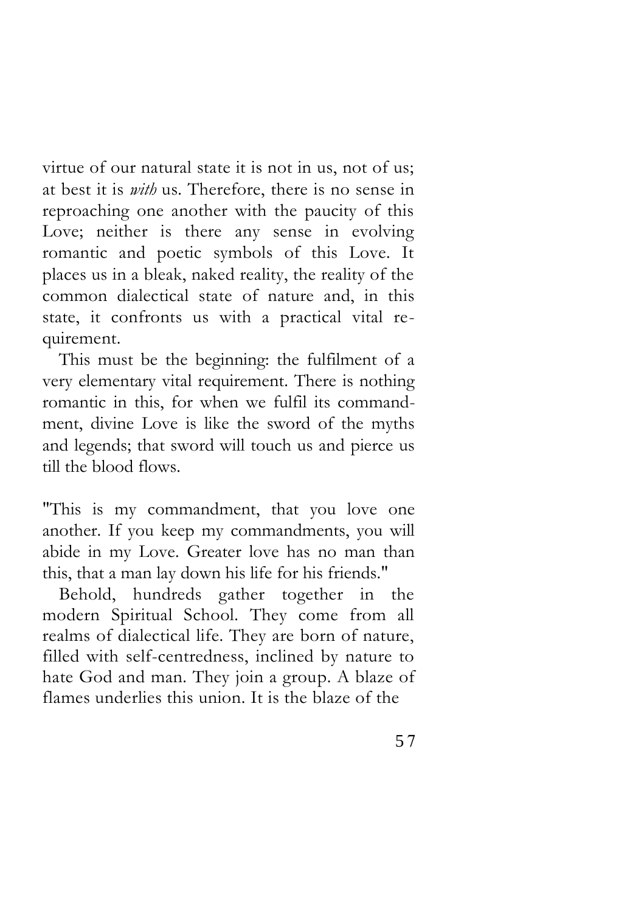virtue of our natural state it is not in us, not of us; at best it is *with* us. Therefore, there is no sense in reproaching one another with the paucity of this Love; neither is there any sense in evolving romantic and poetic symbols of this Love. It places us in a bleak, naked reality, the reality of the common dialectical state of nature and, in this state, it confronts us with a practical vital requirement.

This must be the beginning: the fulfilment of a very elementary vital requirement. There is nothing romantic in this, for when we fulfil its commandment, divine Love is like the sword of the myths and legends; that sword will touch us and pierce us till the blood flows.

"This is my commandment, that you love one another. If you keep my commandments, you will abide in my Love. Greater love has no man than this, that a man lay down his life for his friends."

Behold, hundreds gather together in the modern Spiritual School. They come from all realms of dialectical life. They are born of nature, filled with self-centredness, inclined by nature to hate God and man. They join a group. A blaze of flames underlies this union. It is the blaze of the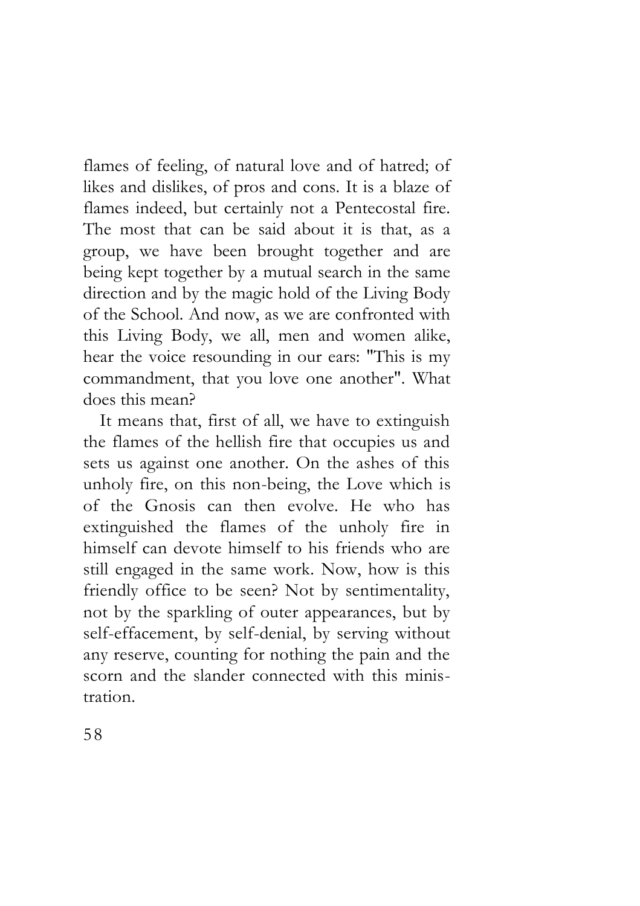flames of feeling, of natural love and of hatred; of likes and dislikes, of pros and cons. It is a blaze of flames indeed, but certainly not a Pentecostal fire. The most that can be said about it is that, as a group, we have been brought together and are being kept together by a mutual search in the same direction and by the magic hold of the Living Body of the School. And now, as we are confronted with this Living Body, we all, men and women alike, hear the voice resounding in our ears: "This is my commandment, that you love one another". What does this mean?

It means that, first of all, we have to extinguish the flames of the hellish fire that occupies us and sets us against one another. On the ashes of this unholy fire, on this non-being, the Love which is of the Gnosis can then evolve. He who has extinguished the flames of the unholy fire in himself can devote himself to his friends who are still engaged in the same work. Now, how is this friendly office to be seen? Not by sentimentality, not by the sparkling of outer appearances, but by self-effacement, by self-denial, by serving without any reserve, counting for nothing the pain and the scorn and the slander connected with this ministration.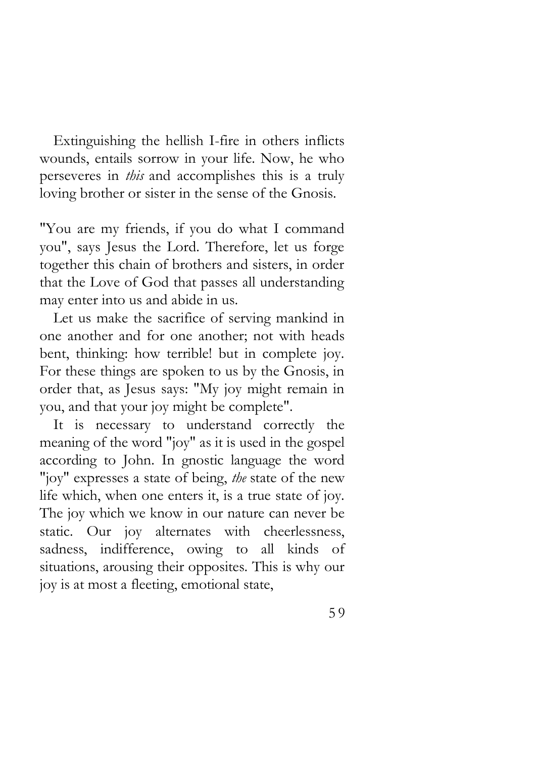Extinguishing the hellish I-fire in others inflicts wounds, entails sorrow in your life. Now, he who perseveres in *this* and accomplishes this is a truly loving brother or sister in the sense of the Gnosis.

"You are my friends, if you do what I command you", says Jesus the Lord. Therefore, let us forge together this chain of brothers and sisters, in order that the Love of God that passes all understanding may enter into us and abide in us.

Let us make the sacrifice of serving mankind in one another and for one another; not with heads bent, thinking: how terrible! but in complete joy. For these things are spoken to us by the Gnosis, in order that, as Jesus says: "My joy might remain in you, and that your joy might be complete".

It is necessary to understand correctly the meaning of the word "joy" as it is used in the gospel according to John. In gnostic language the word "joy" expresses a state of being, *the* state of the new life which, when one enters it, is a true state of joy. The joy which we know in our nature can never be static. Our joy alternates with cheerlessness, sadness, indifference, owing to all kinds of situations, arousing their opposites. This is why our joy is at most a fleeting, emotional state,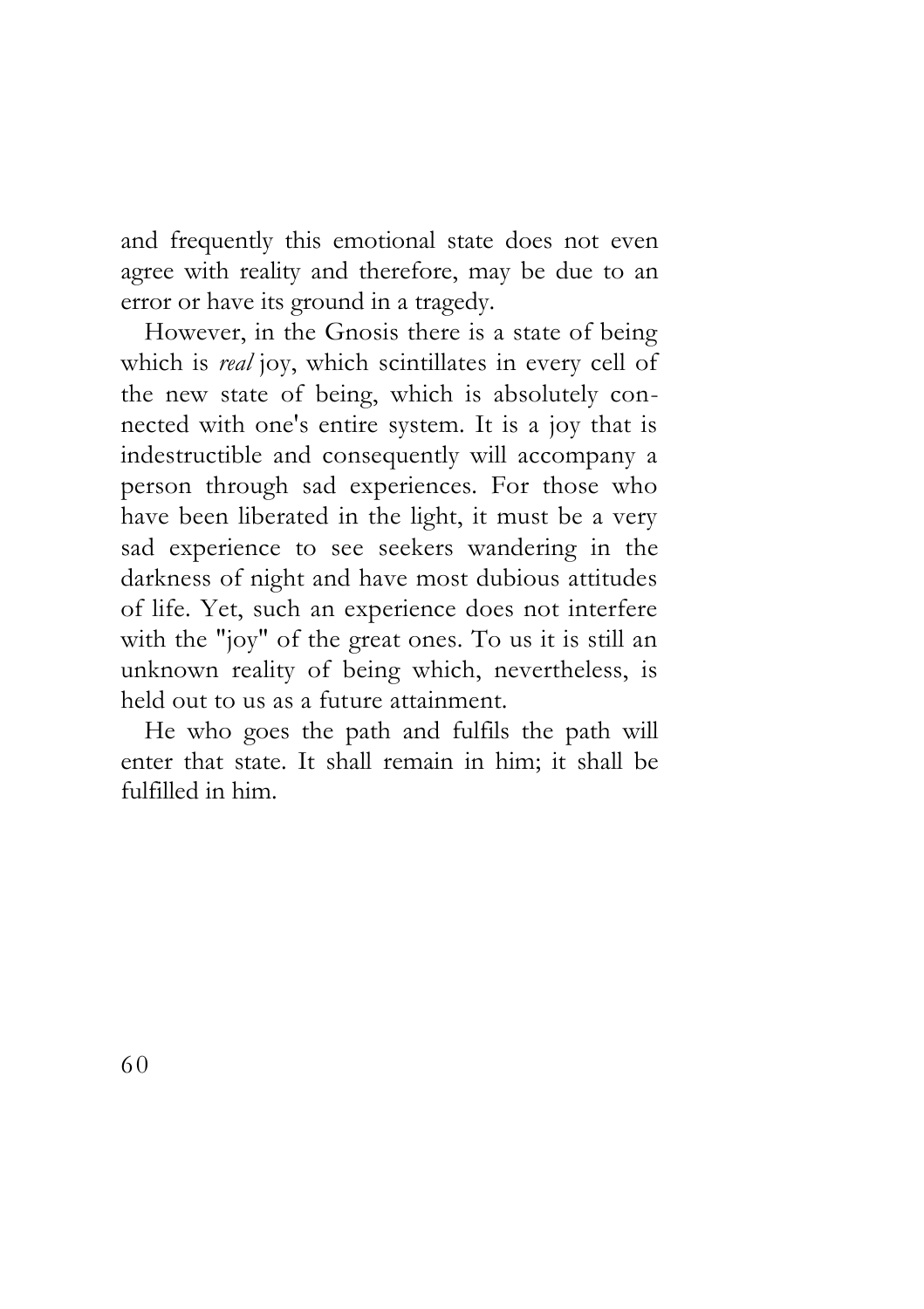and frequently this emotional state does not even agree with reality and therefore, may be due to an error or have its ground in a tragedy.

However, in the Gnosis there is a state of being which is *real* joy, which scintillates in every cell of the new state of being, which is absolutely connected with one's entire system. It is a joy that is indestructible and consequently will accompany a person through sad experiences. For those who have been liberated in the light, it must be a very sad experience to see seekers wandering in the darkness of night and have most dubious attitudes of life. Yet, such an experience does not interfere with the "joy" of the great ones. To us it is still an unknown reality of being which, nevertheless, is held out to us as a future attainment.

He who goes the path and fulfils the path will enter that state. It shall remain in him; it shall be fulfilled in him.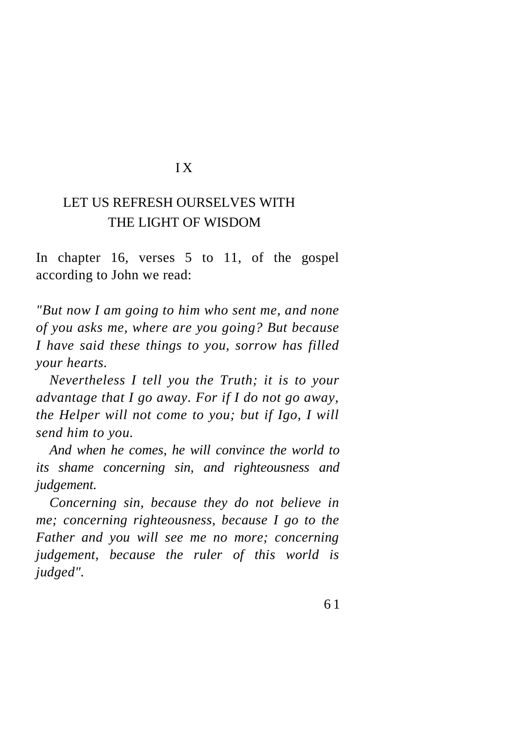# IX

## LET US REFRESH OURSELVES WITH THE LIGHT OF WISDOM

In chapter 16, verses 5 to 11, of the gospel according to John we read:

*"But now I am going to him who sent me, and none of you asks me, where are you going? But because I have said these things to you, sorrow has filled your hearts.*

*Nevertheless I tell you the Truth; it is to your advantage that I go away. For if I do not go away, the Helper will not come to you; but if Igo, I will send him to you.*

*And when he comes, he will convince the world to its shame concerning sin, and righteousness and judgement.*

*Concerning sin, because they do not believe in me; concerning righteousness, because I go to the Father and you will see me no more; concerning judgement, because the ruler of this world is judged".*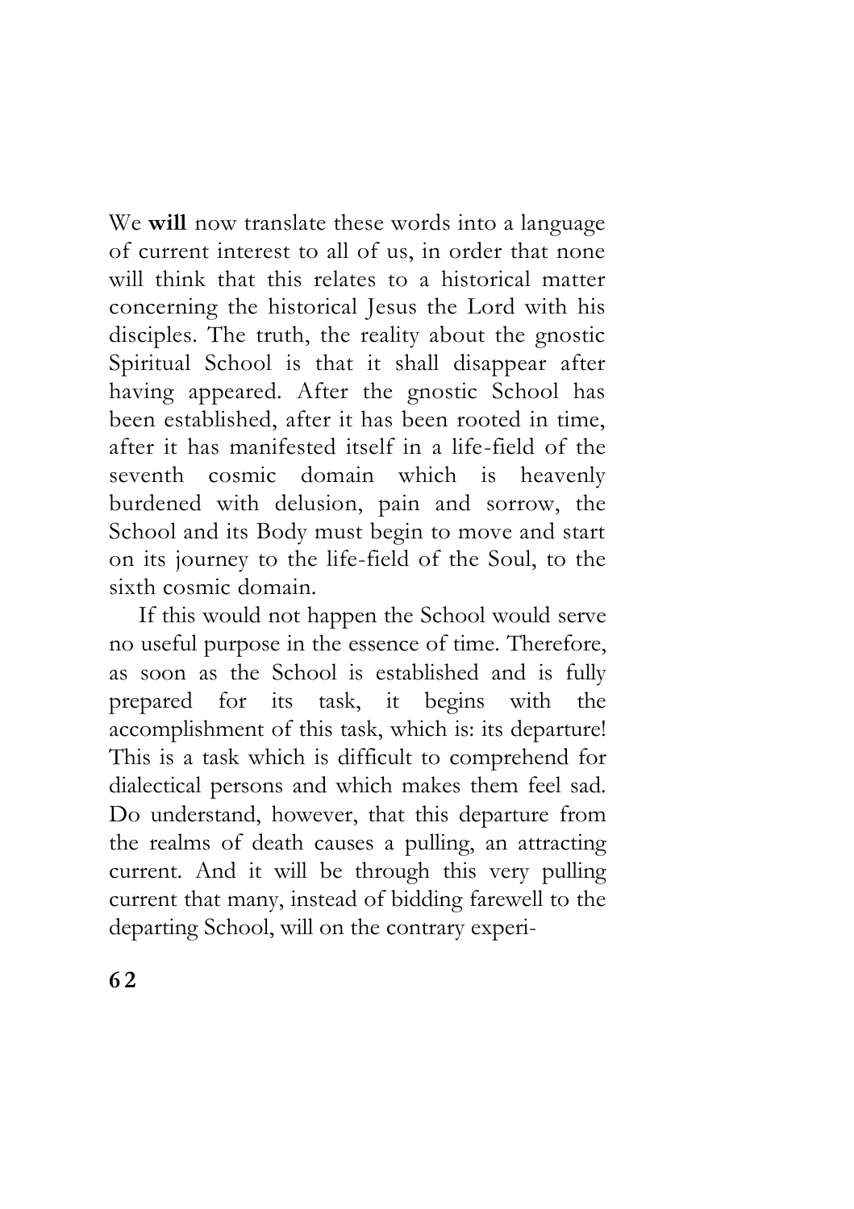We **will** now translate these words into a language of current interest to all of us, in order that none will think that this relates to a historical matter concerning the historical Jesus the Lord with his disciples. The truth, the reality about the gnostic Spiritual School is that it shall disappear after having appeared. After the gnostic School has been established, after it has been rooted in time, after it has manifested itself in a life-field of the seventh cosmic domain which is heavenly burdened with delusion, pain and sorrow, the School and its Body must begin to move and start on its journey to the life-field of the Soul, to the sixth cosmic domain.

If this would not happen the School would serve no useful purpose in the essence of time. Therefore, as soon as the School is established and is fully prepared for its task, it begins with the accomplishment of this task, which is: its departure! This is a task which is difficult to comprehend for dialectical persons and which makes them feel sad. Do understand, however, that this departure from the realms of death causes a pulling, an attracting current. And it will be through this very pulling current that many, instead of bidding farewell to the departing School, will on the contrary experi-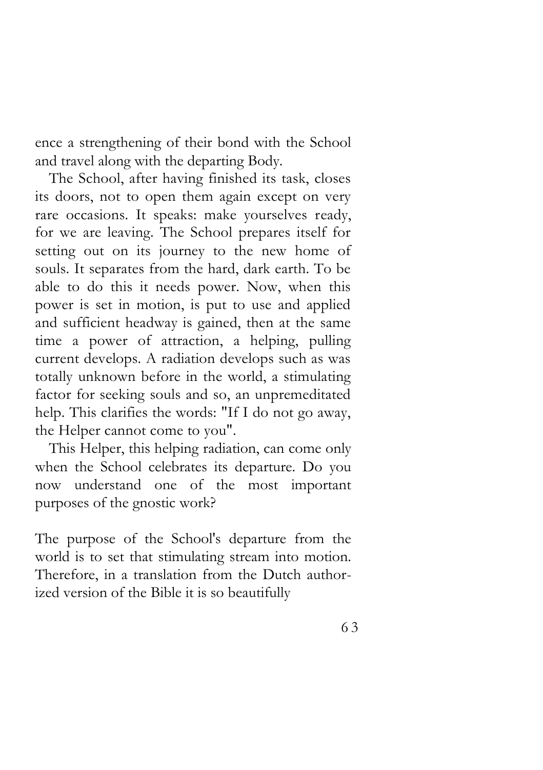ence a strengthening of their bond with the School and travel along with the departing Body.

The School, after having finished its task, closes its doors, not to open them again except on very rare occasions. It speaks: make yourselves ready, for we are leaving. The School prepares itself for setting out on its journey to the new home of souls. It separates from the hard, dark earth. To be able to do this it needs power. Now, when this power is set in motion, is put to use and applied and sufficient headway is gained, then at the same time a power of attraction, a helping, pulling current develops. A radiation develops such as was totally unknown before in the world, a stimulating factor for seeking souls and so, an unpremeditated help. This clarifies the words: "If I do not go away, the Helper cannot come to you".

This Helper, this helping radiation, can come only when the School celebrates its departure. Do you now understand one of the most important purposes of the gnostic work?

The purpose of the School's departure from the world is to set that stimulating stream into motion. Therefore, in a translation from the Dutch authorized version of the Bible it is so beautifully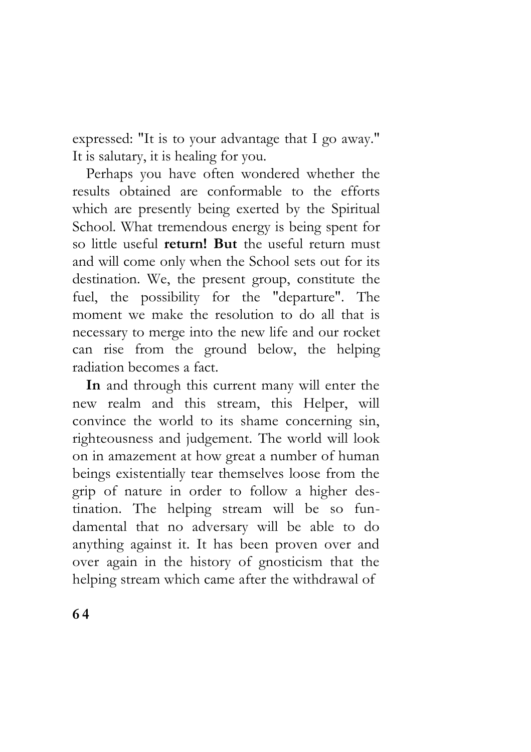expressed: "It is to your advantage that I go away." It is salutary, it is healing for you.

Perhaps you have often wondered whether the results obtained are conformable to the efforts which are presently being exerted by the Spiritual School. What tremendous energy is being spent for so little useful **return! But** the useful return must and will come only when the School sets out for its destination. We, the present group, constitute the fuel, the possibility for the "departure". The moment we make the resolution to do all that is necessary to merge into the new life and our rocket can rise from the ground below, the helping radiation becomes a fact.

**In** and through this current many will enter the new realm and this stream, this Helper, will convince the world to its shame concerning sin, righteousness and judgement. The world will look on in amazement at how great a number of human beings existentially tear themselves loose from the grip of nature in order to follow a higher destination. The helping stream will be so fundamental that no adversary will be able to do anything against it. It has been proven over and over again in the history of gnosticism that the helping stream which came after the withdrawal of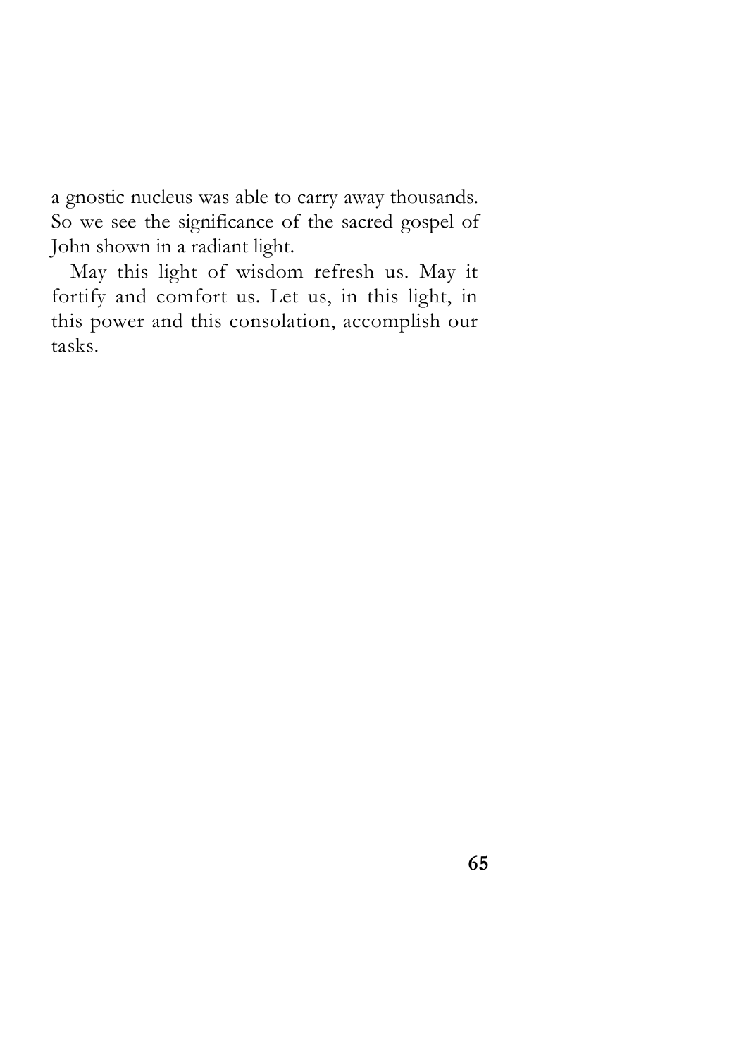a gnostic nucleus was able to carry away thousands. So we see the significance of the sacred gospel of John shown in a radiant light.

May this light of wisdom refresh us. May it fortify and comfort us. Let us, in this light, in this power and this consolation, accomplish our tasks.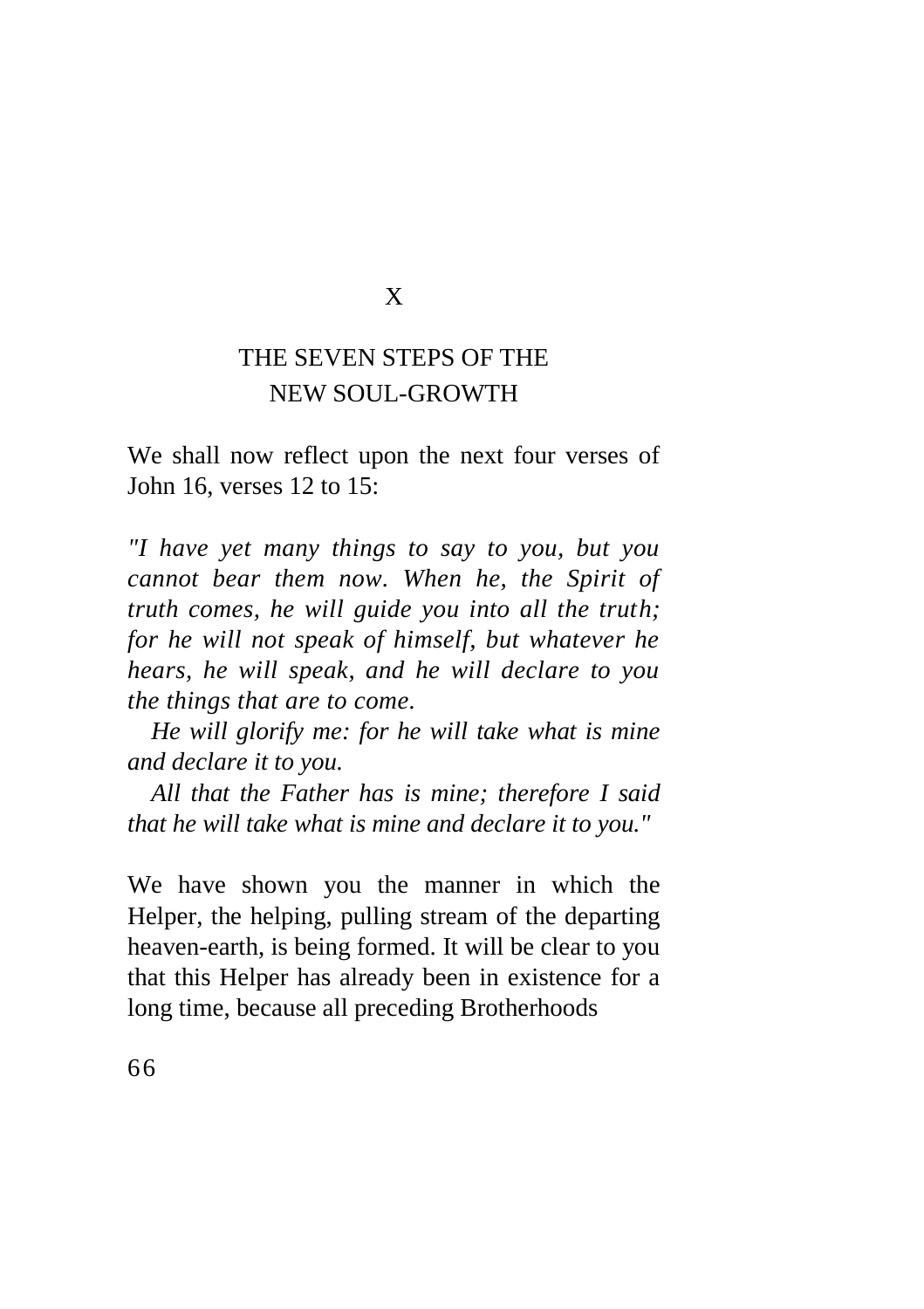# X

## THE SEVEN STEPS OF THE NEW SOUL-GROWTH

We shall now reflect upon the next four verses of John 16, verses 12 to 15:

*"I have yet many things to say to you, but you cannot bear them now. When he, the Spirit of truth comes, he will guide you into all the truth; for he will not speak of himself, but whatever he hears, he will speak, and he will declare to you the things that are to come.*

*He will glorify me: for he will take what is mine and declare it to you.*

*All that the Father has is mine; therefore I said that he will take what is mine and declare it to you."*

We have shown you the manner in which the Helper, the helping, pulling stream of the departing heaven-earth, is being formed. It will be clear to you that this Helper has already been in existence for a long time, because all preceding Brotherhoods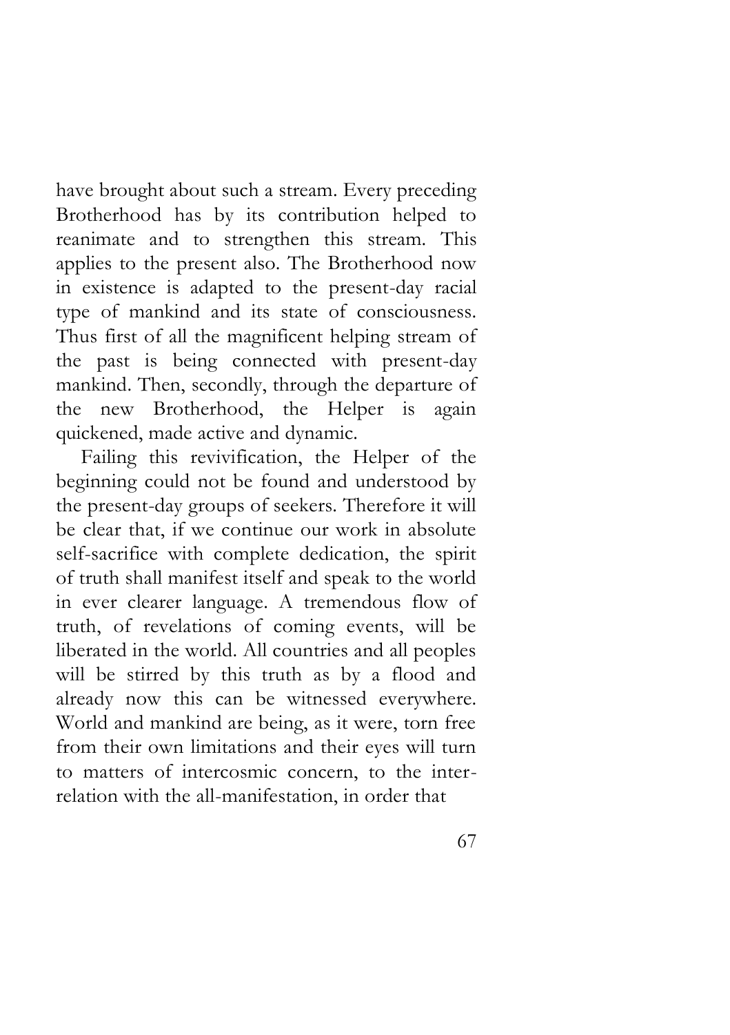have brought about such a stream. Every preceding Brotherhood has by its contribution helped to reanimate and to strengthen this stream. This applies to the present also. The Brotherhood now in existence is adapted to the present-day racial type of mankind and its state of consciousness. Thus first of all the magnificent helping stream of the past is being connected with present-day mankind. Then, secondly, through the departure of the new Brotherhood, the Helper is again quickened, made active and dynamic.

Failing this revivification, the Helper of the beginning could not be found and understood by the present-day groups of seekers. Therefore it will be clear that, if we continue our work in absolute self-sacrifice with complete dedication, the spirit of truth shall manifest itself and speak to the world in ever clearer language. A tremendous flow of truth, of revelations of coming events, will be liberated in the world. All countries and all peoples will be stirred by this truth as by a flood and already now this can be witnessed everywhere. World and mankind are being, as it were, torn free from their own limitations and their eyes will turn to matters of intercosmic concern, to the inter-relation with the all-manifestation, in order that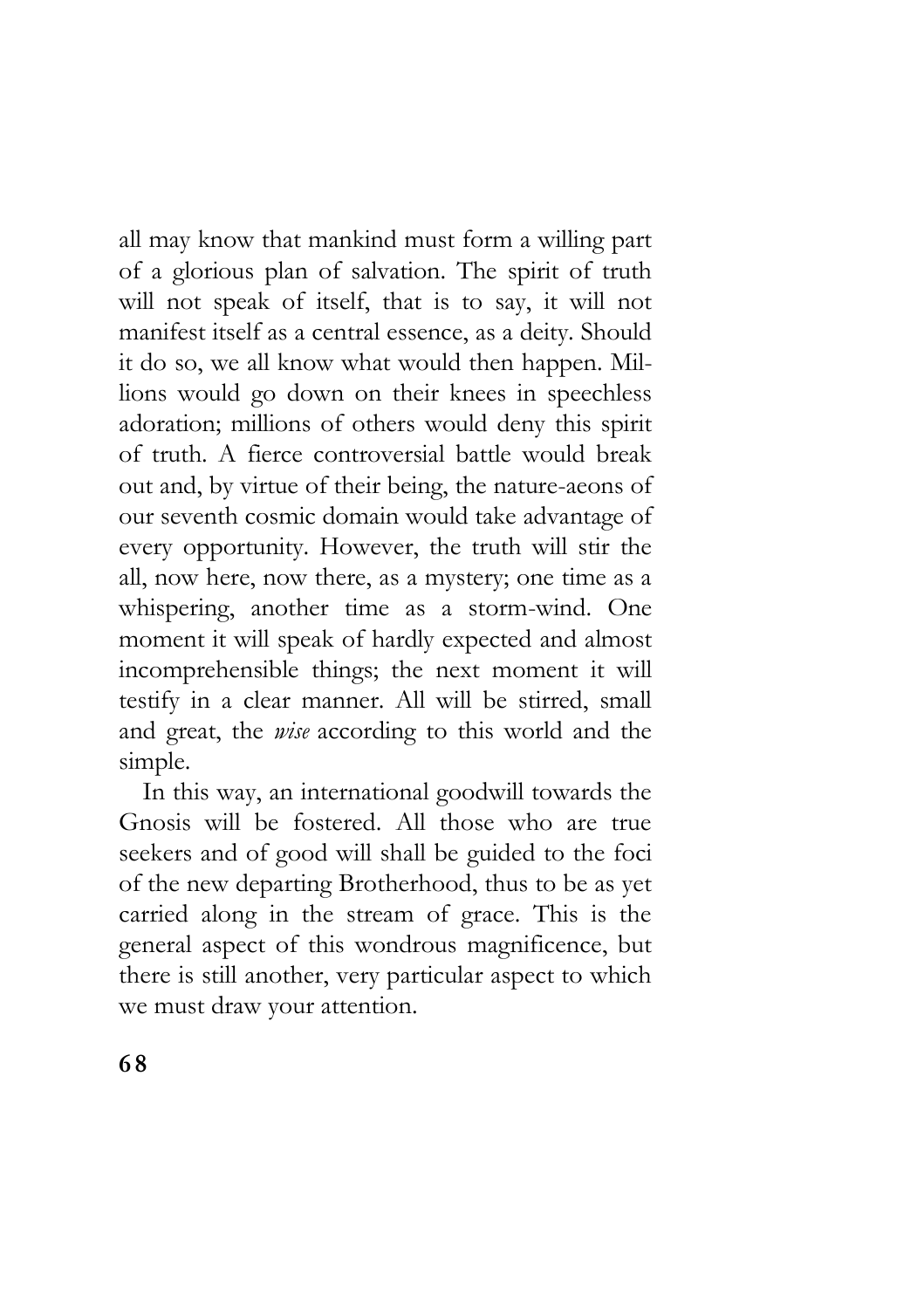all may know that mankind must form a willing part of a glorious plan of salvation. The spirit of truth will not speak of itself, that is to say, it will not manifest itself as a central essence, as a deity. Should it do so, we all know what would then happen. Millions would go down on their knees in speechless adoration; millions of others would deny this spirit of truth. A fierce controversial battle would break out and, by virtue of their being, the nature-aeons of our seventh cosmic domain would take advantage of every opportunity. However, the truth will stir the all, now here, now there, as a mystery; one time as a whispering, another time as a storm-wind. One moment it will speak of hardly expected and almost incomprehensible things; the next moment it will testify in a clear manner. All will be stirred, small and great, the *wise* according to this world and the simple.

In this way, an international goodwill towards the Gnosis will be fostered. All those who are true seekers and of good will shall be guided to the foci of the new departing Brotherhood, thus to be as yet carried along in the stream of grace. This is the general aspect of this wondrous magnificence, but there is still another, very particular aspect to which we must draw your attention.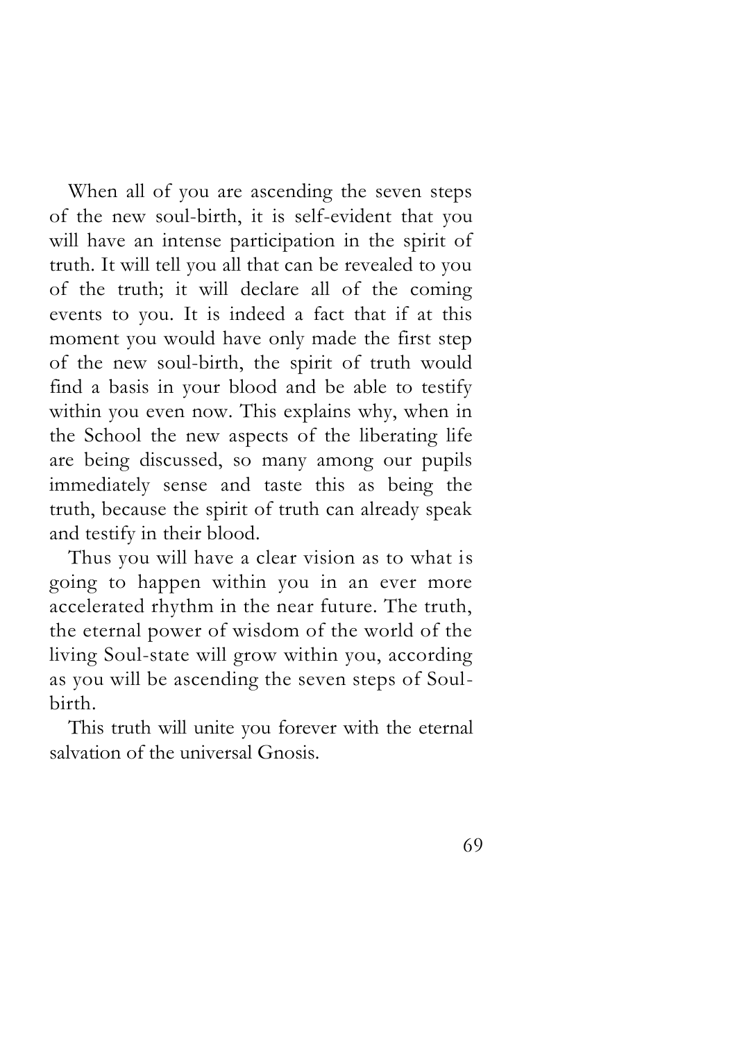When all of you are ascending the seven steps of the new soul-birth, it is self-evident that you will have an intense participation in the spirit of truth. It will tell you all that can be revealed to you of the truth; it will declare all of the coming events to you. It is indeed a fact that if at this moment you would have only made the first step of the new soul-birth, the spirit of truth would find a basis in your blood and be able to testify within you even now. This explains why, when in the School the new aspects of the liberating life are being discussed, so many among our pupils immediately sense and taste this as being the truth, because the spirit of truth can already speak and testify in their blood.

Thus you will have a clear vision as to what is going to happen within you in an ever more accelerated rhythm in the near future. The truth, the eternal power of wisdom of the world of the living Soul-state will grow within you, according as you will be ascending the seven steps of Soul-birth.

This truth will unite you forever with the eternal salvation of the universal Gnosis.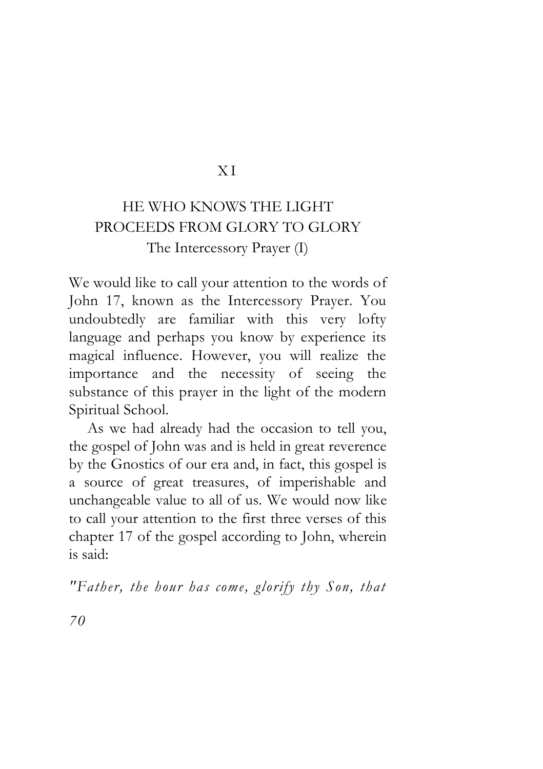# XI

## HE WHO KNOWS THE LIGHT PROCEEDS FROM GLORY TO GLORY

### The Intercessory Prayer (I)

We would like to call your attention to the words of John 17, known as the Intercessory Prayer. You undoubtedly are familiar with this very lofty language and perhaps you know by experience its magical influence. However, you will realize the importance and the necessity of seeing the substance of this prayer in the light of the modern Spiritual School.

As we had already had the occasion to tell you, the gospel of John was and is held in great reverence by the Gnostics of our era and, in fact, this gospel is a source of great treasures, of imperishable and unchangeable value to all of us. We would now like to call your attention to the first three verses of this chapter 17 of the gospel according to John, wherein is said:

*"Father, the hour has come, glorify thy Son, that*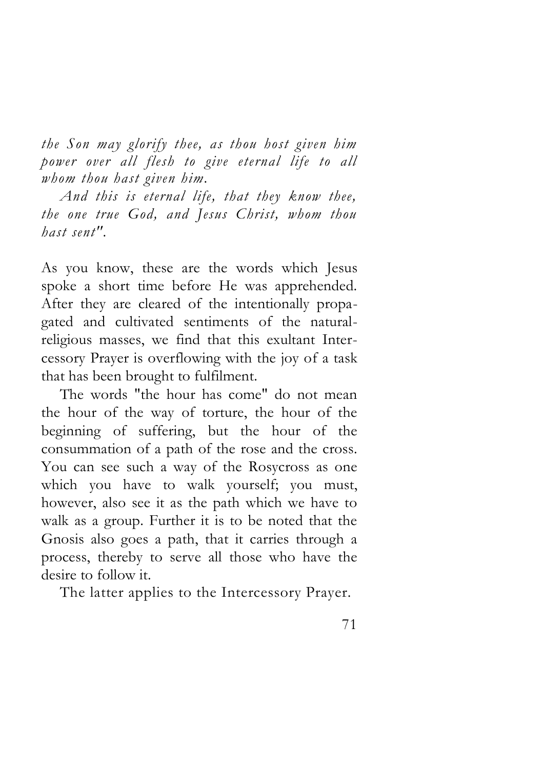*the Son may glorify thee, as thou host given him power over all flesh to give eternal life to all whom thou hast given him.*

*And this is eternal life, that they know thee, the one true God, and Jesus Christ, whom thou hast sent".*

As you know, these are the words which Jesus spoke a short time before He was apprehended. After they are cleared of the intentionally propagated and cultivated sentiments of the natural-religious masses, we find that this exultant Intercessory Prayer is overflowing with the joy of a task that has been brought to fulfilment.

The words "the hour has come" do not mean the hour of the way of torture, the hour of the beginning of suffering, but the hour of the consummation of a path of the rose and the cross. You can see such a way of the Rosycross as one which you have to walk yourself; you must, however, also see it as the path which we have to walk as a group. Further it is to be noted that the Gnosis also goes a path, that it carries through a process, thereby to serve all those who have the desire to follow it.

The latter applies to the Intercessory Prayer.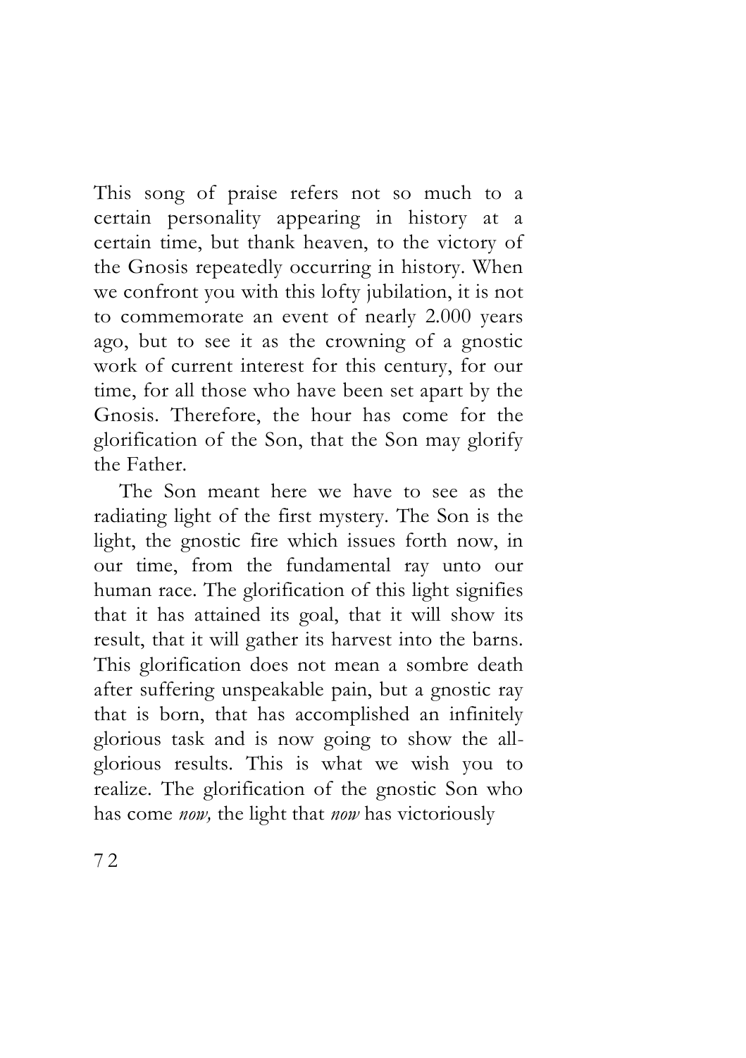This song of praise refers not so much to a certain personality appearing in history at a certain time, but thank heaven, to the victory of the Gnosis repeatedly occurring in history. When we confront you with this lofty jubilation, it is not to commemorate an event of nearly 2.000 years ago, but to see it as the crowning of a gnostic work of current interest for this century, for our time, for all those who have been set apart by the Gnosis. Therefore, the hour has come for the glorification of the Son, that the Son may glorify the Father.

The Son meant here we have to see as the radiating light of the first mystery. The Son is the light, the gnostic fire which issues forth now, in our time, from the fundamental ray unto our human race. The glorification of this light signifies that it has attained its goal, that it will show its result, that it will gather its harvest into the barns. This glorification does not mean a sombre death after suffering unspeakable pain, but a gnostic ray that is born, that has accomplished an infinitely glorious task and is now going to show the all-glorious results. This is what we wish you to realize. The glorification of the gnostic Son who has come *now,* the light that *now* has victoriously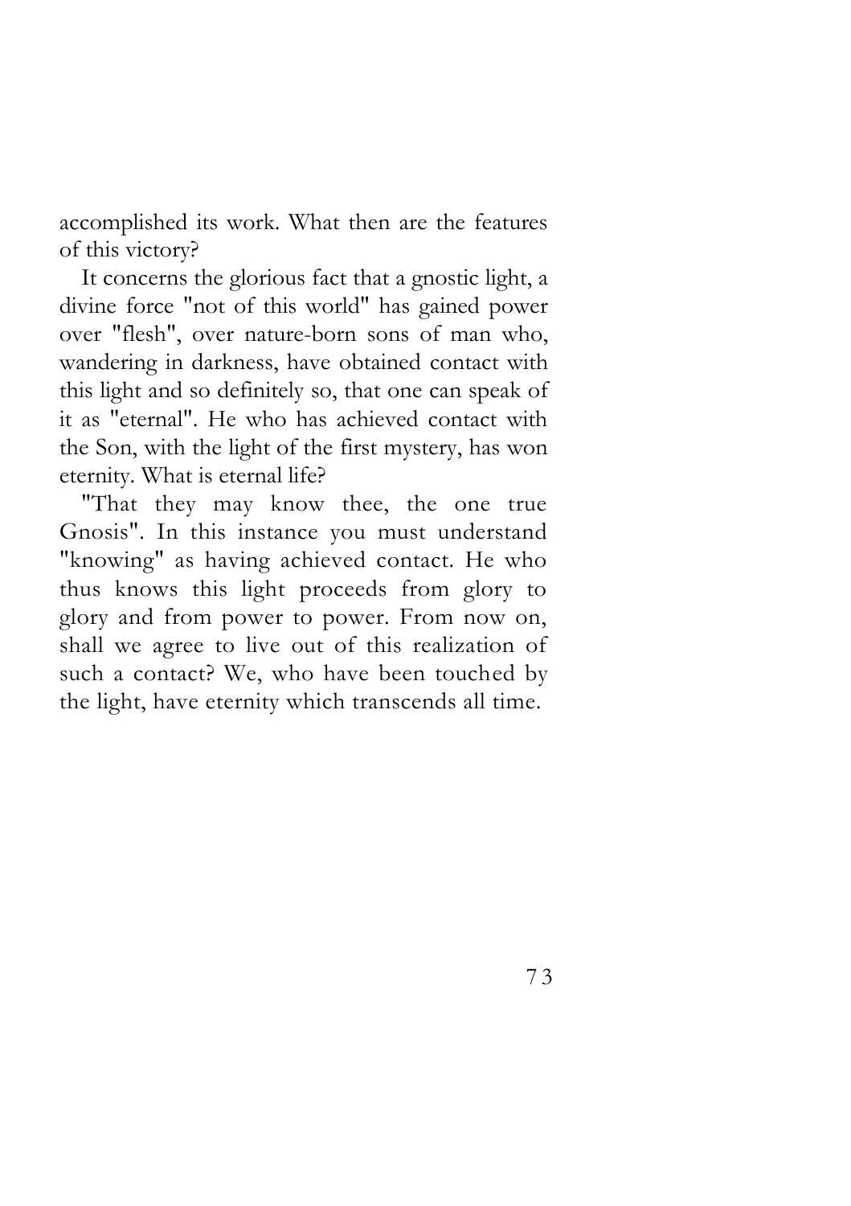accomplished its work. What then are the features of this victory?

It concerns the glorious fact that a gnostic light, a divine force "not of this world" has gained power over "flesh", over nature-born sons of man who, wandering in darkness, have obtained contact with this light and so definitely so, that one can speak of it as "eternal". He who has achieved contact with the Son, with the light of the first mystery, has won eternity. What is eternal life?

"That they may know thee, the one true Gnosis". In this instance you must understand "knowing" as having achieved contact. He who thus knows this light proceeds from glory to glory and from power to power. From now on, shall we agree to live out of this realization of such a contact? We, who have been touched by the light, have eternity which transcends all time.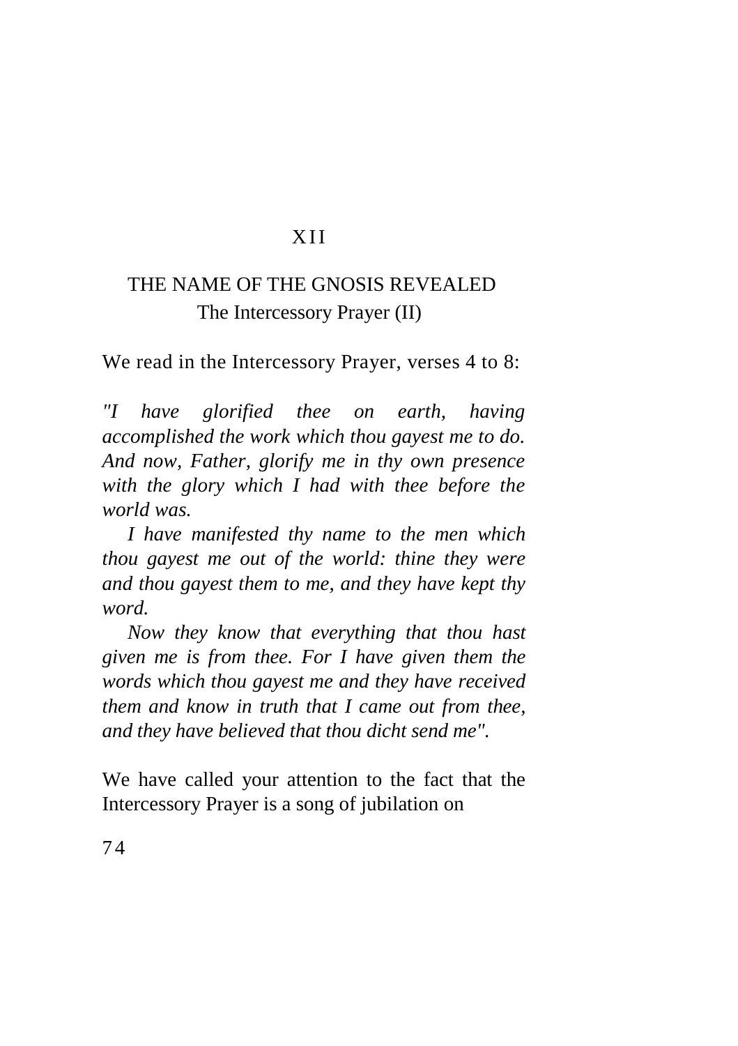# XII

## THE NAME OF THE GNOSIS REVEALED

### The Intercessory Prayer (II)

We read in the Intercessory Prayer, verses 4 to 8:

*"I have glorified thee on earth, having accomplished the work which thou gayest me to do. And now, Father, glorify me in thy own presence with the glory which I had with thee before the world was.*

*I have manifested thy name to the men which thou gayest me out of the world: thine they were and thou gayest them to me, and they have kept thy word.*

*Now they know that everything that thou hast given me is from thee. For I have given them the words which thou gayest me and they have received them and know in truth that I came out from thee, and they have believed that thou dicht send me".*

We have called your attention to the fact that the Intercessory Prayer is a song of jubilation on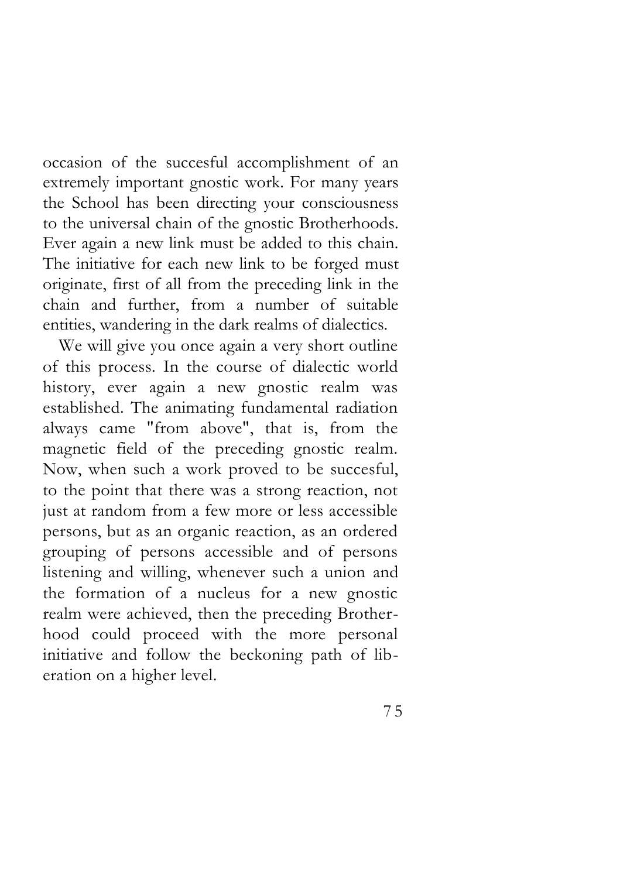occasion of the succesful accomplishment of an extremely important gnostic work. For many years the School has been directing your consciousness to the universal chain of the gnostic Brotherhoods. Ever again a new link must be added to this chain. The initiative for each new link to be forged must originate, first of all from the preceding link in the chain and further, from a number of suitable entities, wandering in the dark realms of dialectics.

We will give you once again a very short outline of this process. In the course of dialectic world history, ever again a new gnostic realm was established. The animating fundamental radiation always came "from above", that is, from the magnetic field of the preceding gnostic realm. Now, when such a work proved to be succesful, to the point that there was a strong reaction, not just at random from a few more or less accessible persons, but as an organic reaction, as an ordered grouping of persons accessible and of persons listening and willing, whenever such a union and the formation of a nucleus for a new gnostic realm were achieved, then the preceding Brotherhood could proceed with the more personal initiative and follow the beckoning path of liberation on a higher level.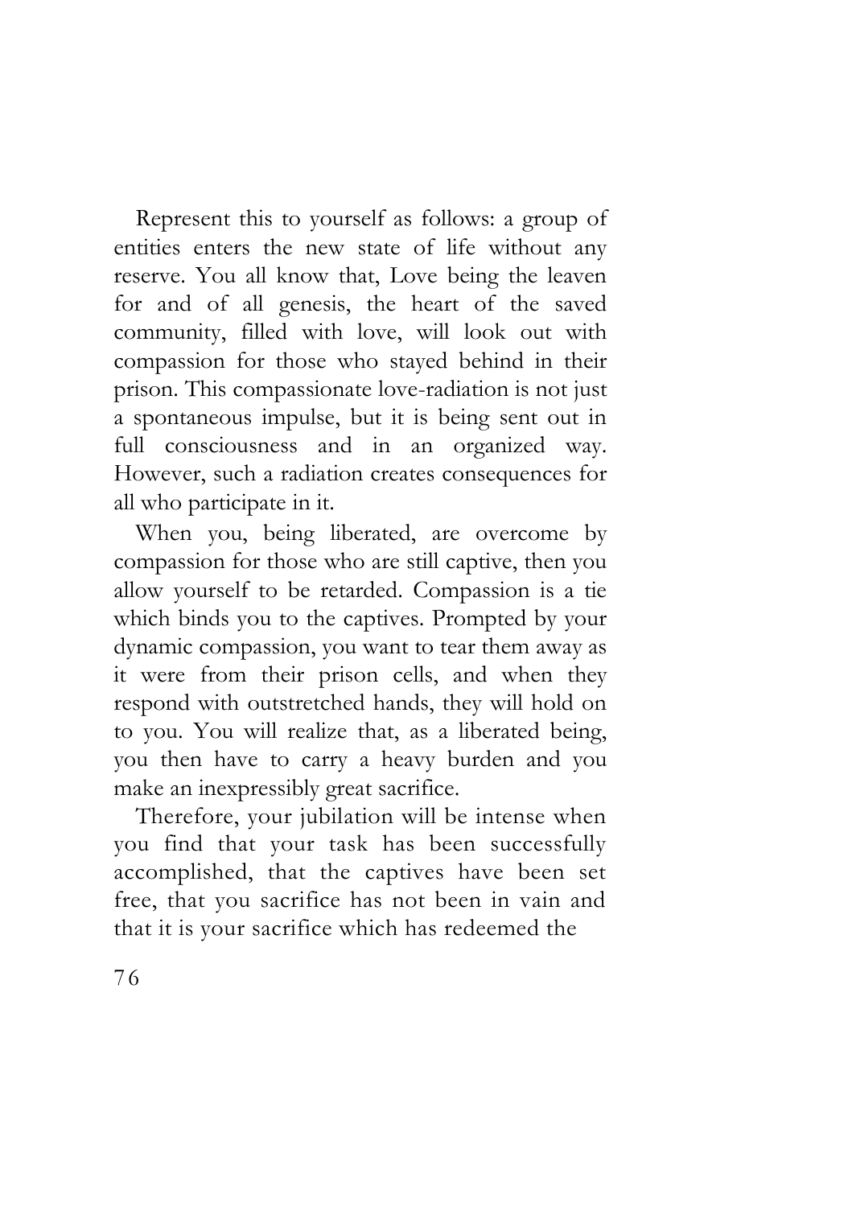Represent this to yourself as follows: a group of entities enters the new state of life without any reserve. You all know that, Love being the leaven for and of all genesis, the heart of the saved community, filled with love, will look out with compassion for those who stayed behind in their prison. This compassionate love-radiation is not just a spontaneous impulse, but it is being sent out in full consciousness and in an organized way. However, such a radiation creates consequences for all who participate in it.

When you, being liberated, are overcome by compassion for those who are still captive, then you allow yourself to be retarded. Compassion is a tie which binds you to the captives. Prompted by your dynamic compassion, you want to tear them away as it were from their prison cells, and when they respond with outstretched hands, they will hold on to you. You will realize that, as a liberated being, you then have to carry a heavy burden and you make an inexpressibly great sacrifice.

Therefore, your jubilation will be intense when you find that your task has been successfully accomplished, that the captives have been set free, that you sacrifice has not been in vain and that it is your sacrifice which has redeemed the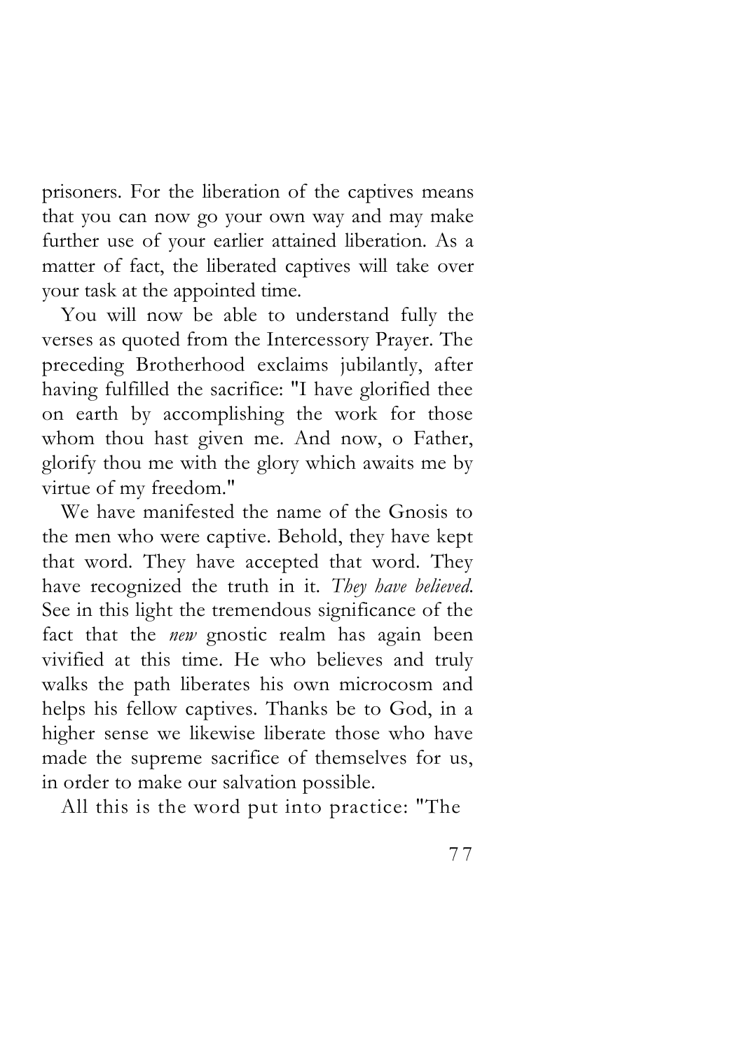prisoners. For the liberation of the captives means that you can now go your own way and may make further use of your earlier attained liberation. As a matter of fact, the liberated captives will take over your task at the appointed time.

You will now be able to understand fully the verses as quoted from the Intercessory Prayer. The preceding Brotherhood exclaims jubilantly, after having fulfilled the sacrifice: "I have glorified thee on earth by accomplishing the work for those whom thou hast given me. And now, o Father, glorify thou me with the glory which awaits me by virtue of my freedom."

We have manifested the name of the Gnosis to the men who were captive. Behold, they have kept that word. They have accepted that word. They have recognized the truth in it. *They have believed.* See in this light the tremendous significance of the fact that the *new* gnostic realm has again been vivified at this time. He who believes and truly walks the path liberates his own microcosm and helps his fellow captives. Thanks be to God, in a higher sense we likewise liberate those who have made the supreme sacrifice of themselves for us, in order to make our salvation possible.

All this is the word put into practice: "The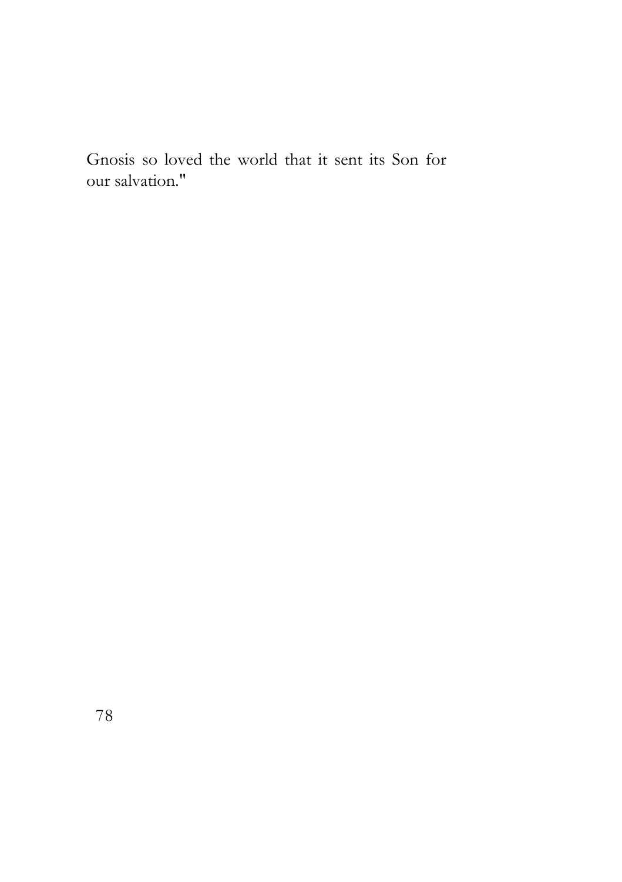Gnosis so loved the world that it sent its Son for our salvation."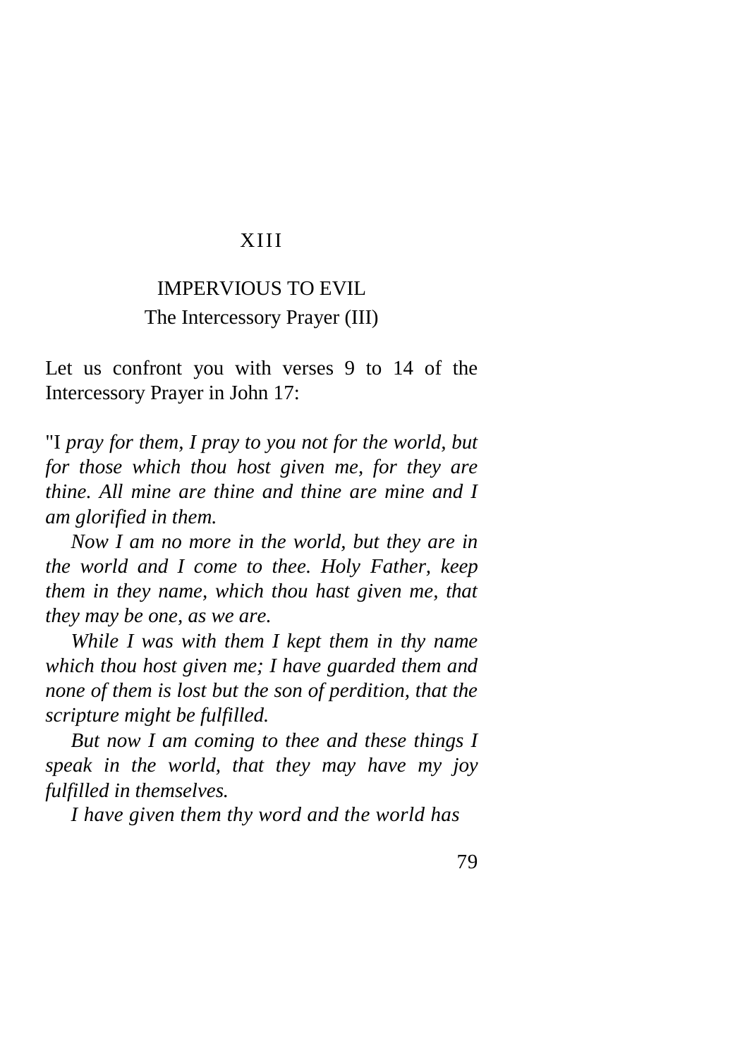## XIII

# IMPERVIOUS TO EVIL

### The Intercessory Prayer (III)

Let us confront you with verses 9 to 14 of the Intercessory Prayer in John 17:

"I *pray for them, I pray to you not for the world, but for those which thou host given me, for they are thine. All mine are thine and thine are mine and I am glorified in them.*

*Now I am no more in the world, but they are in the world and I come to thee. Holy Father, keep them in they name, which thou hast given me, that they may be one, as we are.*

*While I was with them I kept them in thy name which thou host given me; I have guarded them and none of them is lost but the son of perdition, that the scripture might be fulfilled.*

*But now I am coming to thee and these things I speak in the world, that they may have my joy fulfilled in themselves.*

*I have given them thy word and the world has*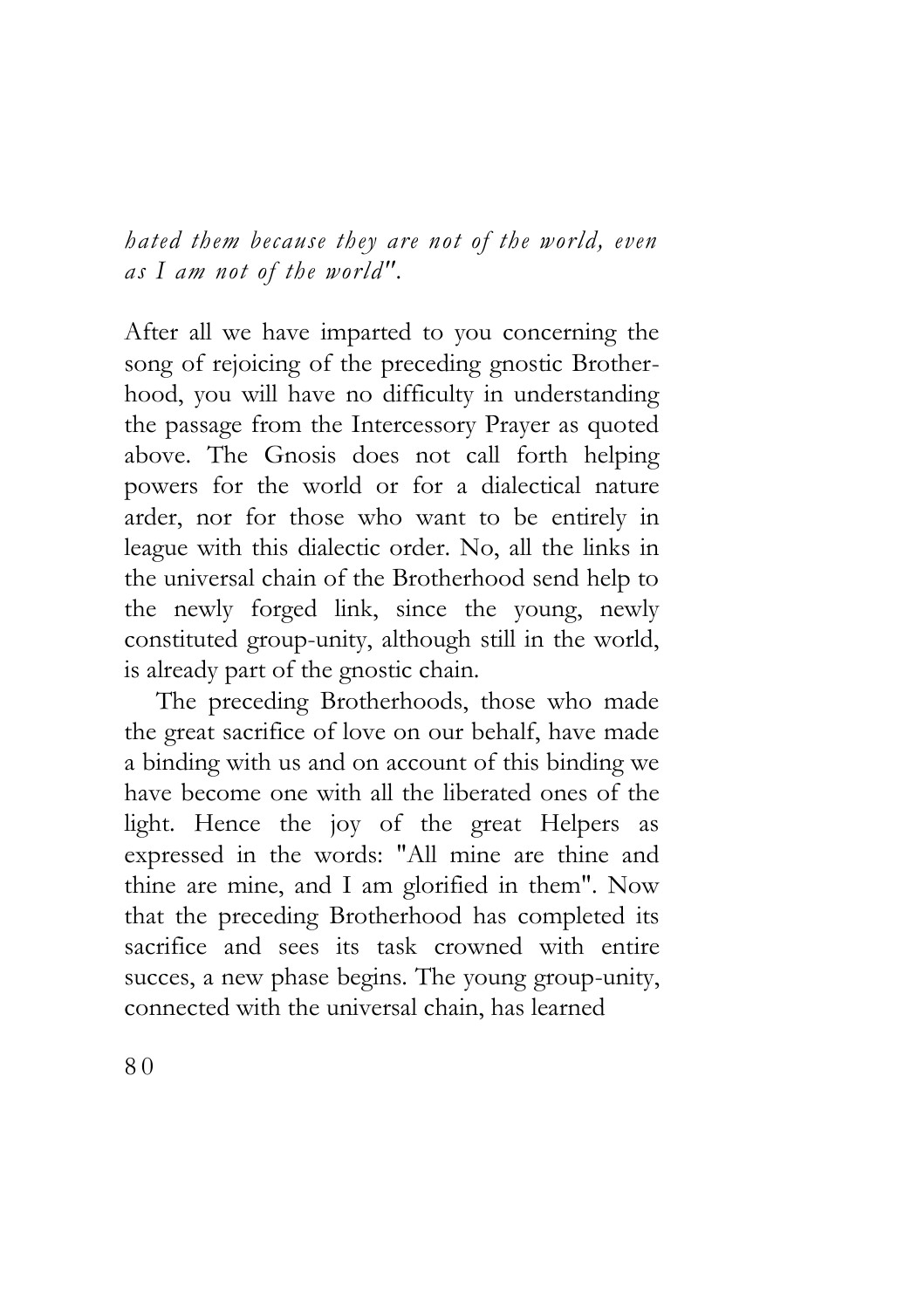*hated them because they are not of the world, even as I am not of the world".*

After all we have imparted to you concerning the song of rejoicing of the preceding gnostic Brotherhood, you will have no difficulty in understanding the passage from the Intercessory Prayer as quoted above. The Gnosis does not call forth helping powers for the world or for a dialectical nature arder, nor for those who want to be entirely in league with this dialectic order. No, all the links in the universal chain of the Brotherhood send help to the newly forged link, since the young, newly constituted group-unity, although still in the world, is already part of the gnostic chain.

The preceding Brotherhoods, those who made the great sacrifice of love on our behalf, have made a binding with us and on account of this binding we have become one with all the liberated ones of the light. Hence the joy of the great Helpers as expressed in the words: "All mine are thine and thine are mine, and I am glorified in them". Now that the preceding Brotherhood has completed its sacrifice and sees its task crowned with entire succes, a new phase begins. The young group-unity, connected with the universal chain, has learned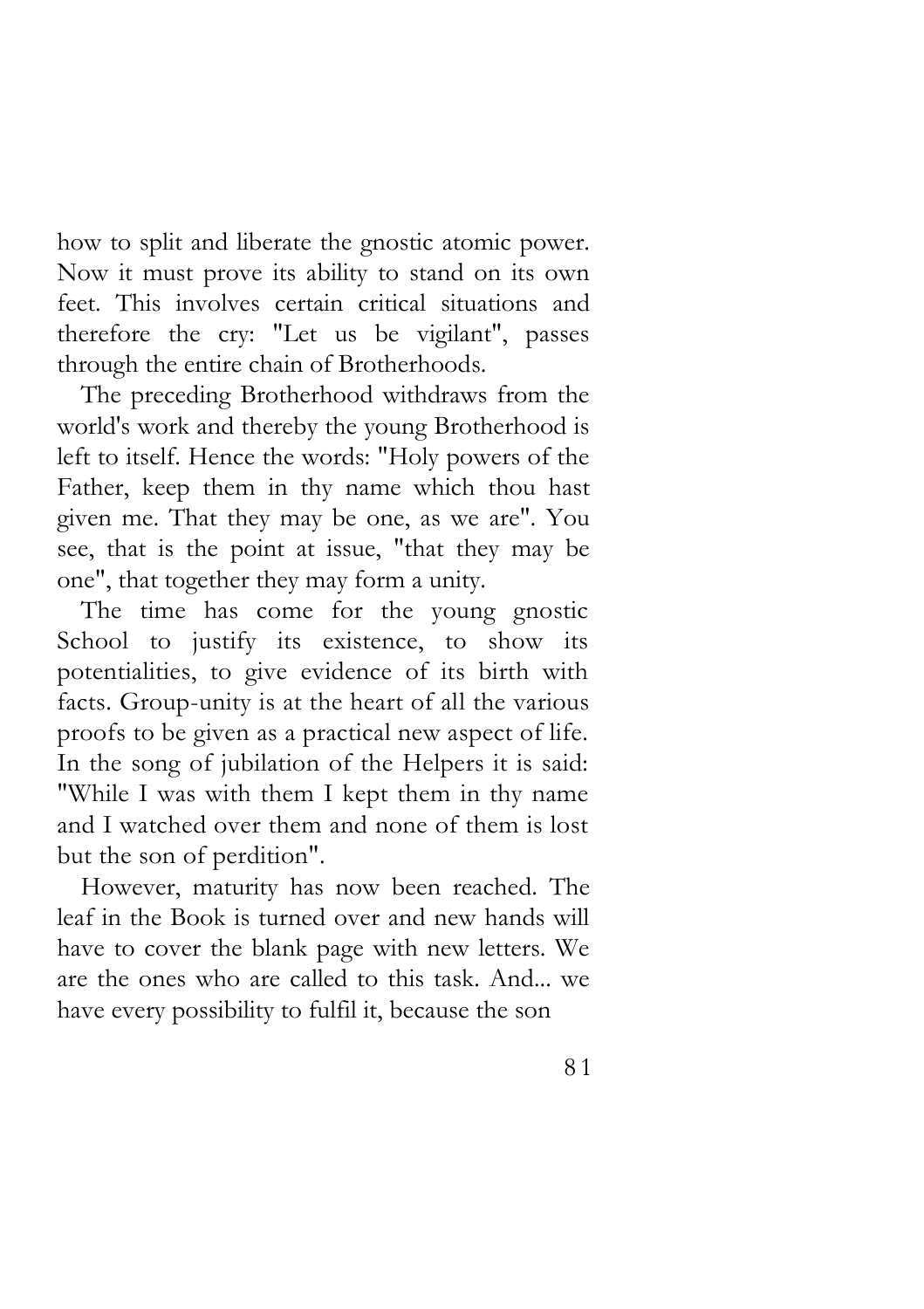how to split and liberate the gnostic atomic power. Now it must prove its ability to stand on its own feet. This involves certain critical situations and therefore the cry: "Let us be vigilant", passes through the entire chain of Brotherhoods.

The preceding Brotherhood withdraws from the world's work and thereby the young Brotherhood is left to itself. Hence the words: "Holy powers of the Father, keep them in thy name which thou hast given me. That they may be one, as we are". You see, that is the point at issue, "that they may be one", that together they may form a unity.

The time has come for the young gnostic School to justify its existence, to show its potentialities, to give evidence of its birth with facts. Group-unity is at the heart of all the various proofs to be given as a practical new aspect of life. In the song of jubilation of the Helpers it is said: "While I was with them I kept them in thy name and I watched over them and none of them is lost but the son of perdition".

However, maturity has now been reached. The leaf in the Book is turned over and new hands will have to cover the blank page with new letters. We are the ones who are called to this task. And... we have every possibility to fulfil it, because the son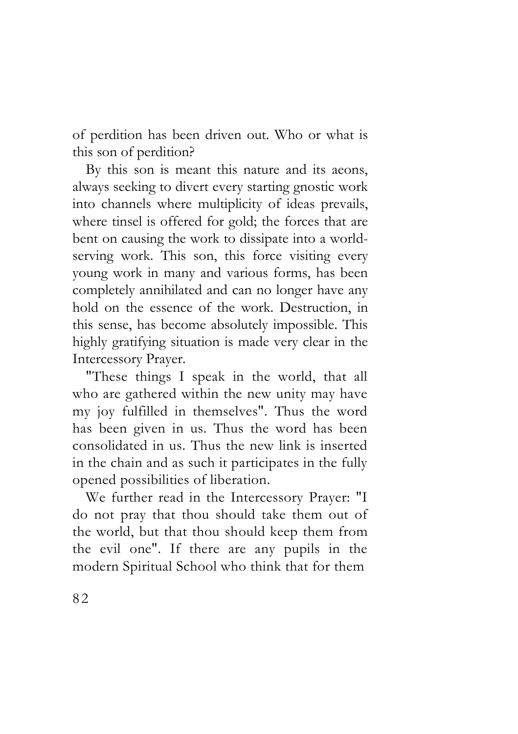of perdition has been driven out. Who or what is this son of perdition?

By this son is meant this nature and its aeons, always seeking to divert every starting gnostic work into channels where multiplicity of ideas prevails, where tinsel is offered for gold; the forces that are bent on causing the work to dissipate into a world-serving work. This son, this force visiting every young work in many and various forms, has been completely annihilated and can no longer have any hold on the essence of the work. Destruction, in this sense, has become absolutely impossible. This highly gratifying situation is made very clear in the Intercessory Prayer.

"These things I speak in the world, that all who are gathered within the new unity may have my joy fulfilled in themselves". Thus the word has been given in us. Thus the word has been consolidated in us. Thus the new link is inserted in the chain and as such it participates in the fully opened possibilities of liberation.

We further read in the Intercessory Prayer: "I do not pray that thou should take them out of the world, but that thou should keep them from the evil one". If there are any pupils in the modern Spiritual School who think that for them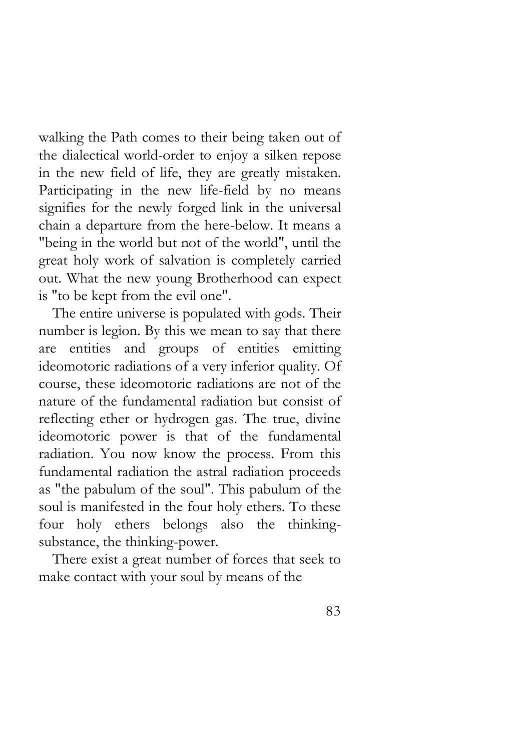walking the Path comes to their being taken out of the dialectical world-order to enjoy a silken repose in the new field of life, they are greatly mistaken. Participating in the new life-field by no means signifies for the newly forged link in the universal chain a departure from the here-below. It means a "being in the world but not of the world", until the great holy work of salvation is completely carried out. What the new young Brotherhood can expect is "to be kept from the evil one".

The entire universe is populated with gods. Their number is legion. By this we mean to say that there are entities and groups of entities emitting ideomotoric radiations of a very inferior quality. Of course, these ideomotoric radiations are not of the nature of the fundamental radiation but consist of reflecting ether or hydrogen gas. The true, divine ideomotoric power is that of the fundamental radiation. You now know the process. From this fundamental radiation the astral radiation proceeds as "the pabulum of the soul". This pabulum of the soul is manifested in the four holy ethers. To these four holy ethers belongs also the thinking-substance, the thinking-power.

There exist a great number of forces that seek to make contact with your soul by means of the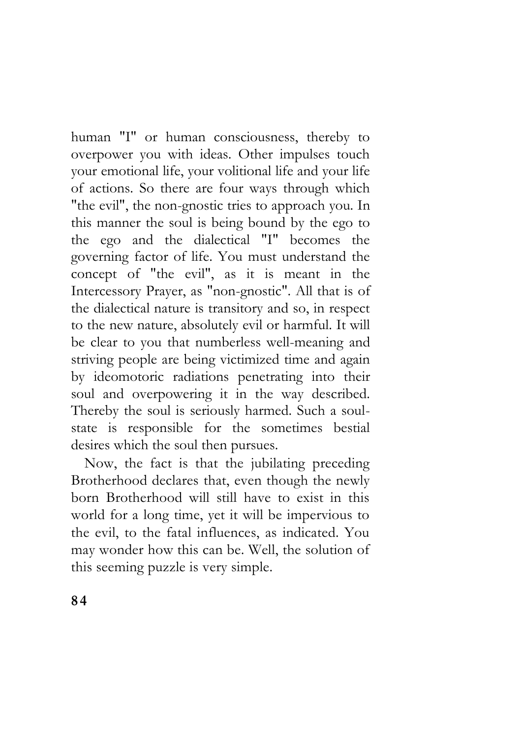human "I" or human consciousness, thereby to overpower you with ideas. Other impulses touch your emotional life, your volitional life and your life of actions. So there are four ways through which "the evil", the non-gnostic tries to approach you. In this manner the soul is being bound by the ego to the ego and the dialectical "I" becomes the governing factor of life. You must understand the concept of "the evil", as it is meant in the Intercessory Prayer, as "non-gnostic". All that is of the dialectical nature is transitory and so, in respect to the new nature, absolutely evil or harmful. It will be clear to you that numberless well-meaning and striving people are being victimized time and again by ideomotoric radiations penetrating into their soul and overpowering it in the way described. Thereby the soul is seriously harmed. Such a soul-state is responsible for the sometimes bestial desires which the soul then pursues.

Now, the fact is that the jubilating preceding Brotherhood declares that, even though the newly born Brotherhood will still have to exist in this world for a long time, yet it will be impervious to the evil, to the fatal influences, as indicated. You may wonder how this can be. Well, the solution of this seeming puzzle is very simple.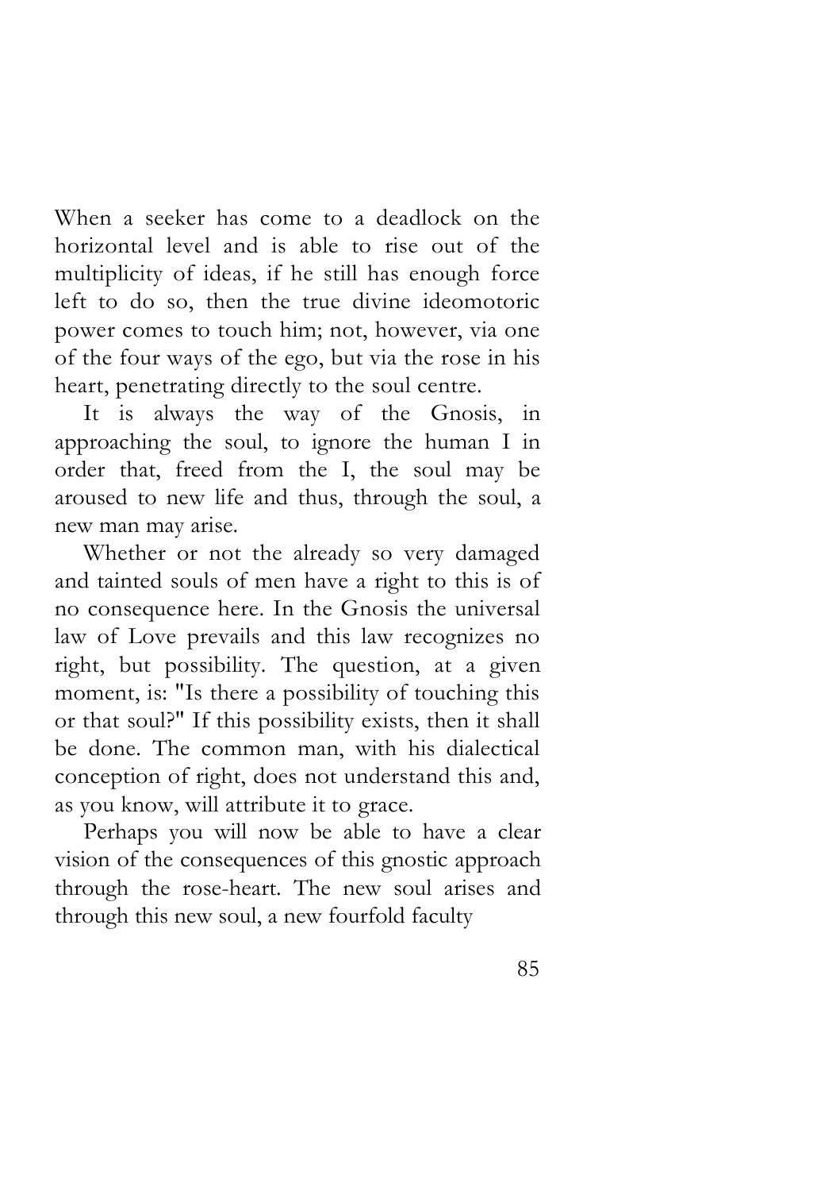When a seeker has come to a deadlock on the horizontal level and is able to rise out of the multiplicity of ideas, if he still has enough force left to do so, then the true divine ideomotoric power comes to touch him; not, however, via one of the four ways of the ego, but via the rose in his heart, penetrating directly to the soul centre.

It is always the way of the Gnosis, in approaching the soul, to ignore the human I in order that, freed from the I, the soul may be aroused to new life and thus, through the soul, a new man may arise.

Whether or not the already so very damaged and tainted souls of men have a right to this is of no consequence here. In the Gnosis the universal law of Love prevails and this law recognizes no right, but possibility. The question, at a given moment, is: "Is there a possibility of touching this or that soul?" If this possibility exists, then it shall be done. The common man, with his dialectical conception of right, does not understand this and, as you know, will attribute it to grace.

Perhaps you will now be able to have a clear vision of the consequences of this gnostic approach through the rose-heart. The new soul arises and through this new soul, a new fourfold faculty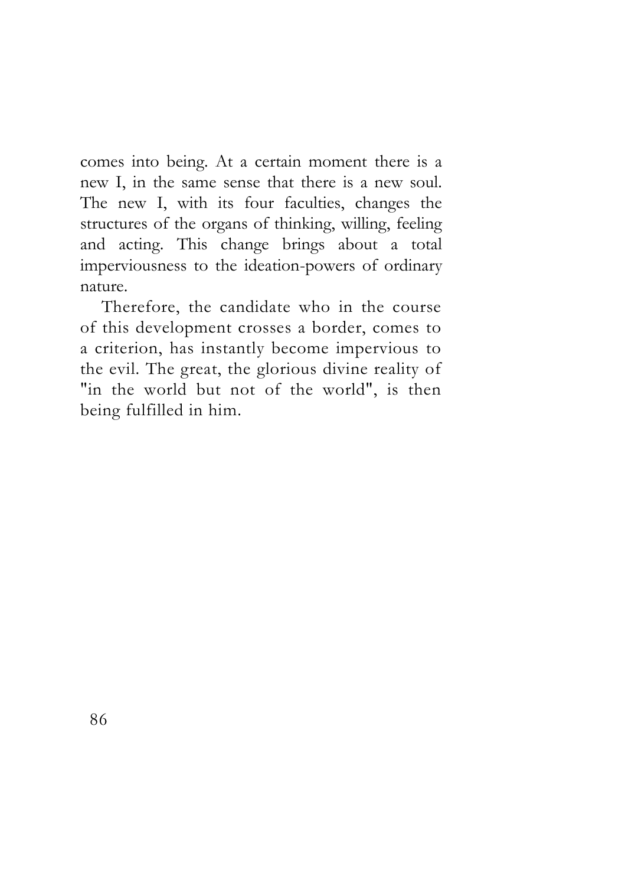comes into being. At a certain moment there is a new I, in the same sense that there is a new soul. The new I, with its four faculties, changes the structures of the organs of thinking, willing, feeling and acting. This change brings about a total imperviousness to the ideation-powers of ordinary nature.

Therefore, the candidate who in the course of this development crosses a border, comes to a criterion, has instantly become impervious to the evil. The great, the glorious divine reality of "in the world but not of the world", is then being fulfilled in him.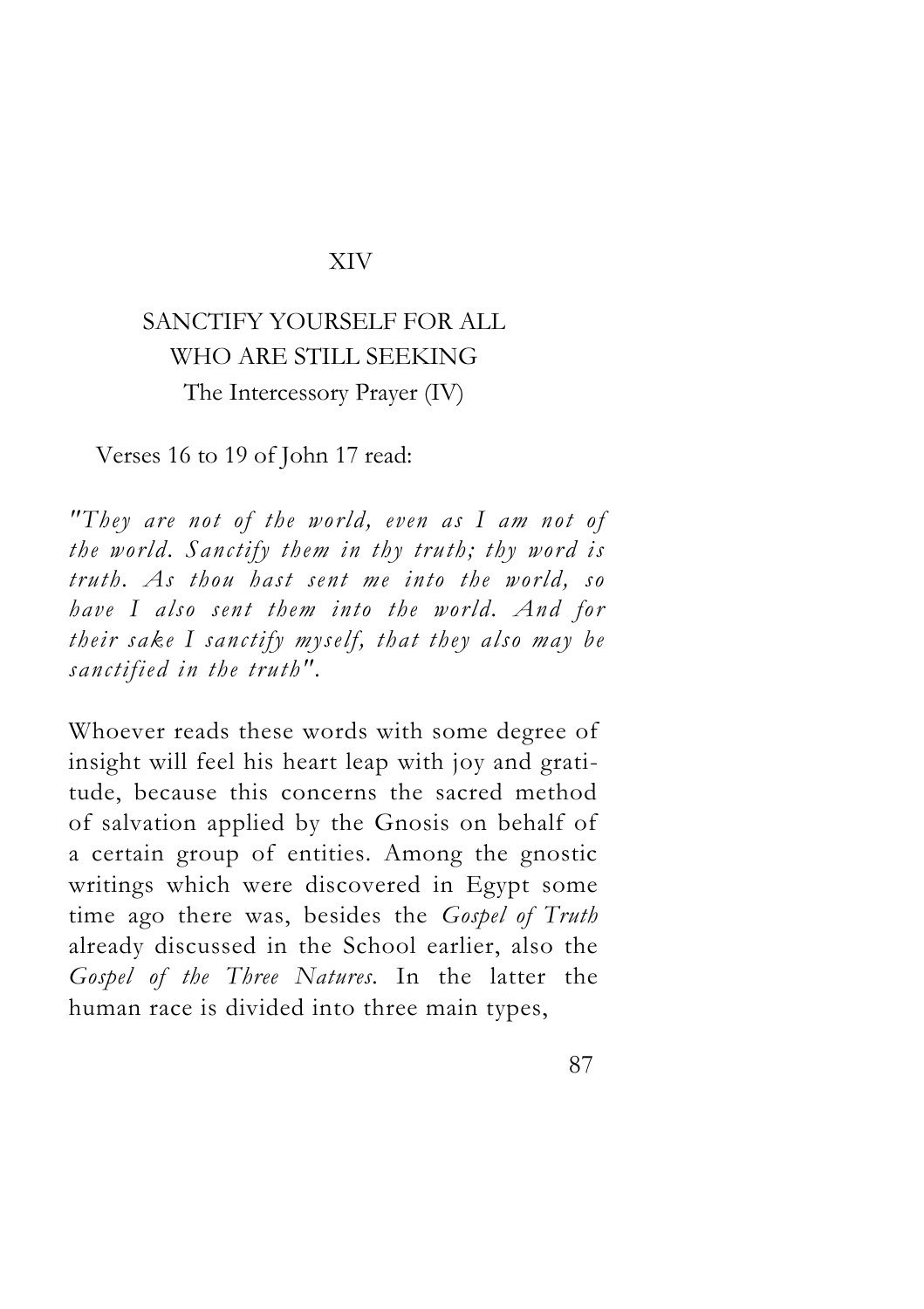# XIV

## SANCTIFY YOURSELF FOR ALL WHO ARE STILL SEEKING

### The Intercessory Prayer (IV)

Verses 16 to 19 of John 17 read:

*"They are not of the world, even as I am not of the world. Sanctify them in thy truth; thy word is truth. As thou hast sent me into the world, so have I also sent them into the world. And for their sake I sanctify myself, that they also may be sanctified in the truth".*

Whoever reads these words with some degree of insight will feel his heart leap with joy and gratitude, because this concerns the sacred method of salvation applied by the Gnosis on behalf of a certain group of entities. Among the gnostic writings which were discovered in Egypt some time ago there was, besides the *Gospel of Truth* already discussed in the School earlier, also the *Gospel of the Three Natures.* In the latter the human race is divided into three main types,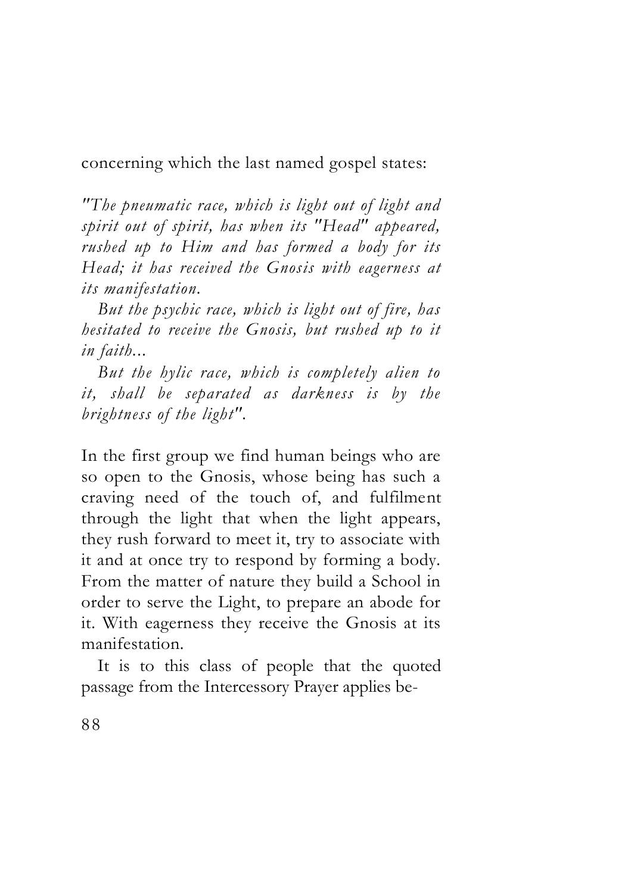concerning which the last named gospel states:

*"The pneumatic race, which is light out of light and spirit out of spirit, has when its "Head" appeared, rushed up to Him and has formed a body for its Head; it has received the Gnosis with eagerness at its manifestation.*

*But the psychic race, which is light out of fire, has hesitated to receive the Gnosis, but rushed up to it in faith...*

*But the hylic race, which is completely alien to it, shall be separated as darkness is by the brightness of the light".*

In the first group we find human beings who are so open to the Gnosis, whose being has such a craving need of the touch of, and fulfilment through the light that when the light appears, they rush forward to meet it, try to associate with it and at once try to respond by forming a body. From the matter of nature they build a School in order to serve the Light, to prepare an abode for it. With eagerness they receive the Gnosis at its manifestation.

It is to this class of people that the quoted passage from the Intercessory Prayer applies be-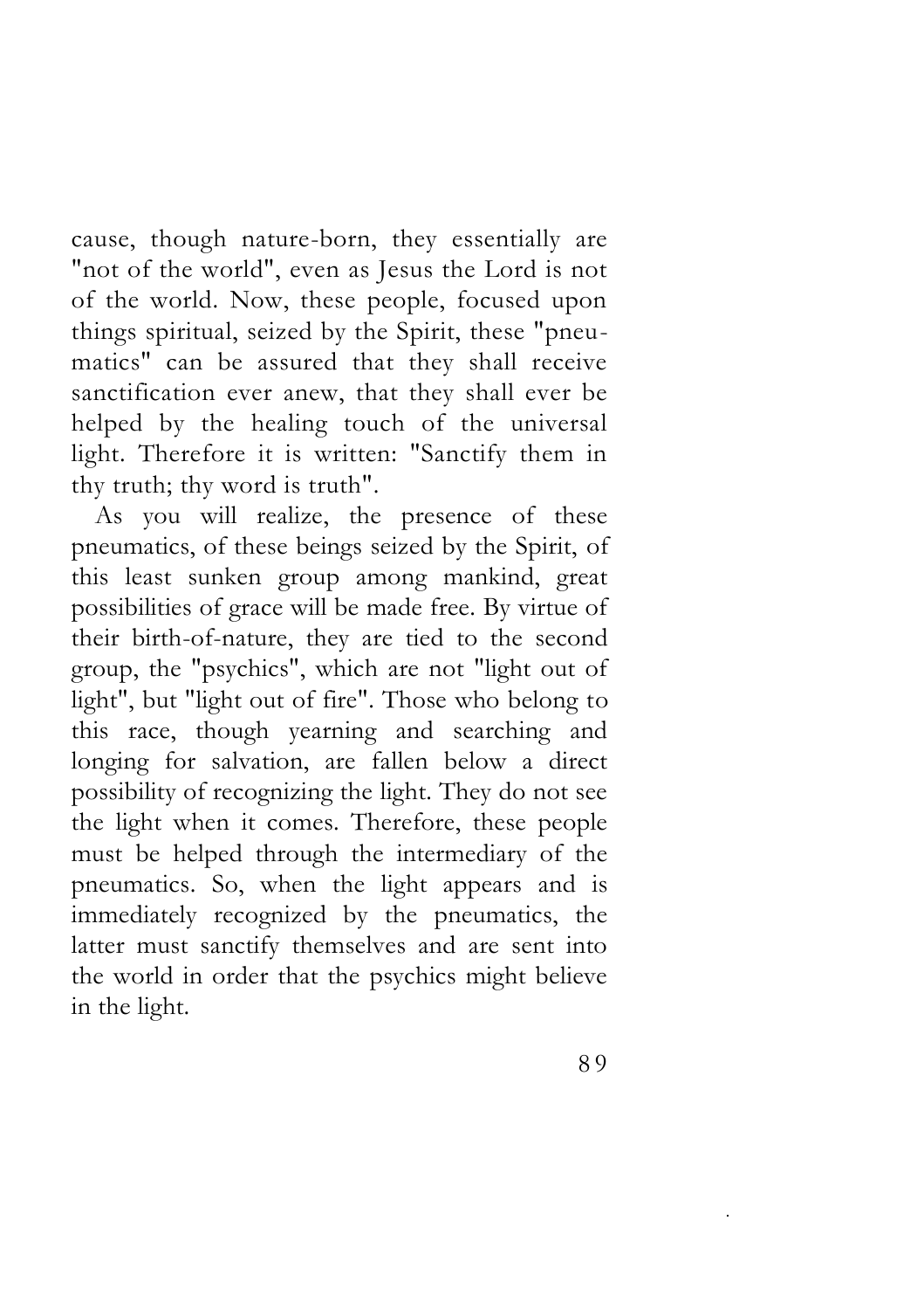cause, though nature-born, they essentially are "not of the world", even as Jesus the Lord is not of the world. Now, these people, focused upon things spiritual, seized by the Spirit, these "pneumatics" can be assured that they shall receive sanctification ever anew, that they shall ever be helped by the healing touch of the universal light. Therefore it is written: "Sanctify them in thy truth; thy word is truth".

As you will realize, the presence of these pneumatics, of these beings seized by the Spirit, of this least sunken group among mankind, great possibilities of grace will be made free. By virtue of their birth-of-nature, they are tied to the second group, the "psychics", which are not "light out of light", but "light out of fire". Those who belong to this race, though yearning and searching and longing for salvation, are fallen below a direct possibility of recognizing the light. They do not see the light when it comes. Therefore, these people must be helped through the intermediary of the pneumatics. So, when the light appears and is immediately recognized by the pneumatics, the latter must sanctify themselves and are sent into the world in order that the psychics might believe in the light.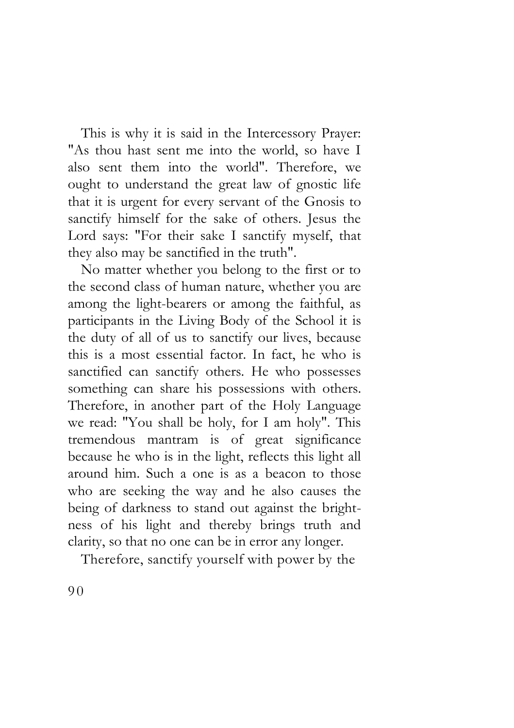This is why it is said in the Intercessory Prayer: "As thou hast sent me into the world, so have I also sent them into the world". Therefore, we ought to understand the great law of gnostic life that it is urgent for every servant of the Gnosis to sanctify himself for the sake of others. Jesus the Lord says: "For their sake I sanctify myself, that they also may be sanctified in the truth".

No matter whether you belong to the first or to the second class of human nature, whether you are among the light-bearers or among the faithful, as participants in the Living Body of the School it is the duty of all of us to sanctify our lives, because this is a most essential factor. In fact, he who is sanctified can sanctify others. He who possesses something can share his possessions with others. Therefore, in another part of the Holy Language we read: "You shall be holy, for I am holy". This tremendous mantram is of great significance because he who is in the light, reflects this light all around him. Such a one is as a beacon to those who are seeking the way and he also causes the being of darkness to stand out against the brightness of his light and thereby brings truth and clarity, so that no one can be in error any longer.

Therefore, sanctify yourself with power by the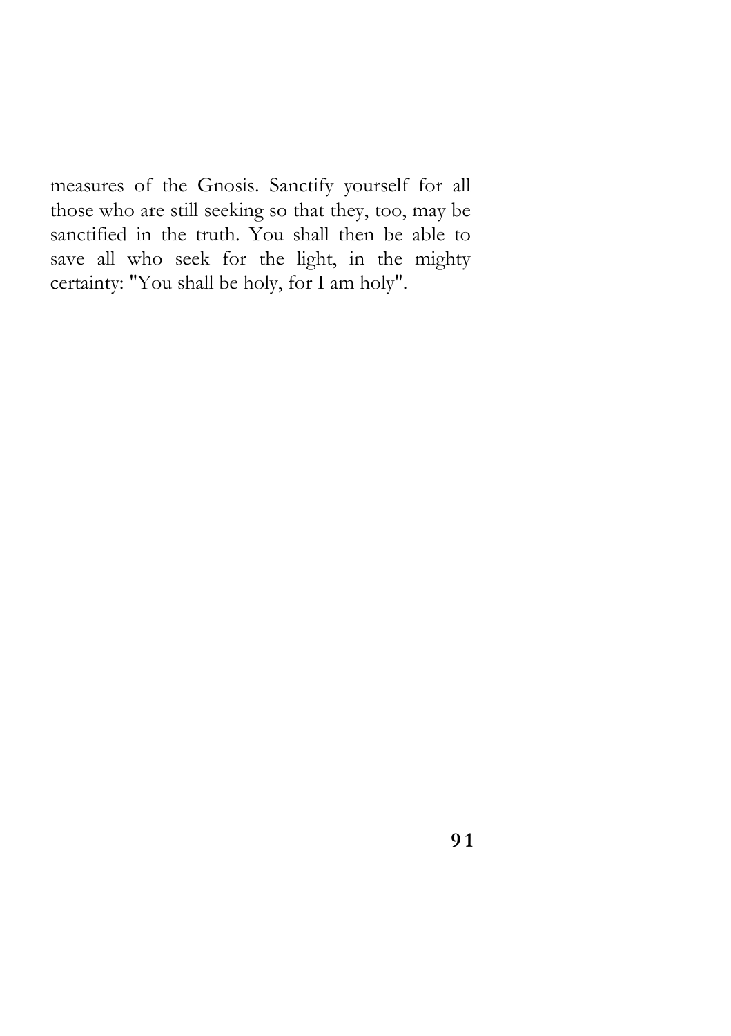measures of the Gnosis. Sanctify yourself for all those who are still seeking so that they, too, may be sanctified in the truth. You shall then be able to save all who seek for the light, in the mighty certainty: "You shall be holy, for I am holy".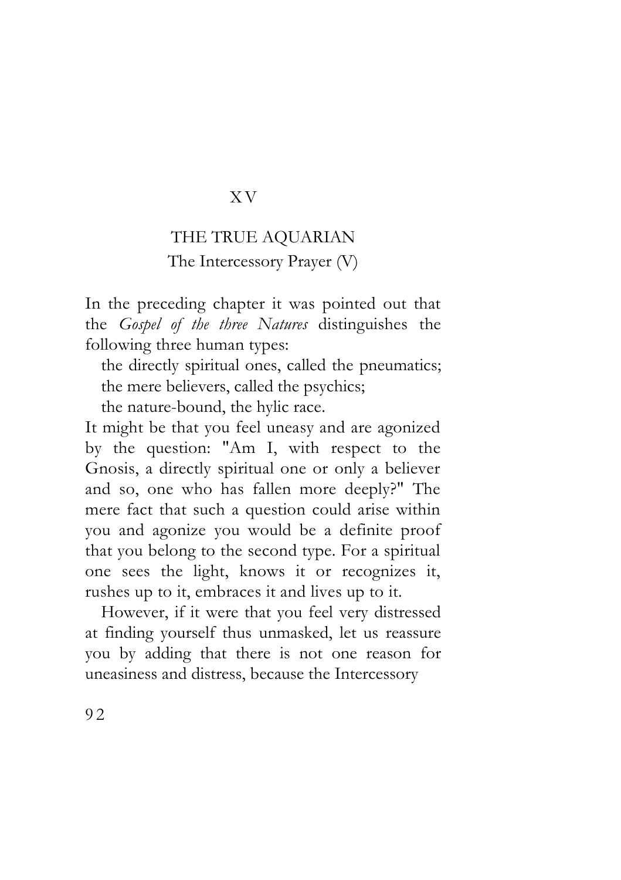# XV

## THE TRUE AQUARIAN

### The Intercessory Prayer (V)

In the preceding chapter it was pointed out that the *Gospel of the three Natures* distinguishes the following three human types:

the directly spiritual ones, called the pneumatics;
the mere believers, called the psychics;
the nature-bound, the hylic race.

It might be that you feel uneasy and are agonized by the question: "Am I, with respect to the Gnosis, a directly spiritual one or only a believer and so, one who has fallen more deeply?" The mere fact that such a question could arise within you and agonize you would be a definite proof that you belong to the second type. For a spiritual one sees the light, knows it or recognizes it, rushes up to it, embraces it and lives up to it.

However, if it were that you feel very distressed at finding yourself thus unmasked, let us reassure you by adding that there is not one reason for uneasiness and distress, because the Intercessory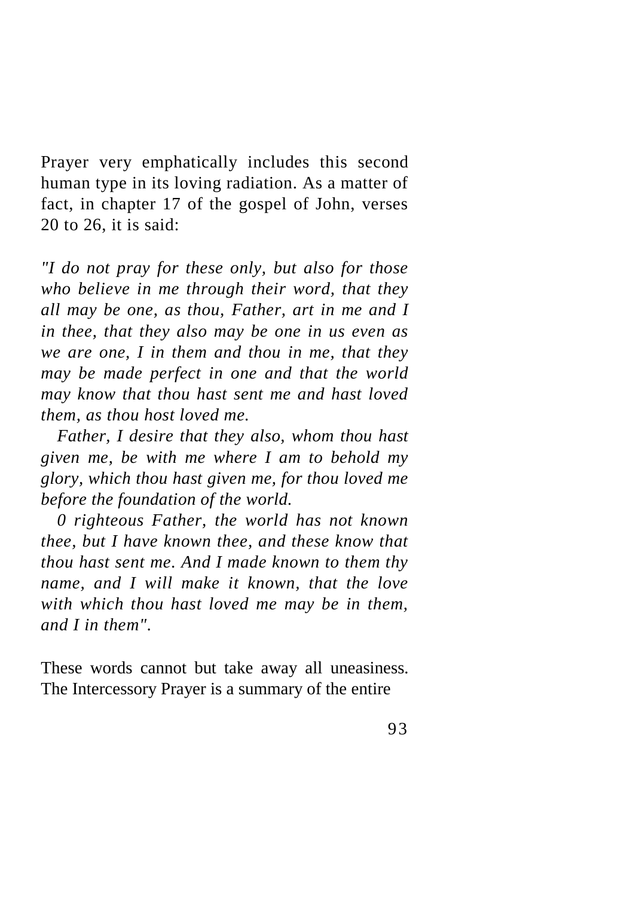Prayer very emphatically includes this second human type in its loving radiation. As a matter of fact, in chapter 17 of the gospel of John, verses 20 to 26, it is said:

*"I do not pray for these only, but also for those who believe in me through their word, that they all may be one, as thou, Father, art in me and I in thee, that they also may be one in us even as we are one, I in them and thou in me, that they may be made perfect in one and that the world may know that thou hast sent me and hast loved them, as thou host loved me.*

*Father, I desire that they also, whom thou hast given me, be with me where I am to behold my glory, which thou hast given me, for thou loved me before the foundation of the world.*

*0 righteous Father, the world has not known thee, but I have known thee, and these know that thou hast sent me. And I made known to them thy name, and I will make it known, that the love with which thou hast loved me may be in them, and I in them".*

These words cannot but take away all uneasiness. The Intercessory Prayer is a summary of the entire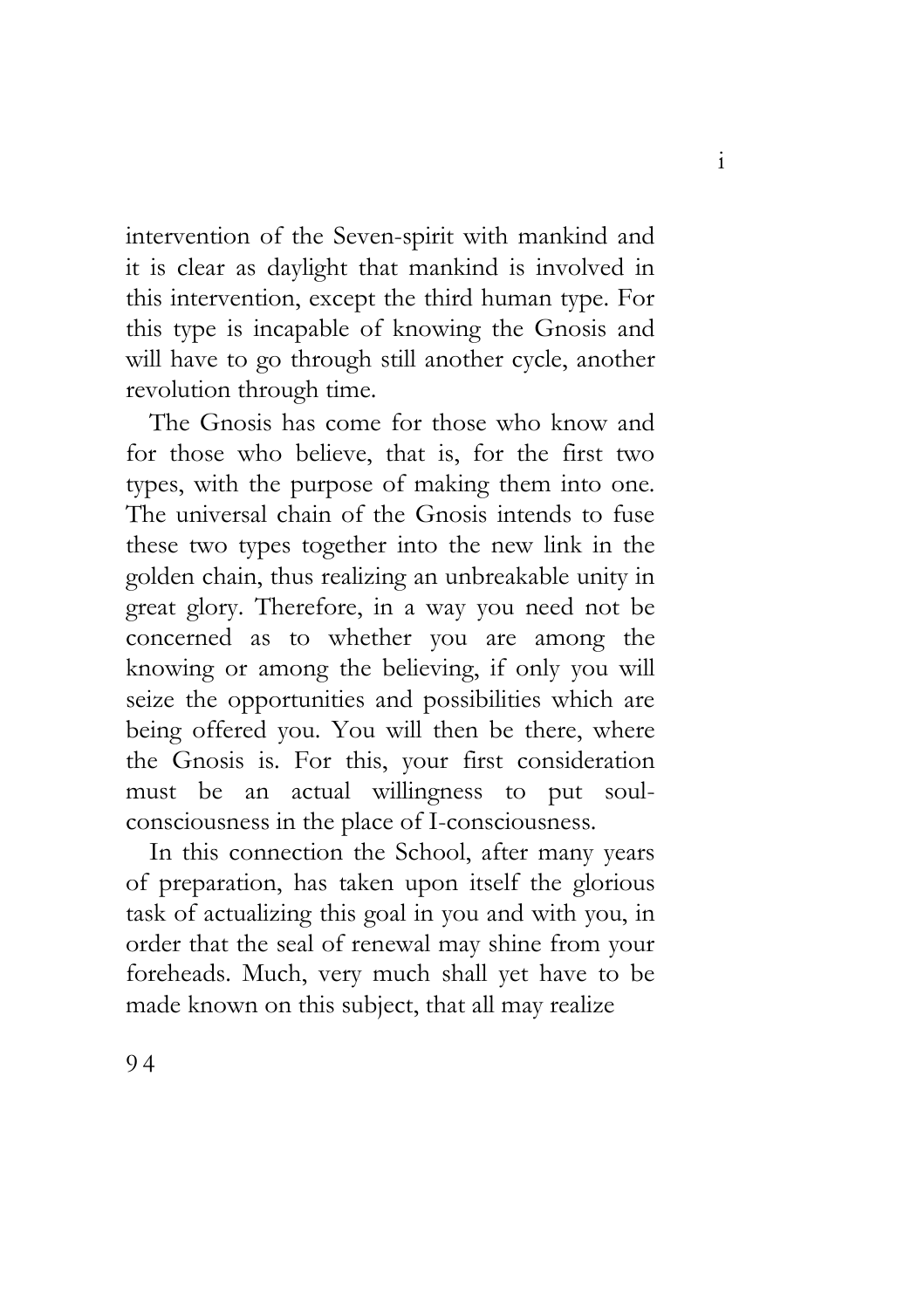intervention of the Seven-spirit with mankind and it is clear as daylight that mankind is involved in this intervention, except the third human type. For this type is incapable of knowing the Gnosis and will have to go through still another cycle, another revolution through time.

The Gnosis has come for those who know and for those who believe, that is, for the first two types, with the purpose of making them into one. The universal chain of the Gnosis intends to fuse these two types together into the new link in the golden chain, thus realizing an unbreakable unity in great glory. Therefore, in a way you need not be concerned as to whether you are among the knowing or among the believing, if only you will seize the opportunities and possibilities which are being offered you. You will then be there, where the Gnosis is. For this, your first consideration must be an actual willingness to put soul-consciousness in the place of I-consciousness.

In this connection the School, after many years of preparation, has taken upon itself the glorious task of actualizing this goal in you and with you, in order that the seal of renewal may shine from your foreheads. Much, very much shall yet have to be made known on this subject, that all may realize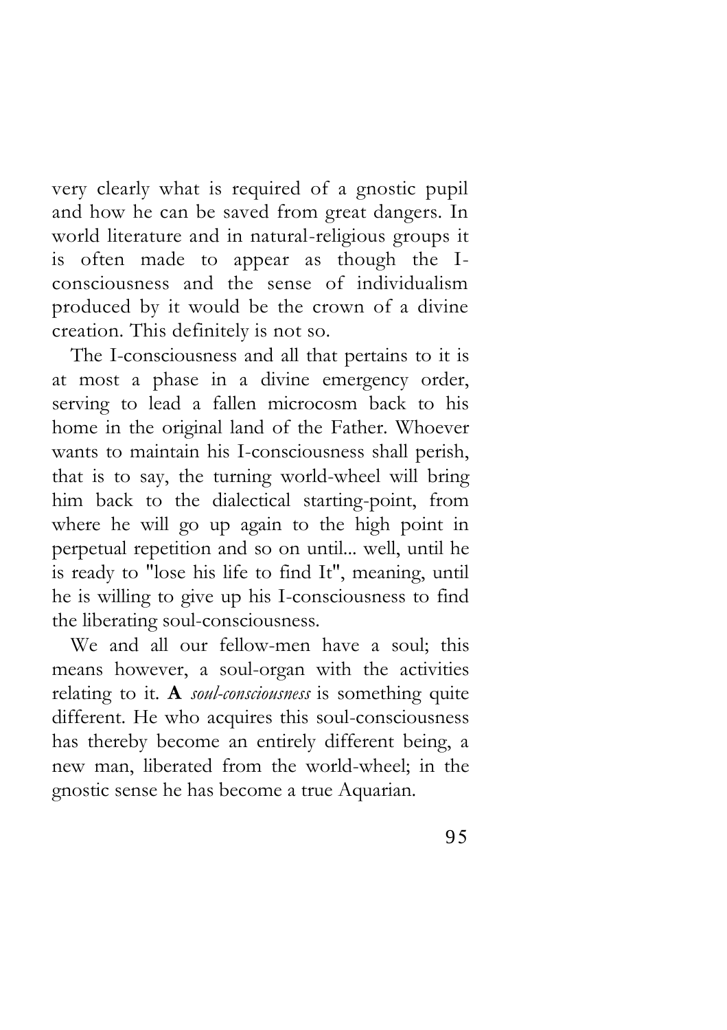very clearly what is required of a gnostic pupil and how he can be saved from great dangers. In world literature and in natural-religious groups it is often made to appear as though the I-consciousness and the sense of individualism produced by it would be the crown of a divine creation. This definitely is not so.

The I-consciousness and all that pertains to it is at most a phase in a divine emergency order, serving to lead a fallen microcosm back to his home in the original land of the Father. Whoever wants to maintain his I-consciousness shall perish, that is to say, the turning world-wheel will bring him back to the dialectical starting-point, from where he will go up again to the high point in perpetual repetition and so on until... well, until he is ready to "lose his life to find It", meaning, until he is willing to give up his I-consciousness to find the liberating soul-consciousness.

We and all our fellow-men have a soul; this means however, a soul-organ with the activities relating to it. **A** *soul-consciousness* is something quite different. He who acquires this soul-consciousness has thereby become an entirely different being, a new man, liberated from the world-wheel; in the gnostic sense he has become a true Aquarian.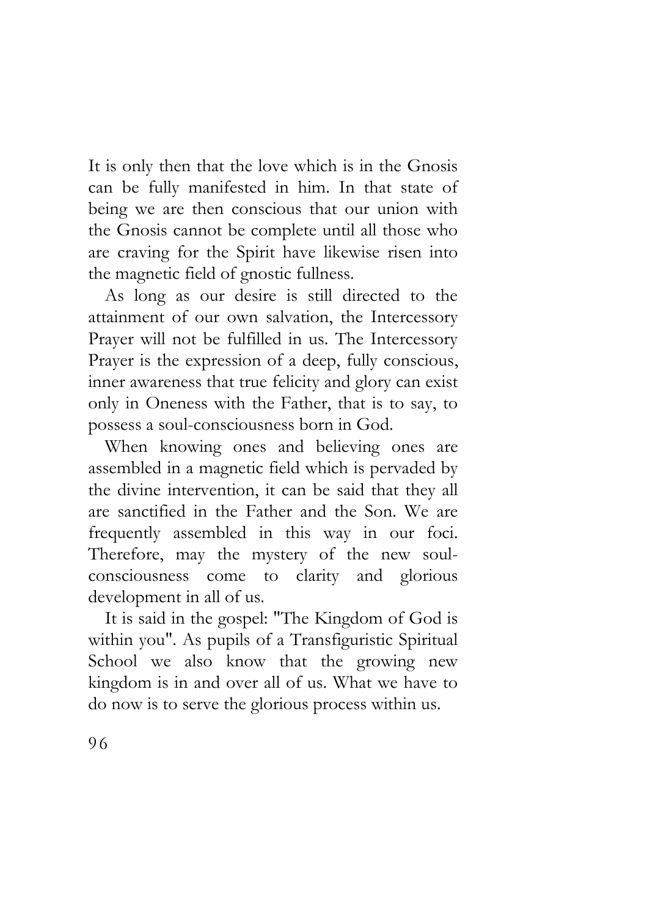It is only then that the love which is in the Gnosis can be fully manifested in him. In that state of being we are then conscious that our union with the Gnosis cannot be complete until all those who are craving for the Spirit have likewise risen into the magnetic field of gnostic fullness.

As long as our desire is still directed to the attainment of our own salvation, the Intercessory Prayer will not be fulfilled in us. The Intercessory Prayer is the expression of a deep, fully conscious, inner awareness that true felicity and glory can exist only in Oneness with the Father, that is to say, to possess a soul-consciousness born in God.

When knowing ones and believing ones are assembled in a magnetic field which is pervaded by the divine intervention, it can be said that they all are sanctified in the Father and the Son. We are frequently assembled in this way in our foci. Therefore, may the mystery of the new soul-consciousness come to clarity and glorious development in all of us.

It is said in the gospel: "The Kingdom of God is within you". As pupils of a Transfiguristic Spiritual School we also know that the growing new kingdom is in and over all of us. What we have to do now is to serve the glorious process within us.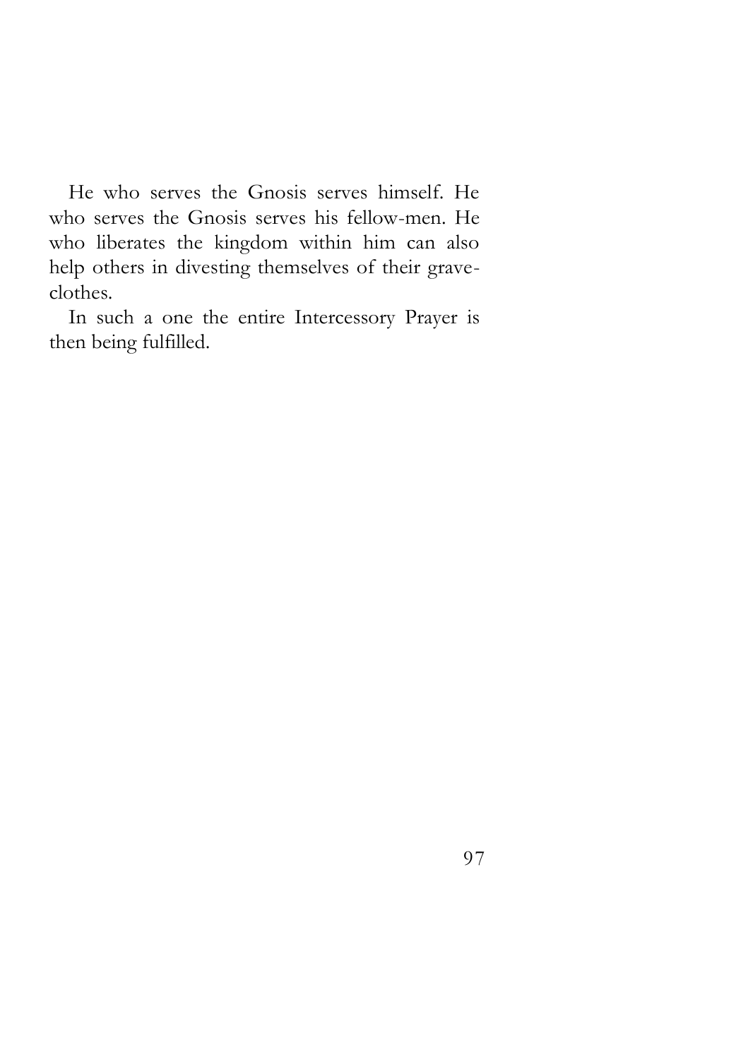He who serves the Gnosis serves himself. He who serves the Gnosis serves his fellow-men. He who liberates the kingdom within him can also help others in divesting themselves of their grave-clothes.

In such a one the entire Intercessory Prayer is then being fulfilled.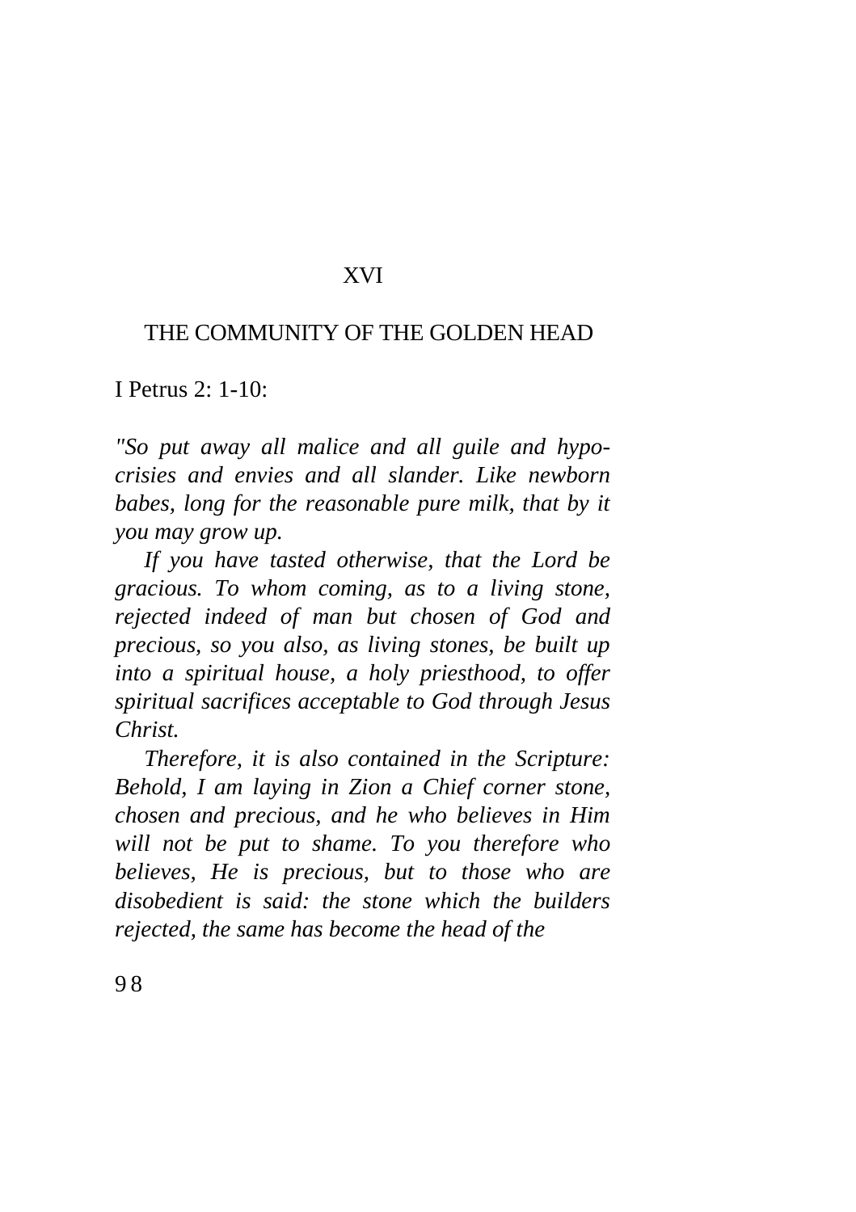# XVI

## THE COMMUNITY OF THE GOLDEN HEAD

I Petrus 2: 1-10:

*"So put away all malice and all guile and hypocrisies and envies and all slander. Like newborn babes, long for the reasonable pure milk, that by it you may grow up.*

*If you have tasted otherwise, that the Lord be gracious. To whom coming, as to a living stone, rejected indeed of man but chosen of God and precious, so you also, as living stones, be built up into a spiritual house, a holy priesthood, to offer spiritual sacrifices acceptable to God through Jesus Christ.*

*Therefore, it is also contained in the Scripture: Behold, I am laying in Zion a Chief corner stone, chosen and precious, and he who believes in Him will not be put to shame. To you therefore who believes, He is precious, but to those who are disobedient is said: the stone which the builders rejected, the same has become the head of the*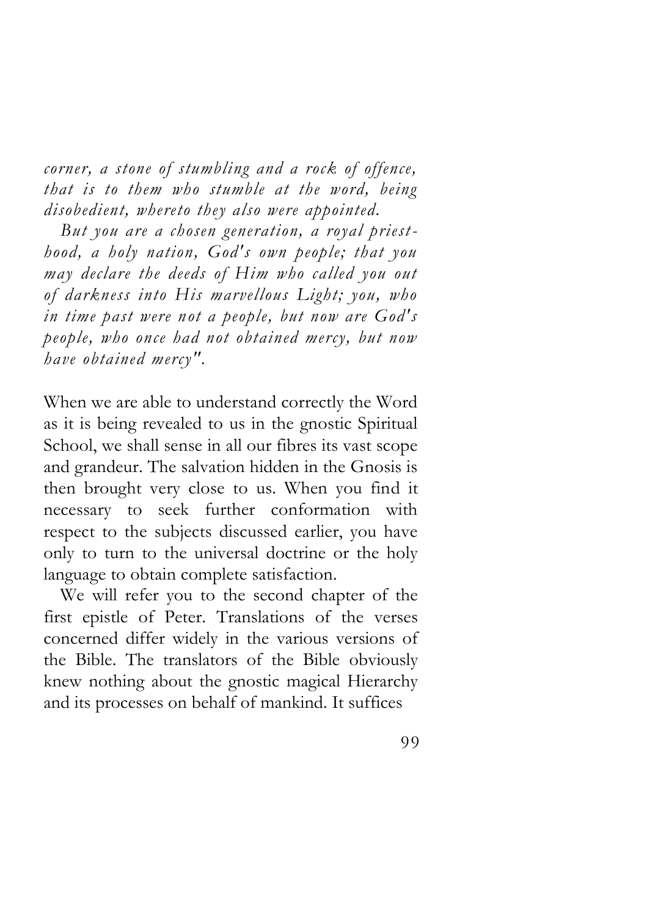*corner, a stone of stumbling and a rock of offence, that is to them who stumble at the word, being disobedient, whereto they also were appointed.*

*But you are a chosen generation, a royal priesthood, a holy nation, God's own people; that you may declare the deeds of Him who called you out of darkness into His marvellous Light; you, who in time past were not a people, but now are God's people, who once had not obtained mercy, but now have obtained mercy".*

When we are able to understand correctly the Word as it is being revealed to us in the gnostic Spiritual School, we shall sense in all our fibres its vast scope and grandeur. The salvation hidden in the Gnosis is then brought very close to us. When you find it necessary to seek further conformation with respect to the subjects discussed earlier, you have only to turn to the universal doctrine or the holy language to obtain complete satisfaction.

We will refer you to the second chapter of the first epistle of Peter. Translations of the verses concerned differ widely in the various versions of the Bible. The translators of the Bible obviously knew nothing about the gnostic magical Hierarchy and its processes on behalf of mankind. It suffices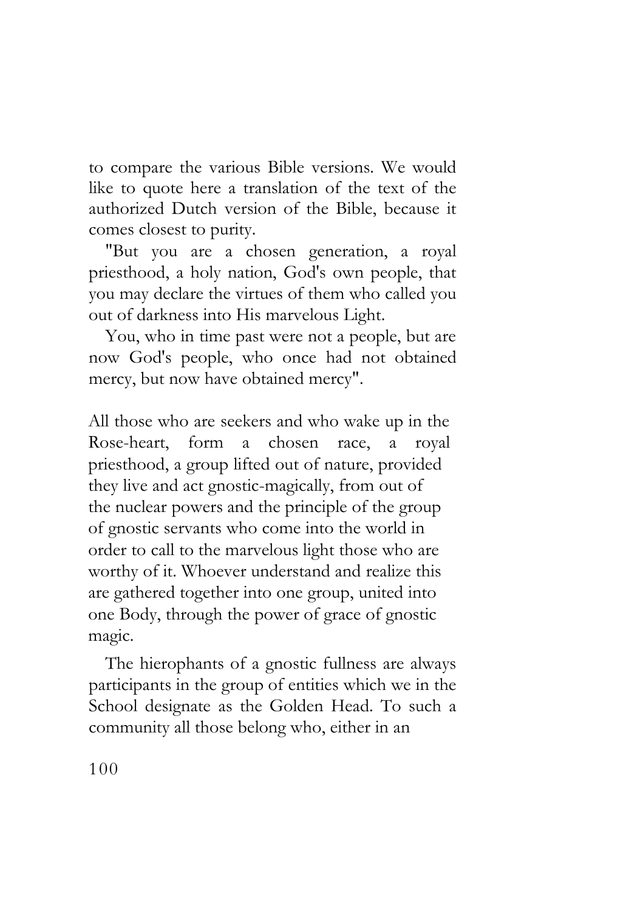to compare the various Bible versions. We would like to quote here a translation of the text of the authorized Dutch version of the Bible, because it comes closest to purity.

"But you are a chosen generation, a royal priesthood, a holy nation, God's own people, that you may declare the virtues of them who called you out of darkness into His marvelous Light.

You, who in time past were not a people, but are now God's people, who once had not obtained mercy, but now have obtained mercy".

All those who are seekers and who wake up in the Rose-heart, form a chosen race, a royal priesthood, a group lifted out of nature, provided they live and act gnostic-magically, from out of the nuclear powers and the principle of the group of gnostic servants who come into the world in order to call to the marvelous light those who are worthy of it. Whoever understand and realize this are gathered together into one group, united into one Body, through the power of grace of gnostic magic.

The hierophants of a gnostic fullness are always participants in the group of entities which we in the School designate as the Golden Head. To such a community all those belong who, either in an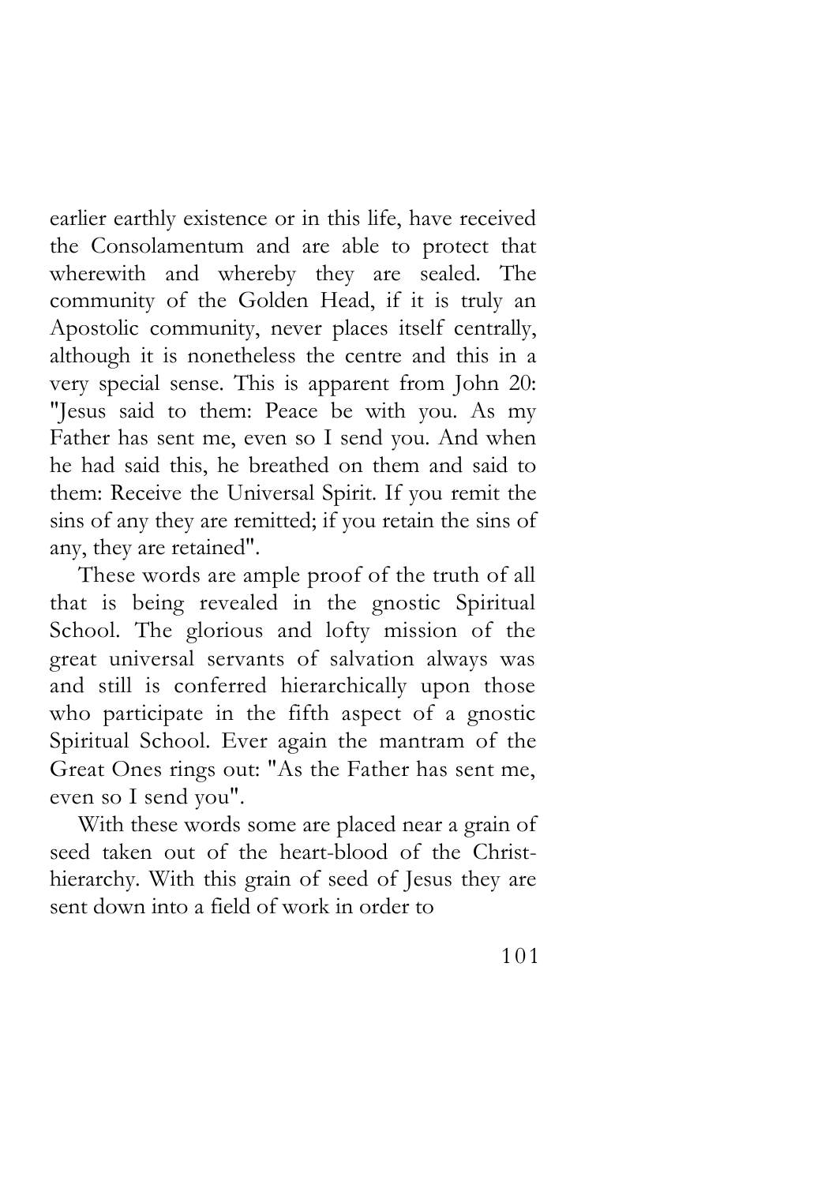earlier earthly existence or in this life, have received the Consolamentum and are able to protect that wherewith and whereby they are sealed. The community of the Golden Head, if it is truly an Apostolic community, never places itself centrally, although it is nonetheless the centre and this in a very special sense. This is apparent from John 20: "Jesus said to them: Peace be with you. As my Father has sent me, even so I send you. And when he had said this, he breathed on them and said to them: Receive the Universal Spirit. If you remit the sins of any they are remitted; if you retain the sins of any, they are retained".

These words are ample proof of the truth of all that is being revealed in the gnostic Spiritual School. The glorious and lofty mission of the great universal servants of salvation always was and still is conferred hierarchically upon those who participate in the fifth aspect of a gnostic Spiritual School. Ever again the mantram of the Great Ones rings out: "As the Father has sent me, even so I send you".

With these words some are placed near a grain of seed taken out of the heart-blood of the Christ-hierarchy. With this grain of seed of Jesus they are sent down into a field of work in order to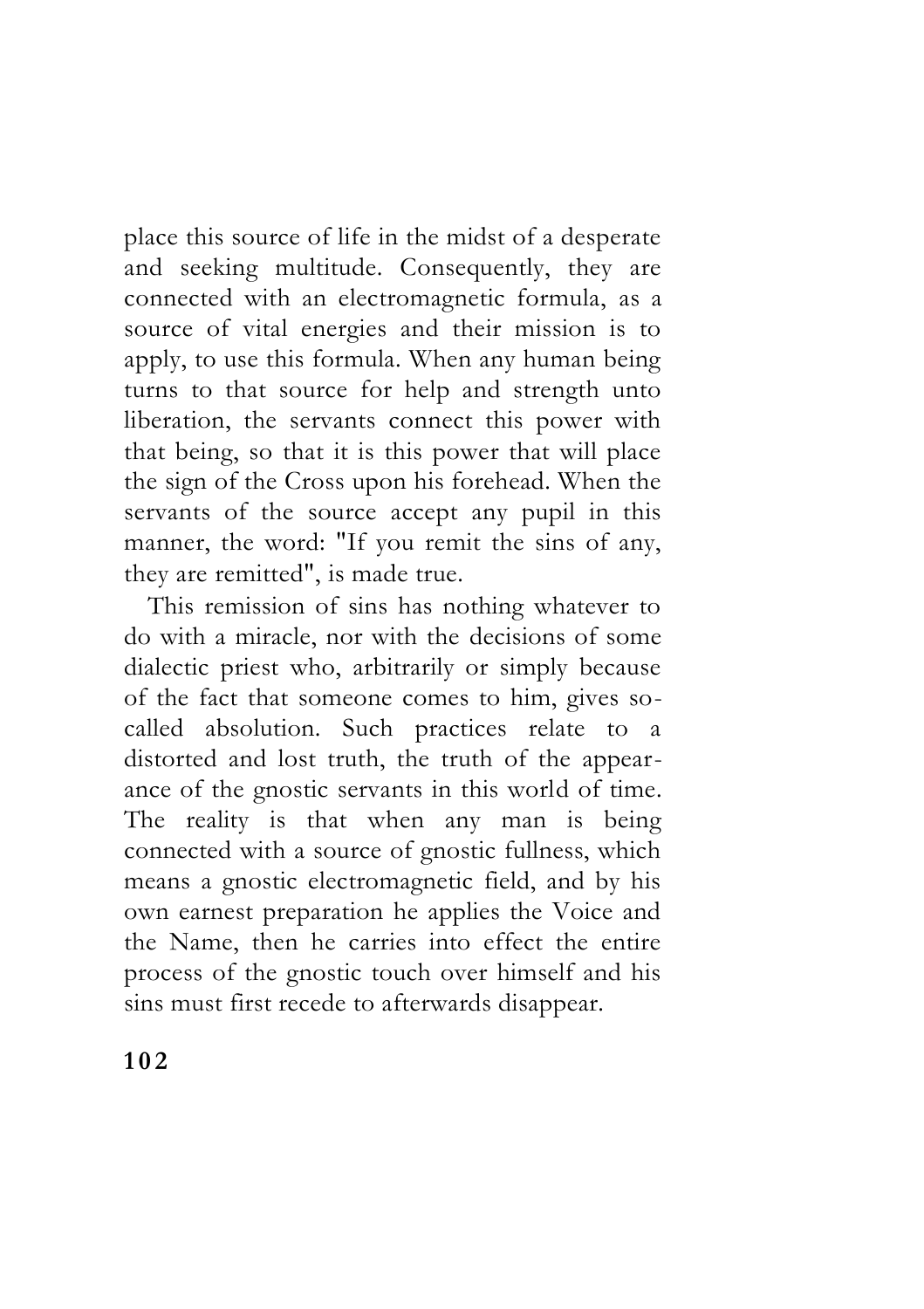place this source of life in the midst of a desperate and seeking multitude. Consequently, they are connected with an electromagnetic formula, as a source of vital energies and their mission is to apply, to use this formula. When any human being turns to that source for help and strength unto liberation, the servants connect this power with that being, so that it is this power that will place the sign of the Cross upon his forehead. When the servants of the source accept any pupil in this manner, the word: "If you remit the sins of any, they are remitted", is made true.

This remission of sins has nothing whatever to do with a miracle, nor with the decisions of some dialectic priest who, arbitrarily or simply because of the fact that someone comes to him, gives so-called absolution. Such practices relate to a distorted and lost truth, the truth of the appearance of the gnostic servants in this world of time. The reality is that when any man is being connected with a source of gnostic fullness, which means a gnostic electromagnetic field, and by his own earnest preparation he applies the Voice and the Name, then he carries into effect the entire process of the gnostic touch over himself and his sins must first recede to afterwards disappear.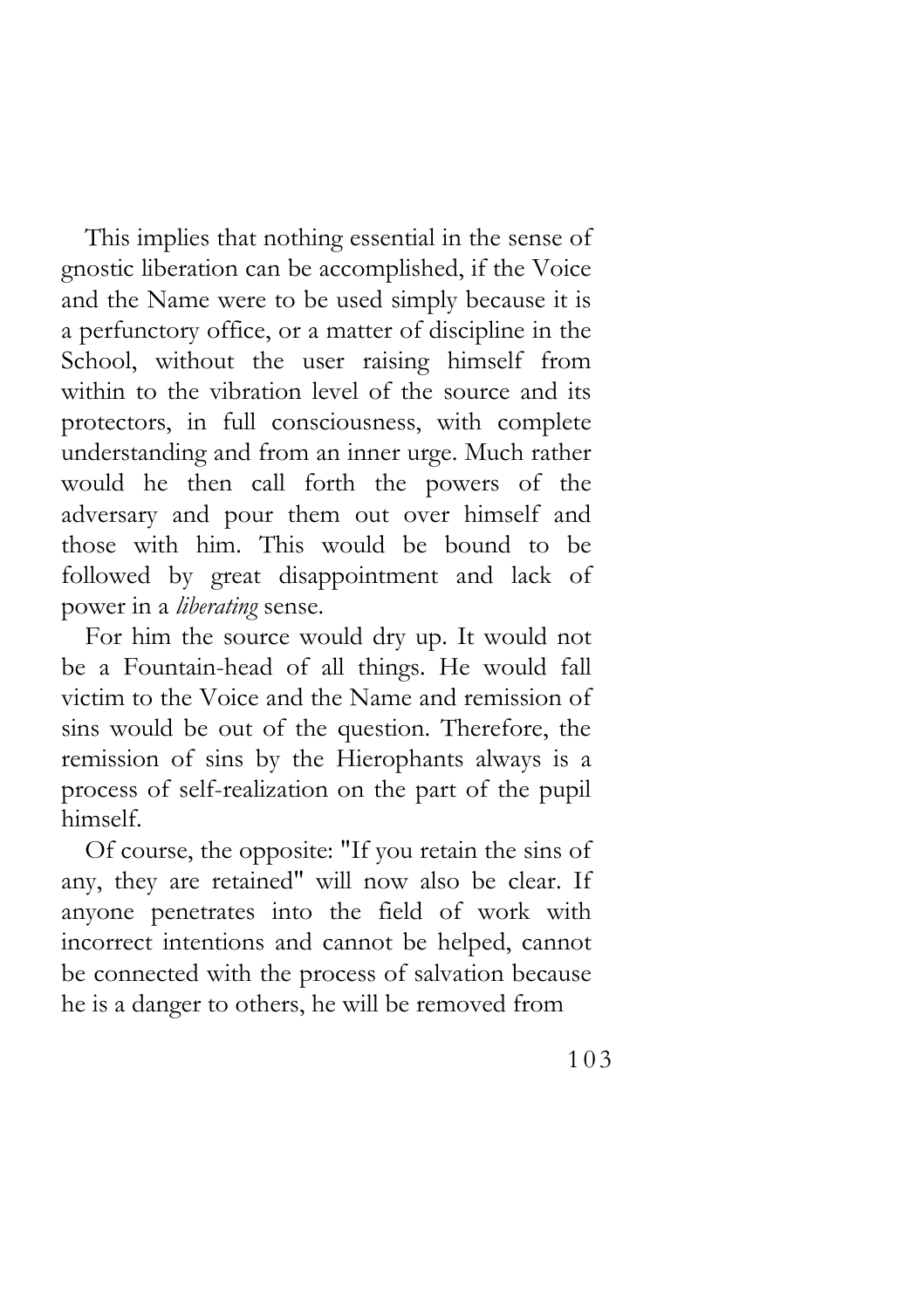This implies that nothing essential in the sense of gnostic liberation can be accomplished, if the Voice and the Name were to be used simply because it is a perfunctory office, or a matter of discipline in the School, without the user raising himself from within to the vibration level of the source and its protectors, in full consciousness, with complete understanding and from an inner urge. Much rather would he then call forth the powers of the adversary and pour them out over himself and those with him. This would be bound to be followed by great disappointment and lack of power in a *liberating* sense.

For him the source would dry up. It would not be a Fountain-head of all things. He would fall victim to the Voice and the Name and remission of sins would be out of the question. Therefore, the remission of sins by the Hierophants always is a process of self-realization on the part of the pupil himself.

Of course, the opposite: "If you retain the sins of any, they are retained" will now also be clear. If anyone penetrates into the field of work with incorrect intentions and cannot be helped, cannot be connected with the process of salvation because he is a danger to others, he will be removed from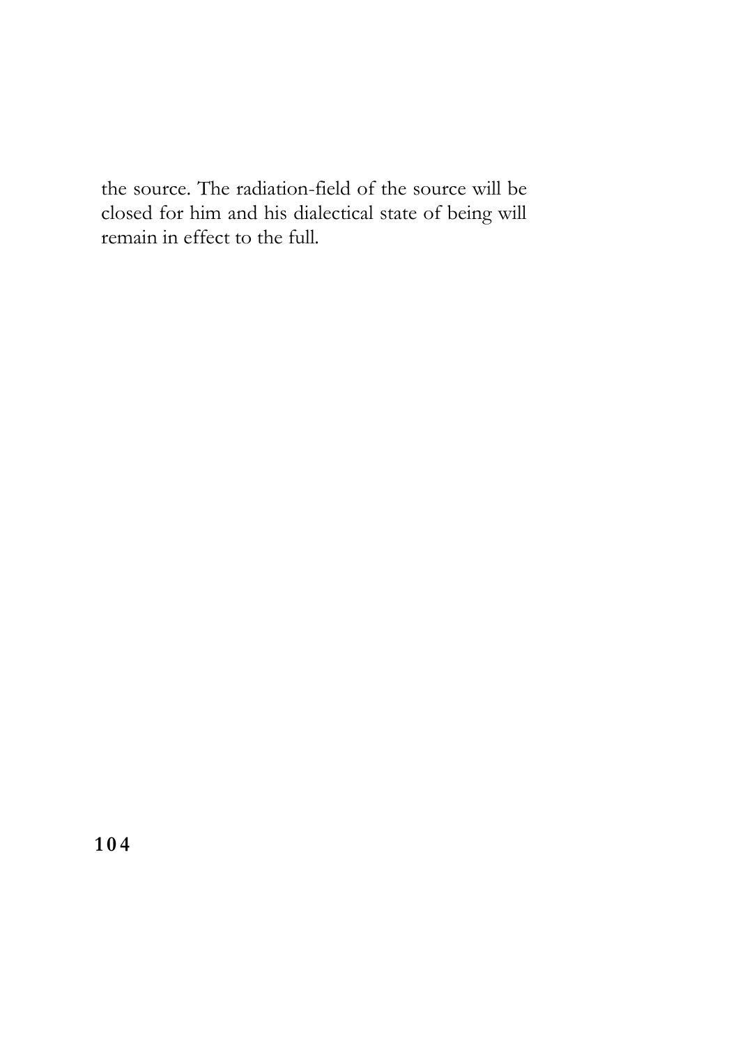the source. The radiation-field of the source will be closed for him and his dialectical state of being will remain in effect to the full.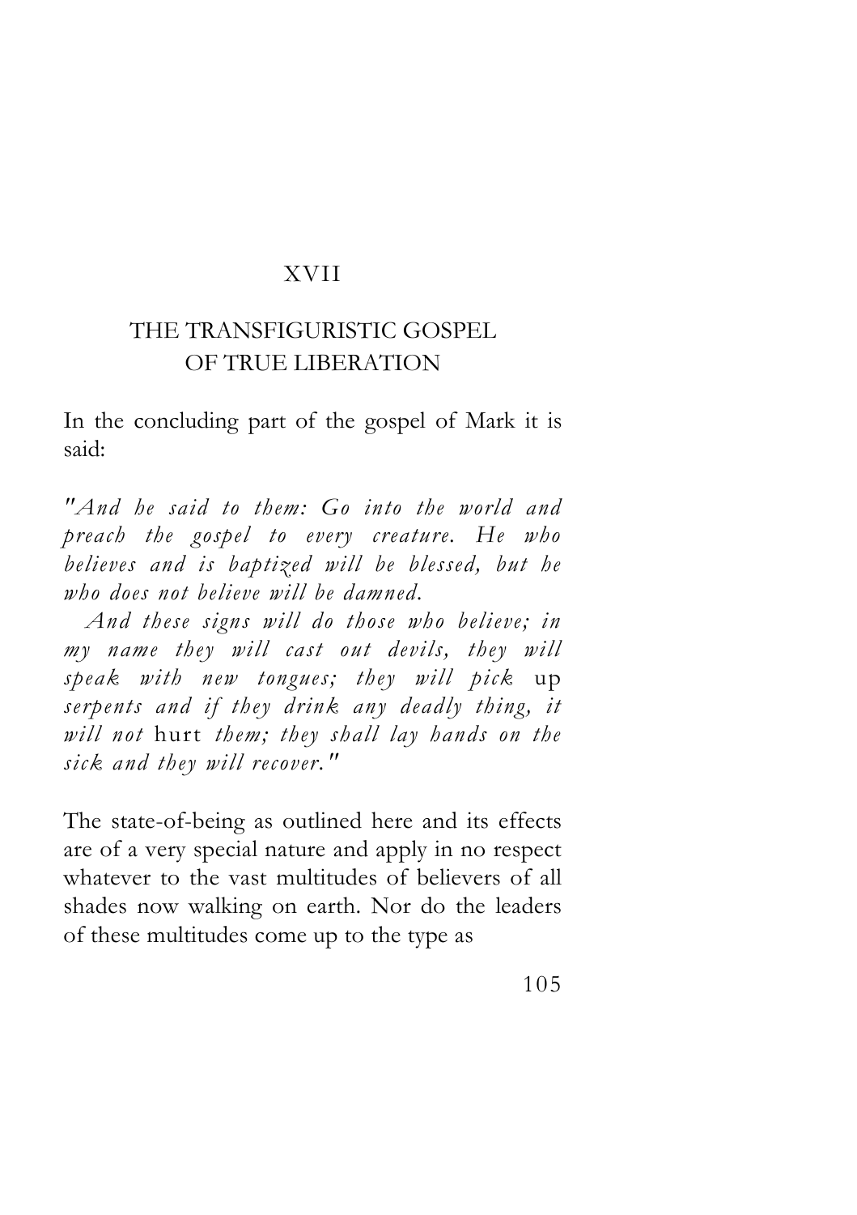# XVII

## THE TRANSFIGURISTIC GOSPEL OF TRUE LIBERATION

In the concluding part of the gospel of Mark it is said:

*"And he said to them: Go into the world and preach the gospel to every creature. He who believes and is baptized will be blessed, but he who does not believe will be damned.*

*And these signs will do those who believe; in my name they will cast out devils, they will speak with new tongues; they will pick* up *serpents and if they drink any deadly thing, it will not* hurt *them; they shall lay hands on the sick and they will recover."*

The state-of-being as outlined here and its effects are of a very special nature and apply in no respect whatever to the vast multitudes of believers of all shades now walking on earth. Nor do the leaders of these multitudes come up to the type as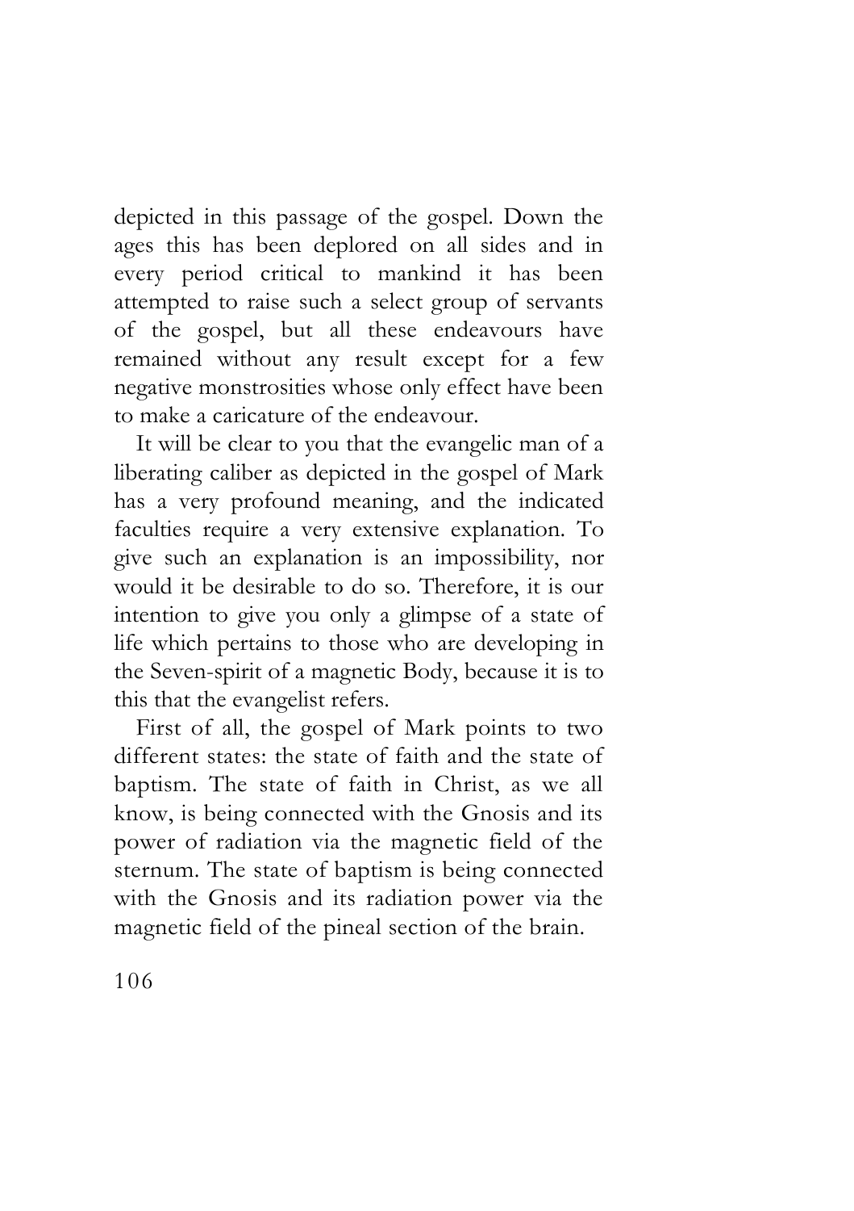depicted in this passage of the gospel. Down the ages this has been deplored on all sides and in every period critical to mankind it has been attempted to raise such a select group of servants of the gospel, but all these endeavours have remained without any result except for a few negative monstrosities whose only effect have been to make a caricature of the endeavour.

It will be clear to you that the evangelic man of a liberating caliber as depicted in the gospel of Mark has a very profound meaning, and the indicated faculties require a very extensive explanation. To give such an explanation is an impossibility, nor would it be desirable to do so. Therefore, it is our intention to give you only a glimpse of a state of life which pertains to those who are developing in the Seven-spirit of a magnetic Body, because it is to this that the evangelist refers.

First of all, the gospel of Mark points to two different states: the state of faith and the state of baptism. The state of faith in Christ, as we all know, is being connected with the Gnosis and its power of radiation via the magnetic field of the sternum. The state of baptism is being connected with the Gnosis and its radiation power via the magnetic field of the pineal section of the brain.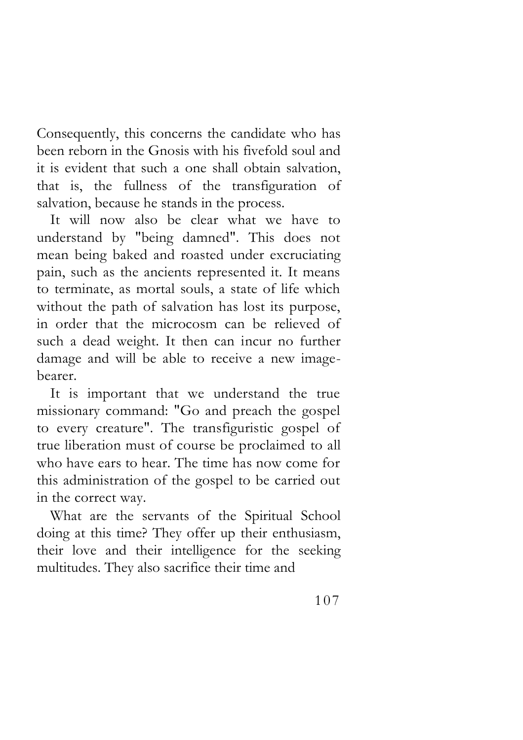Consequently, this concerns the candidate who has been reborn in the Gnosis with his fivefold soul and it is evident that such a one shall obtain salvation, that is, the fullness of the transfiguration of salvation, because he stands in the process.

It will now also be clear what we have to understand by "being damned". This does not mean being baked and roasted under excruciating pain, such as the ancients represented it. It means to terminate, as mortal souls, a state of life which without the path of salvation has lost its purpose, in order that the microcosm can be relieved of such a dead weight. It then can incur no further damage and will be able to receive a new image-bearer.

It is important that we understand the true missionary command: "Go and preach the gospel to every creature". The transfiguristic gospel of true liberation must of course be proclaimed to all who have ears to hear. The time has now come for this administration of the gospel to be carried out in the correct way.

What are the servants of the Spiritual School doing at this time? They offer up their enthusiasm, their love and their intelligence for the seeking multitudes. They also sacrifice their time and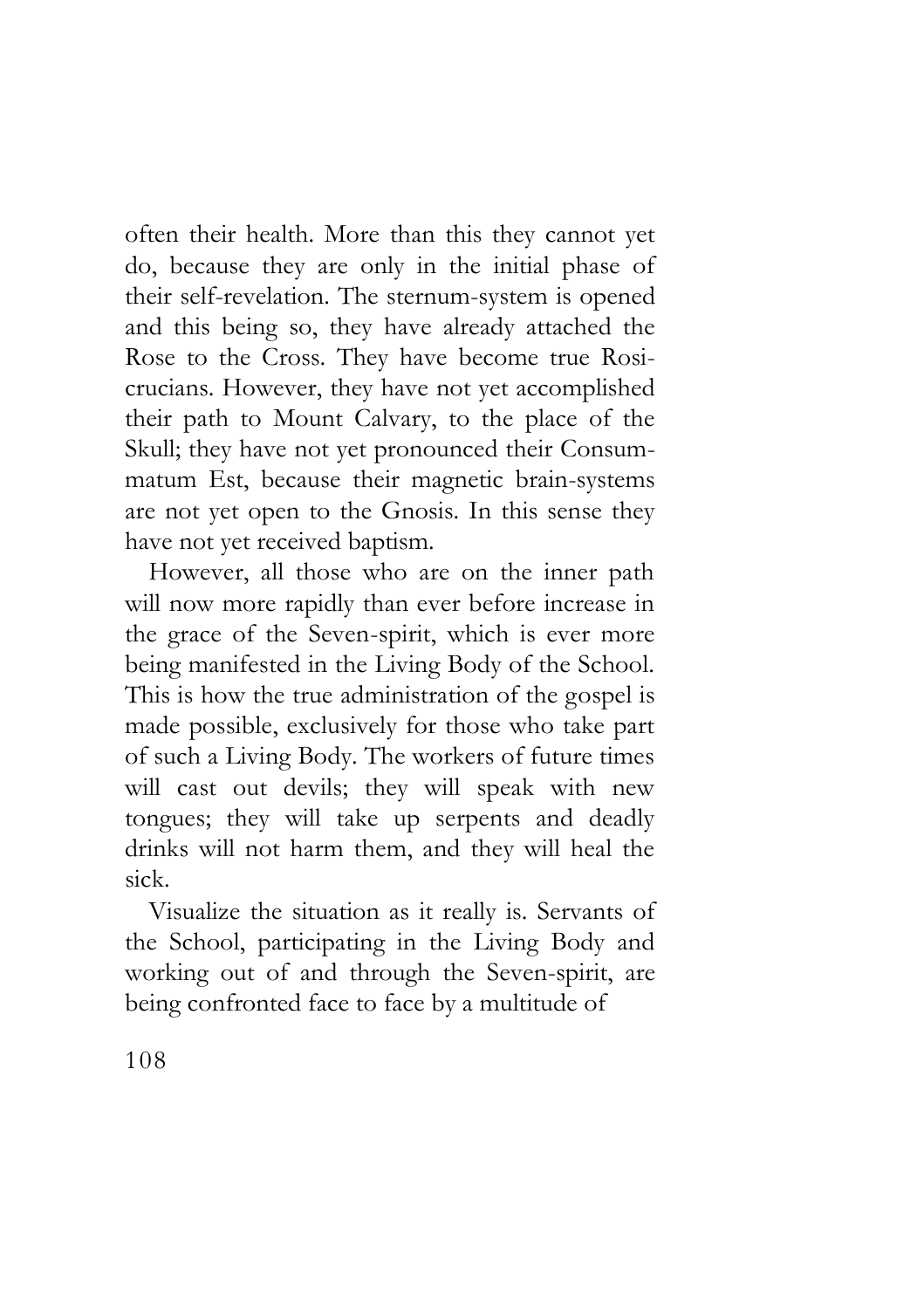often their health. More than this they cannot yet do, because they are only in the initial phase of their self-revelation. The sternum-system is opened and this being so, they have already attached the Rose to the Cross. They have become true Rosicrucians. However, they have not yet accomplished their path to Mount Calvary, to the place of the Skull; they have not yet pronounced their Consummatum Est, because their magnetic brain-systems are not yet open to the Gnosis. In this sense they have not yet received baptism.

However, all those who are on the inner path will now more rapidly than ever before increase in the grace of the Seven-spirit, which is ever more being manifested in the Living Body of the School. This is how the true administration of the gospel is made possible, exclusively for those who take part of such a Living Body. The workers of future times will cast out devils; they will speak with new tongues; they will take up serpents and deadly drinks will not harm them, and they will heal the sick.

Visualize the situation as it really is. Servants of the School, participating in the Living Body and working out of and through the Seven-spirit, are being confronted face to face by a multitude of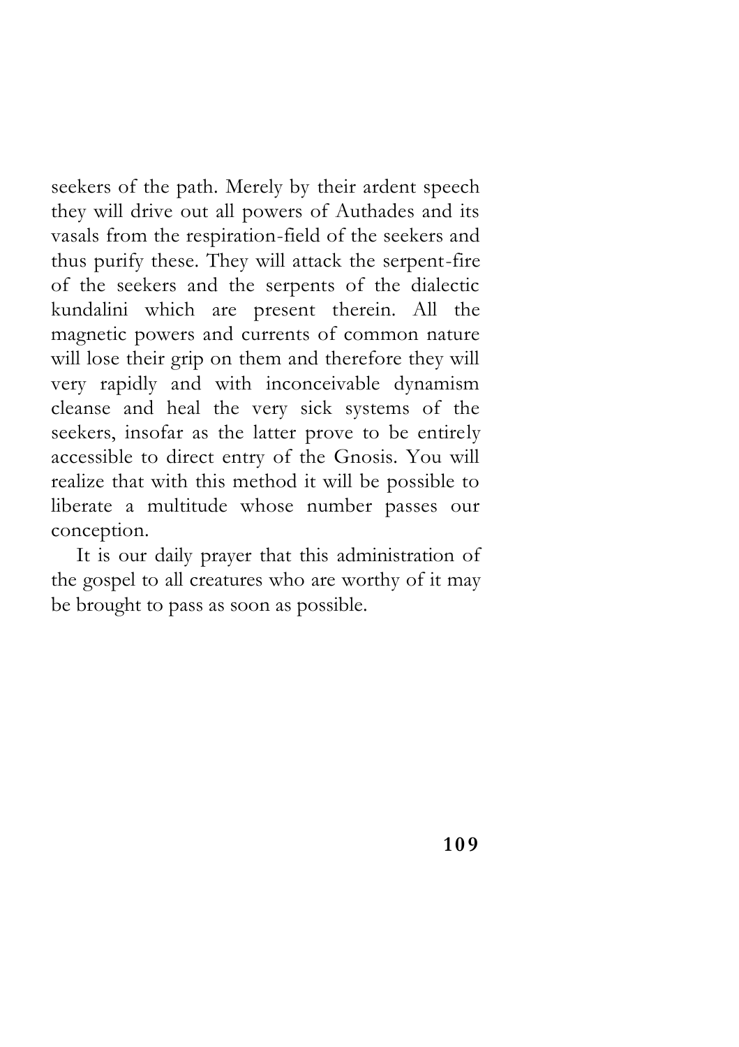seekers of the path. Merely by their ardent speech they will drive out all powers of Authades and its vasals from the respiration-field of the seekers and thus purify these. They will attack the serpent-fire of the seekers and the serpents of the dialectic kundalini which are present therein. All the magnetic powers and currents of common nature will lose their grip on them and therefore they will very rapidly and with inconceivable dynamism cleanse and heal the very sick systems of the seekers, insofar as the latter prove to be entirely accessible to direct entry of the Gnosis. You will realize that with this method it will be possible to liberate a multitude whose number passes our conception.

It is our daily prayer that this administration of the gospel to all creatures who are worthy of it may be brought to pass as soon as possible.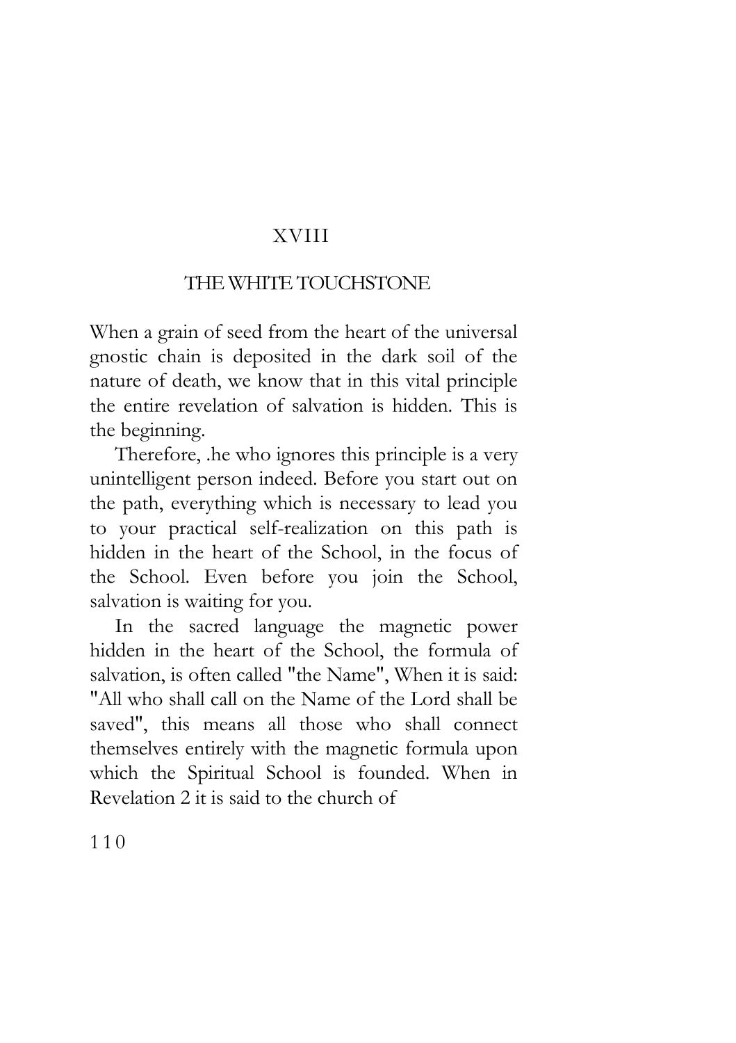# XVIII

## THE WHITE TOUCHSTONE

When a grain of seed from the heart of the universal gnostic chain is deposited in the dark soil of the nature of death, we know that in this vital principle the entire revelation of salvation is hidden. This is the beginning.

Therefore, .he who ignores this principle is a very unintelligent person indeed. Before you start out on the path, everything which is necessary to lead you to your practical self-realization on this path is hidden in the heart of the School, in the focus of the School. Even before you join the School, salvation is waiting for you.

In the sacred language the magnetic power hidden in the heart of the School, the formula of salvation, is often called "the Name", When it is said: "All who shall call on the Name of the Lord shall be saved", this means all those who shall connect themselves entirely with the magnetic formula upon which the Spiritual School is founded. When in Revelation 2 it is said to the church of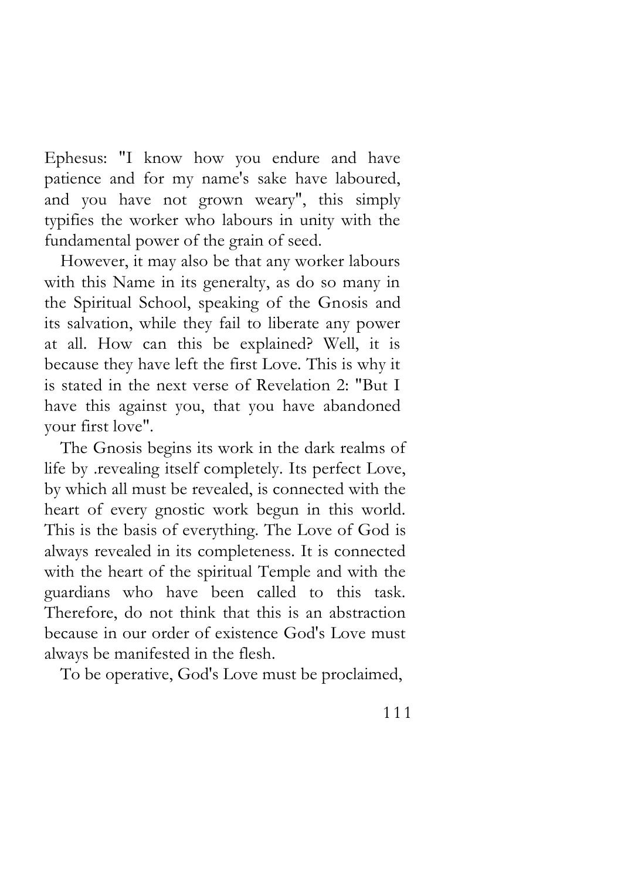Ephesus: "I know how you endure and have patience and for my name's sake have laboured, and you have not grown weary", this simply typifies the worker who labours in unity with the fundamental power of the grain of seed.

However, it may also be that any worker labours with this Name in its generalty, as do so many in the Spiritual School, speaking of the Gnosis and its salvation, while they fail to liberate any power at all. How can this be explained? Well, it is because they have left the first Love. This is why it is stated in the next verse of Revelation 2: "But I have this against you, that you have abandoned your first love".

The Gnosis begins its work in the dark realms of life by .revealing itself completely. Its perfect Love, by which all must be revealed, is connected with the heart of every gnostic work begun in this world. This is the basis of everything. The Love of God is always revealed in its completeness. It is connected with the heart of the spiritual Temple and with the guardians who have been called to this task. Therefore, do not think that this is an abstraction because in our order of existence God's Love must always be manifested in the flesh.

To be operative, God's Love must be proclaimed,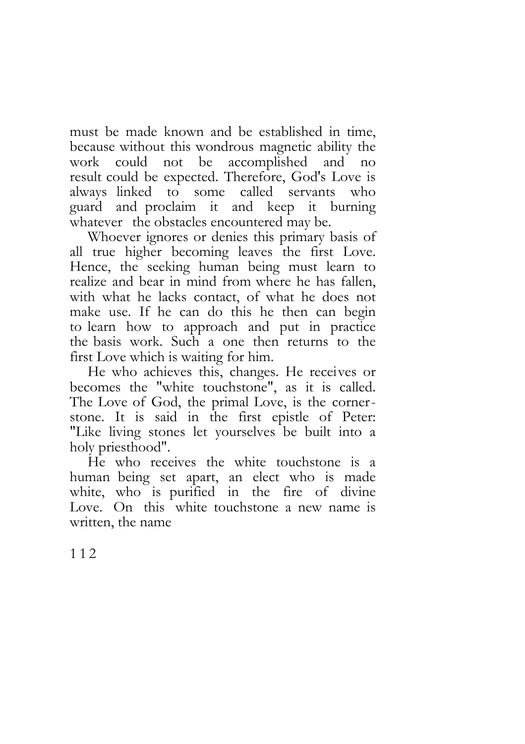must be made known and be established in time, because without this wondrous magnetic ability the work could not be accomplished and no result could be expected. Therefore, God's Love is always linked to some called servants who guard and proclaim it and keep it burning whatever the obstacles encountered may be.

Whoever ignores or denies this primary basis of all true higher becoming leaves the first Love. Hence, the seeking human being must learn to realize and bear in mind from where he has fallen, with what he lacks contact, of what he does not make use. If he can do this he then can begin to learn how to approach and put in practice the basis work. Such a one then returns to the first Love which is waiting for him.

He who achieves this, changes. He receives or becomes the "white touchstone", as it is called. The Love of God, the primal Love, is the cornerstone. It is said in the first epistle of Peter: "Like living stones let yourselves be built into a holy priesthood".

He who receives the white touchstone is a human being set apart, an elect who is made white, who is purified in the fire of divine Love. On this white touchstone a new name is written, the name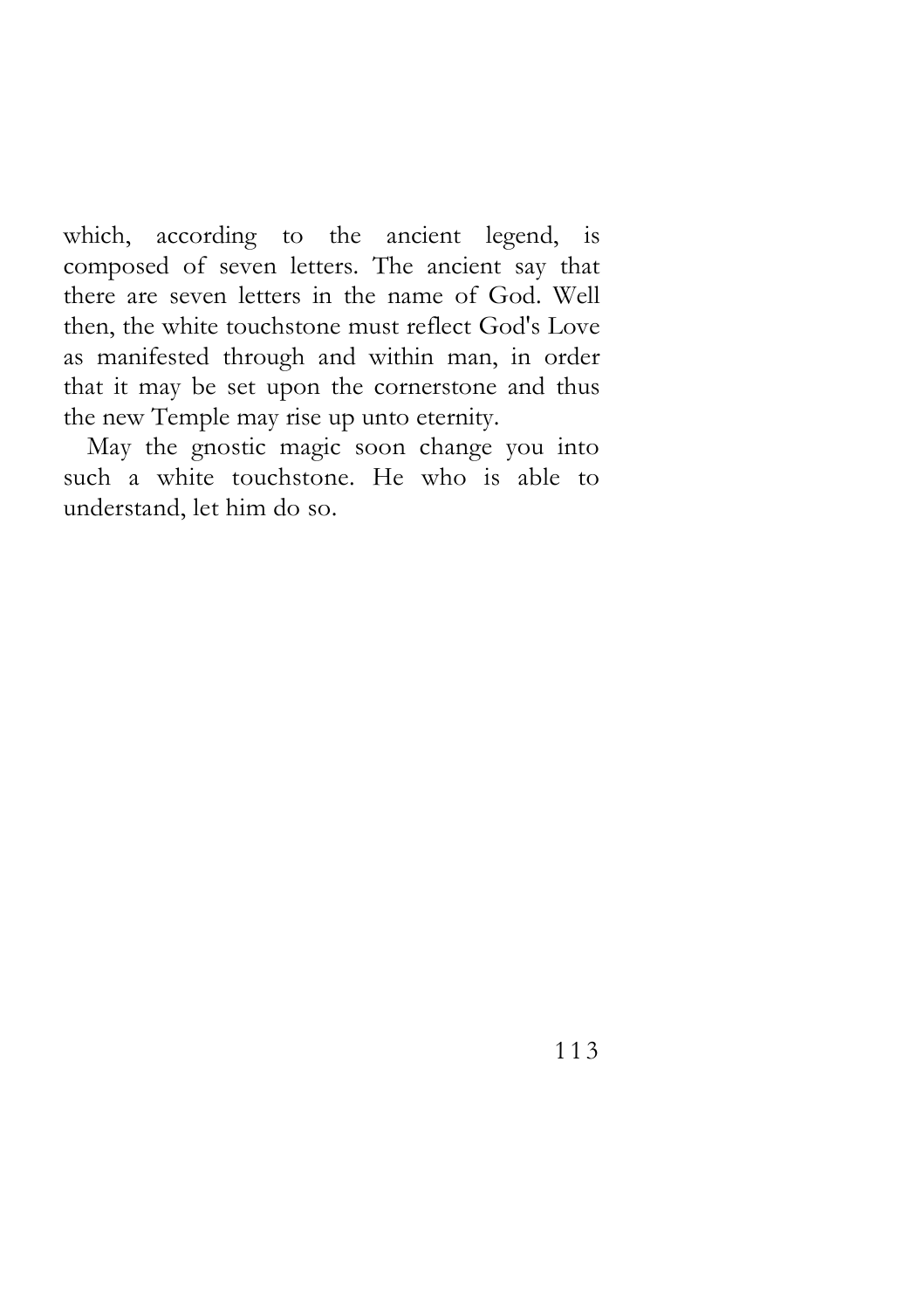which, according to the ancient legend, is composed of seven letters. The ancient say that there are seven letters in the name of God. Well then, the white touchstone must reflect God's Love as manifested through and within man, in order that it may be set upon the cornerstone and thus the new Temple may rise up unto eternity.

May the gnostic magic soon change you into such a white touchstone. He who is able to understand, let him do so.